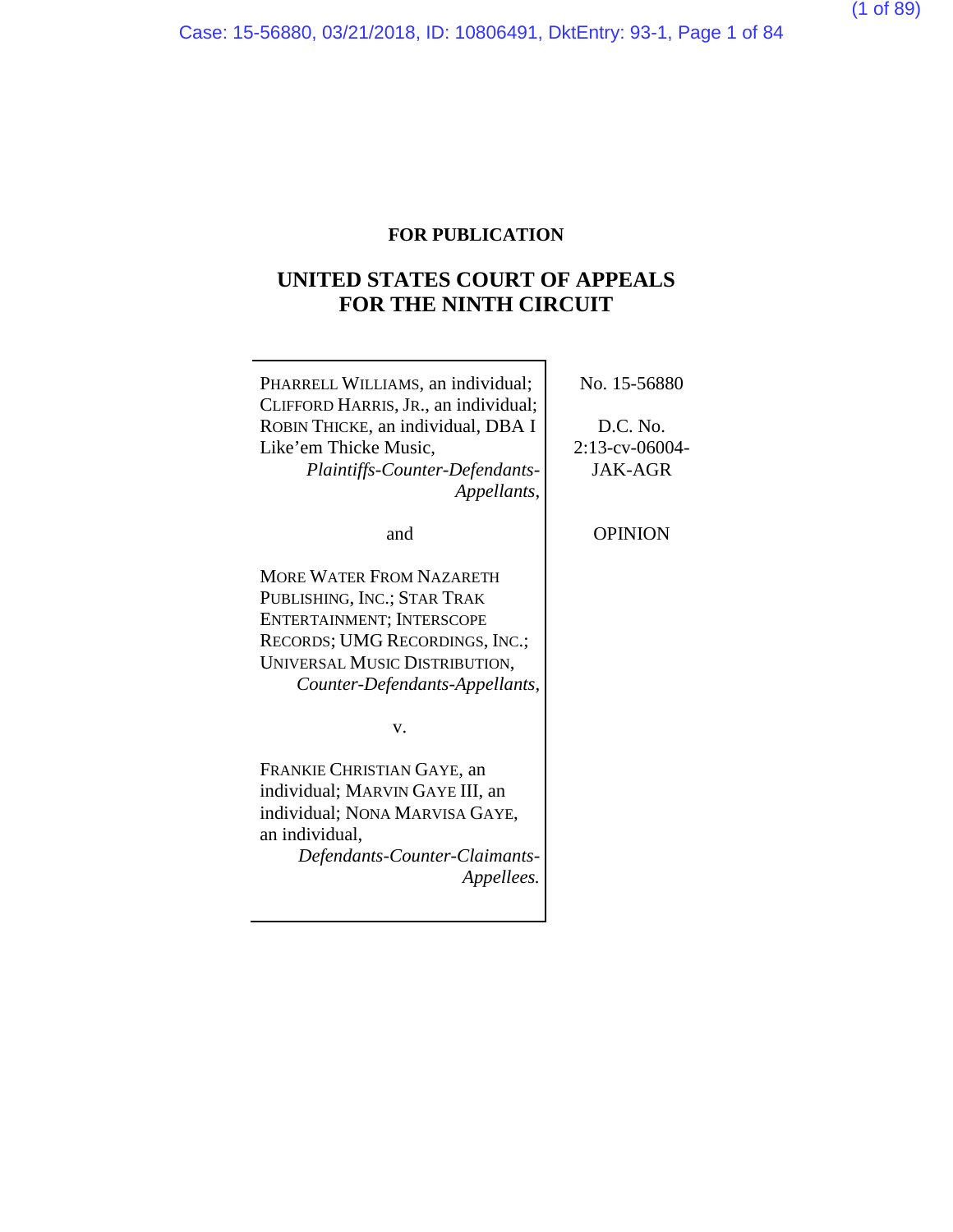**FOR PUBLICATION**

# UNITED STATES COURT OF APPEALS FOR THE NINTH CIRCUIT

PHARRELL WILLIAMS, an individual; CLIFFORD HARRIS, JR., an individual; ROBIN THICKE, an individual, DBA I Like'em Thicke Music,
*Plaintiffs-Counter-Defendants-Appellants*,

and

MORE WATER FROM NAZARETH PUBLISHING, INC.; STAR TRAK ENTERTAINMENT; INTERSCOPE RECORDS; UMG RECORDINGS, INC.; UNIVERSAL MUSIC DISTRIBUTION,
*Counter-Defendants-Appellants*,

v.

FRANKIE CHRISTIAN GAYE, an individual; MARVIN GAYE III, an individual; NONA MARVISA GAYE, an individual,
*Defendants-Counter-Claimants-Appellees.*

No. 15-56880

D.C. No. 2:13-cv-06004-JAK-AGR

OPINION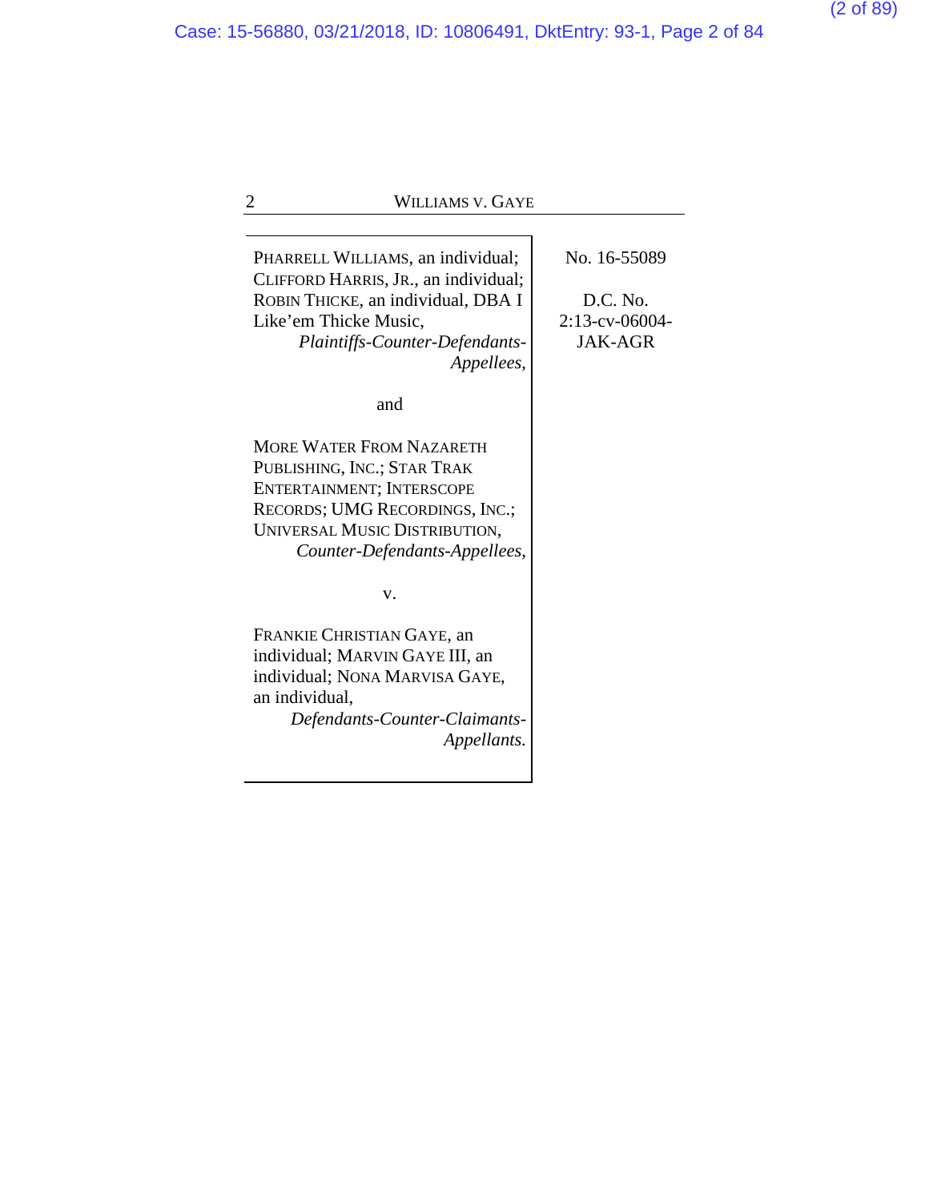| | |
|---|---|
| PHARRELL WILLIAMS, an individual; CLIFFORD HARRIS, JR., an individual; ROBIN THICKE, an individual, DBA I Like'em Thicke Music, *Plaintiffs-Counter-Defendants-Appellees*,<br><br>and<br><br>MORE WATER FROM NAZARETH PUBLISHING, INC.; STAR TRAK ENTERTAINMENT; INTERSCOPE RECORDS; UMG RECORDINGS, INC.; UNIVERSAL MUSIC DISTRIBUTION, *Counter-Defendants-Appellees*,<br><br>v.<br><br>FRANKIE CHRISTIAN GAYE, an individual; MARVIN GAYE III, an individual; NONA MARVISA GAYE, an individual, *Defendants-Counter-Claimants-Appellants*. | No. 16-55089<br><br>D.C. No. 2:13-cv-06004-JAK-AGR |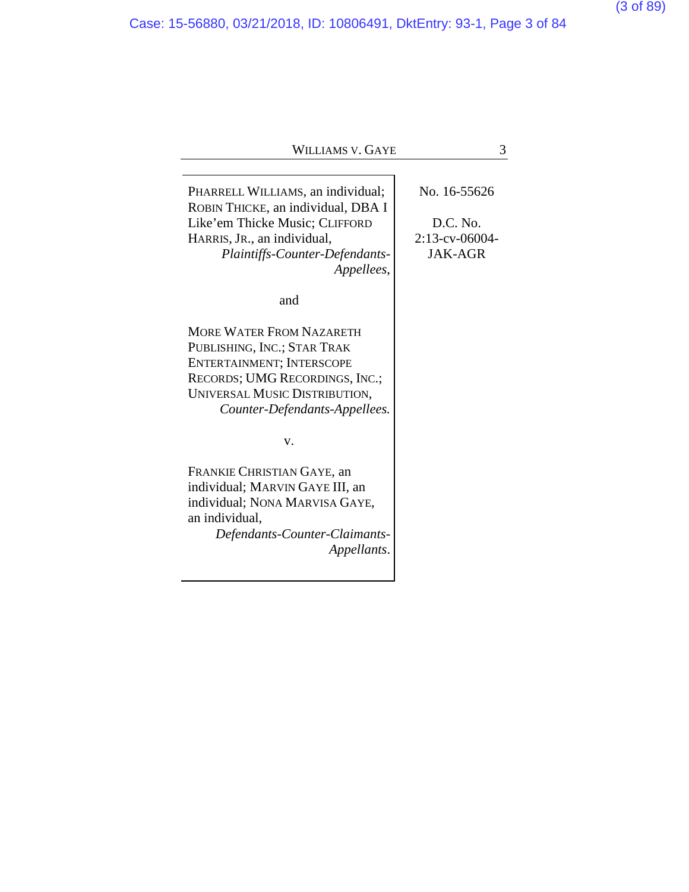PHARRELL WILLIAMS, an individual; ROBIN THICKE, an individual, DBA I Like'em Thicke Music; CLIFFORD HARRIS, JR., an individual,
*Plaintiffs-Counter-Defendants-Appellees*,

and

MORE WATER FROM NAZARETH PUBLISHING, INC.; STAR TRAK ENTERTAINMENT; INTERSCOPE RECORDS; UMG RECORDINGS, INC.; UNIVERSAL MUSIC DISTRIBUTION,
*Counter-Defendants-Appellees.*

v.

FRANKIE CHRISTIAN GAYE, an individual; MARVIN GAYE III, an individual; NONA MARVISA GAYE, an individual,
*Defendants-Counter-Claimants-Appellants*.

No. 16-55626

D.C. No.
2:13-cv-06004-JAK-AGR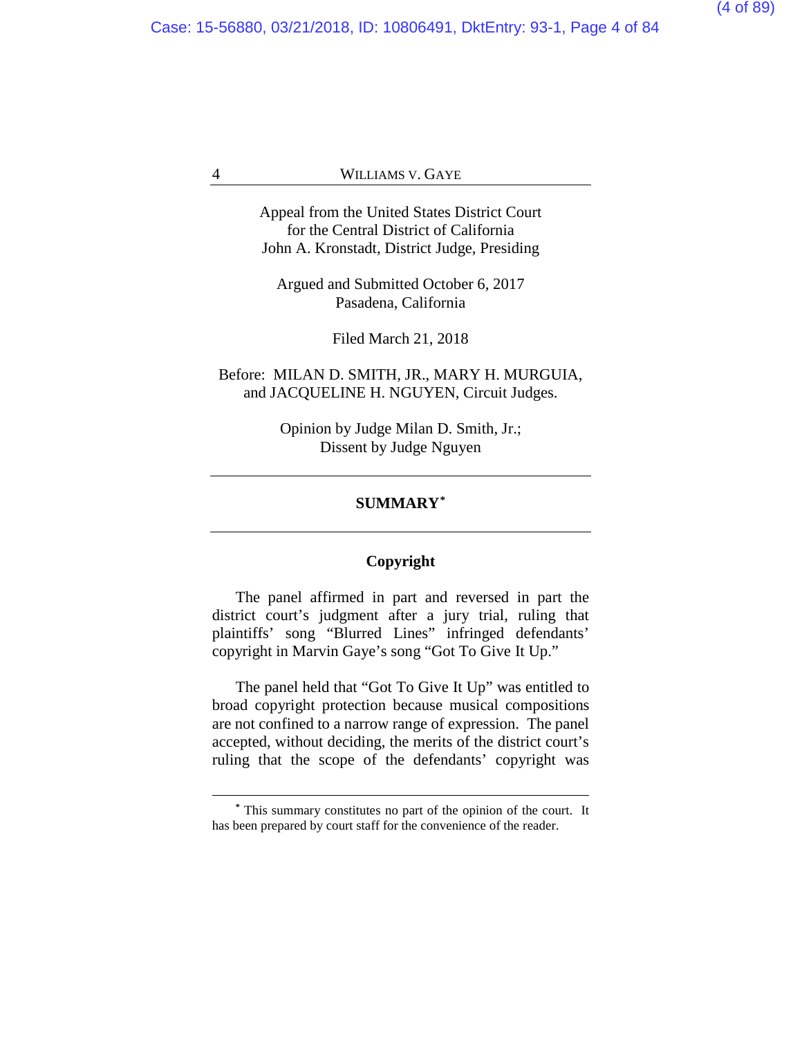Appeal from the United States District Court
for the Central District of California
John A. Kronstadt, District Judge, Presiding

Argued and Submitted October 6, 2017
Pasadena, California

Filed March 21, 2018

Before: MILAN D. SMITH, JR., MARY H. MURGUIA,
and JACQUELINE H. NGUYEN, Circuit Judges.

Opinion by Judge Milan D. Smith, Jr.;
Dissent by Judge Nguyen

---

## SUMMARY[*]

---

### Copyright

The panel affirmed in part and reversed in part the district court's judgment after a jury trial, ruling that plaintiffs' song "Blurred Lines" infringed defendants' copyright in Marvin Gaye's song "Got To Give It Up."

The panel held that "Got To Give It Up" was entitled to broad copyright protection because musical compositions are not confined to a narrow range of expression. The panel accepted, without deciding, the merits of the district court's ruling that the scope of the defendants' copyright was

---

[*] This summary constitutes no part of the opinion of the court. It has been prepared by court staff for the convenience of the reader.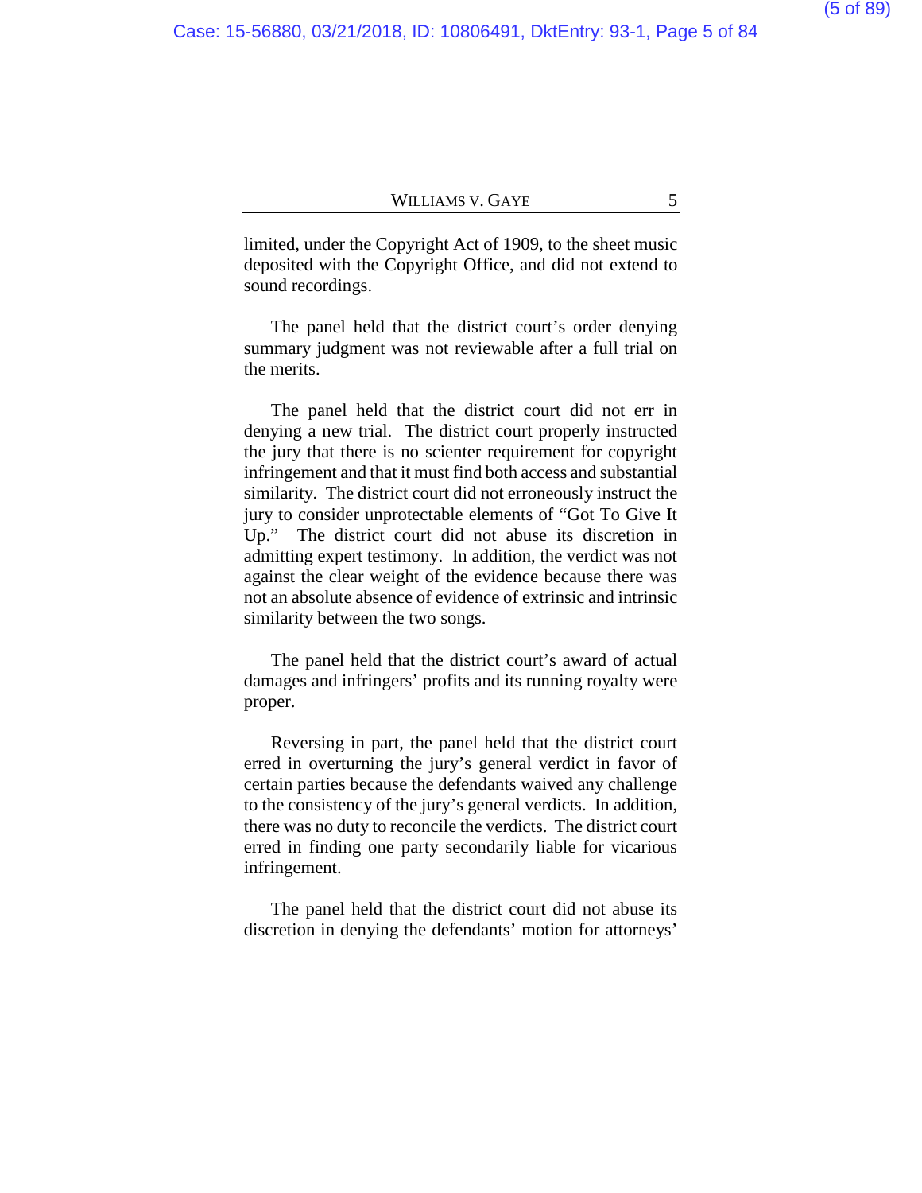limited, under the Copyright Act of 1909, to the sheet music deposited with the Copyright Office, and did not extend to sound recordings.

The panel held that the district court's order denying summary judgment was not reviewable after a full trial on the merits.

The panel held that the district court did not err in denying a new trial. The district court properly instructed the jury that there is no scienter requirement for copyright infringement and that it must find both access and substantial similarity. The district court did not erroneously instruct the jury to consider unprotectable elements of "Got To Give It Up." The district court did not abuse its discretion in admitting expert testimony. In addition, the verdict was not against the clear weight of the evidence because there was not an absolute absence of evidence of extrinsic and intrinsic similarity between the two songs.

The panel held that the district court's award of actual damages and infringers' profits and its running royalty were proper.

Reversing in part, the panel held that the district court erred in overturning the jury's general verdict in favor of certain parties because the defendants waived any challenge to the consistency of the jury's general verdicts. In addition, there was no duty to reconcile the verdicts. The district court erred in finding one party secondarily liable for vicarious infringement.

The panel held that the district court did not abuse its discretion in denying the defendants' motion for attorneys'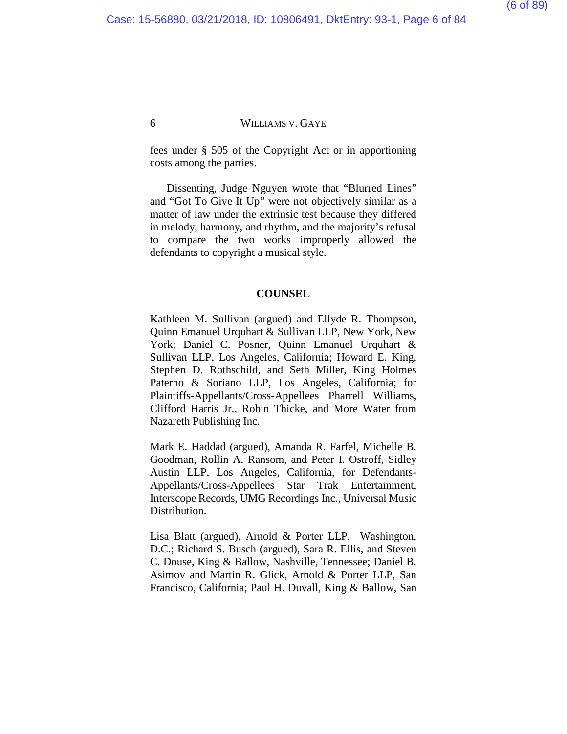fees under § 505 of the Copyright Act or in apportioning costs among the parties.

Dissenting, Judge Nguyen wrote that “Blurred Lines” and “Got To Give It Up” were not objectively similar as a matter of law under the extrinsic test because they differed in melody, harmony, and rhythm, and the majority’s refusal to compare the two works improperly allowed the defendants to copyright a musical style.

---

## COUNSEL

Kathleen M. Sullivan (argued) and Ellyde R. Thompson, Quinn Emanuel Urquhart & Sullivan LLP, New York, New York; Daniel C. Posner, Quinn Emanuel Urquhart & Sullivan LLP, Los Angeles, California; Howard E. King, Stephen D. Rothschild, and Seth Miller, King Holmes Paterno & Soriano LLP, Los Angeles, California; for Plaintiffs-Appellants/Cross-Appellees Pharrell Williams, Clifford Harris Jr., Robin Thicke, and More Water from Nazareth Publishing Inc.

Mark E. Haddad (argued), Amanda R. Farfel, Michelle B. Goodman, Rollin A. Ransom, and Peter I. Ostroff, Sidley Austin LLP, Los Angeles, California, for Defendants-Appellants/Cross-Appellees Star Trak Entertainment, Interscope Records, UMG Recordings Inc., Universal Music Distribution.

Lisa Blatt (argued), Arnold & Porter LLP, Washington, D.C.; Richard S. Busch (argued), Sara R. Ellis, and Steven C. Douse, King & Ballow, Nashville, Tennessee; Daniel B. Asimov and Martin R. Glick, Arnold & Porter LLP, San Francisco, California; Paul H. Duvall, King & Ballow, San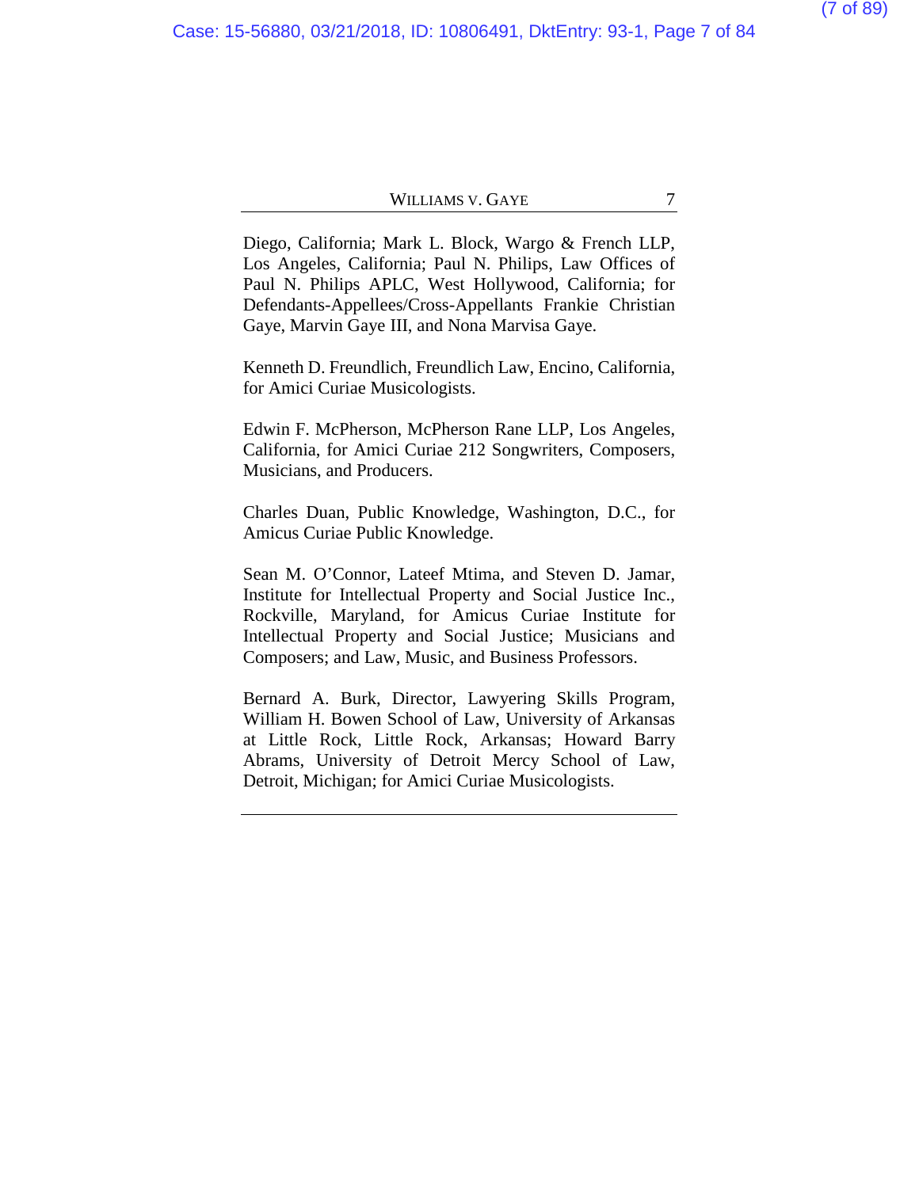Diego, California; Mark L. Block, Wargo & French LLP, Los Angeles, California; Paul N. Philips, Law Offices of Paul N. Philips APLC, West Hollywood, California; for Defendants-Appellees/Cross-Appellants Frankie Christian Gaye, Marvin Gaye III, and Nona Marvisa Gaye.

Kenneth D. Freundlich, Freundlich Law, Encino, California, for Amici Curiae Musicologists.

Edwin F. McPherson, McPherson Rane LLP, Los Angeles, California, for Amici Curiae 212 Songwriters, Composers, Musicians, and Producers.

Charles Duan, Public Knowledge, Washington, D.C., for Amicus Curiae Public Knowledge.

Sean M. O'Connor, Lateef Mtima, and Steven D. Jamar, Institute for Intellectual Property and Social Justice Inc., Rockville, Maryland, for Amicus Curiae Institute for Intellectual Property and Social Justice; Musicians and Composers; and Law, Music, and Business Professors.

Bernard A. Burk, Director, Lawyering Skills Program, William H. Bowen School of Law, University of Arkansas at Little Rock, Little Rock, Arkansas; Howard Barry Abrams, University of Detroit Mercy School of Law, Detroit, Michigan; for Amici Curiae Musicologists.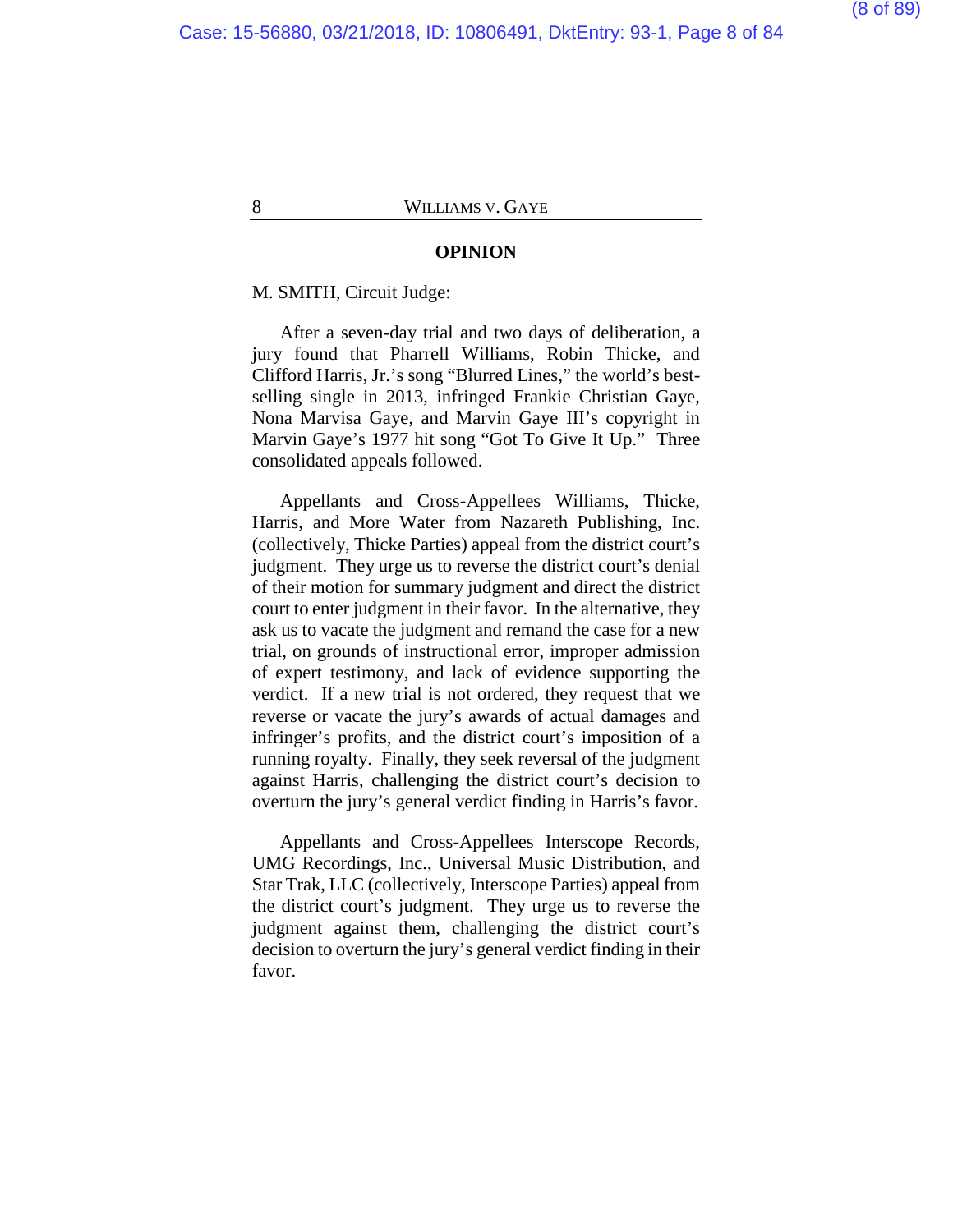## OPINION

M. SMITH, Circuit Judge:

After a seven-day trial and two days of deliberation, a jury found that Pharrell Williams, Robin Thicke, and Clifford Harris, Jr.'s song "Blurred Lines," the world's best-selling single in 2013, infringed Frankie Christian Gaye, Nona Marvisa Gaye, and Marvin Gaye III's copyright in Marvin Gaye's 1977 hit song "Got To Give It Up." Three consolidated appeals followed.

Appellants and Cross-Appellees Williams, Thicke, Harris, and More Water from Nazareth Publishing, Inc. (collectively, Thicke Parties) appeal from the district court's judgment. They urge us to reverse the district court's denial of their motion for summary judgment and direct the district court to enter judgment in their favor. In the alternative, they ask us to vacate the judgment and remand the case for a new trial, on grounds of instructional error, improper admission of expert testimony, and lack of evidence supporting the verdict. If a new trial is not ordered, they request that we reverse or vacate the jury's awards of actual damages and infringer's profits, and the district court's imposition of a running royalty. Finally, they seek reversal of the judgment against Harris, challenging the district court's decision to overturn the jury's general verdict finding in Harris's favor.

Appellants and Cross-Appellees Interscope Records, UMG Recordings, Inc., Universal Music Distribution, and Star Trak, LLC (collectively, Interscope Parties) appeal from the district court's judgment. They urge us to reverse the judgment against them, challenging the district court's decision to overturn the jury's general verdict finding in their favor.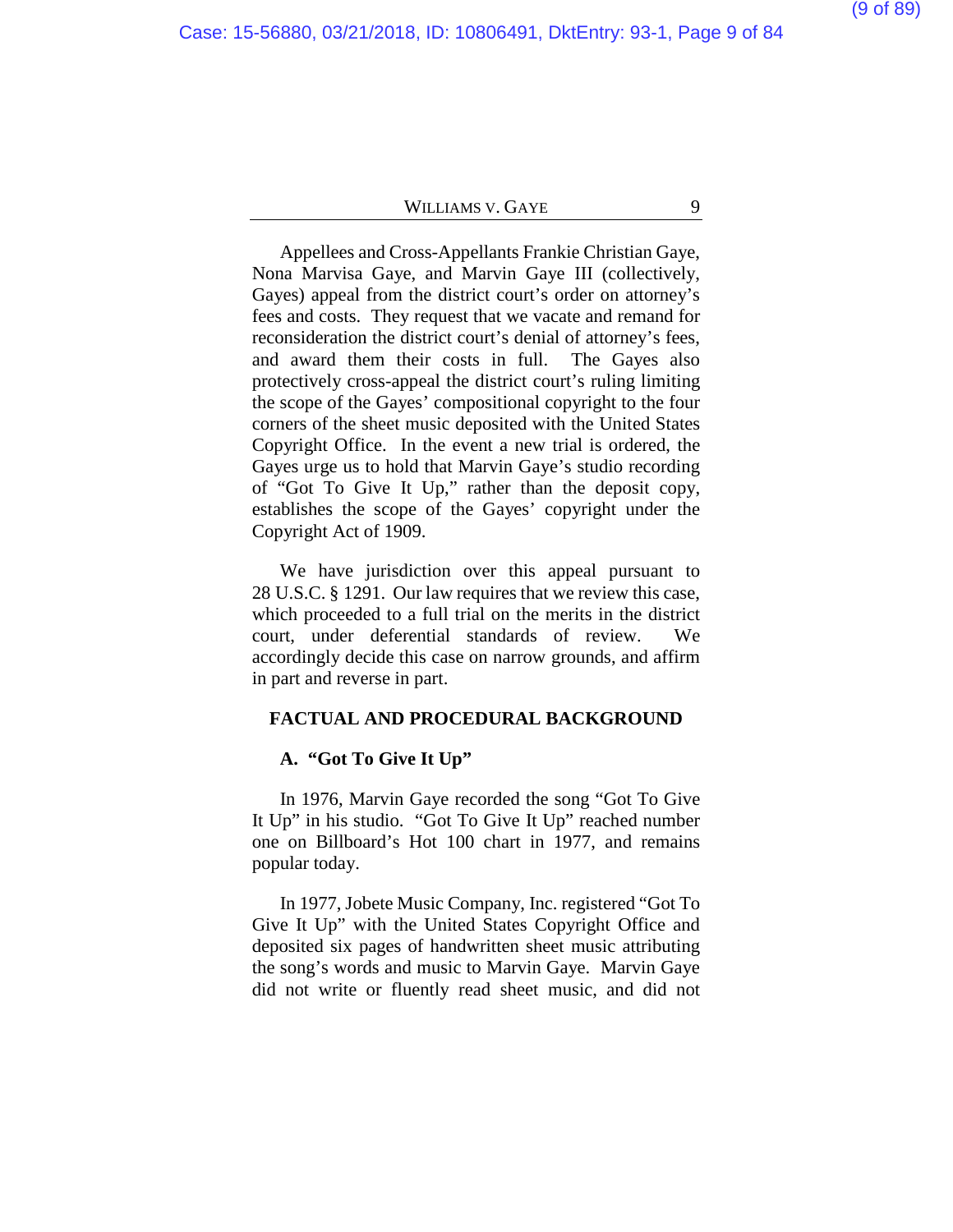Appellees and Cross-Appellants Frankie Christian Gaye, Nona Marvisa Gaye, and Marvin Gaye III (collectively, Gayes) appeal from the district court's order on attorney's fees and costs. They request that we vacate and remand for reconsideration the district court's denial of attorney's fees, and award them their costs in full. The Gayes also protectively cross-appeal the district court's ruling limiting the scope of the Gayes' compositional copyright to the four corners of the sheet music deposited with the United States Copyright Office. In the event a new trial is ordered, the Gayes urge us to hold that Marvin Gaye's studio recording of "Got To Give It Up," rather than the deposit copy, establishes the scope of the Gayes' copyright under the Copyright Act of 1909.

We have jurisdiction over this appeal pursuant to 28 U.S.C. § 1291. Our law requires that we review this case, which proceeded to a full trial on the merits in the district court, under deferential standards of review. We accordingly decide this case on narrow grounds, and affirm in part and reverse in part.

## FACTUAL AND PROCEDURAL BACKGROUND

### A. "Got To Give It Up"

In 1976, Marvin Gaye recorded the song "Got To Give It Up" in his studio. "Got To Give It Up" reached number one on Billboard's Hot 100 chart in 1977, and remains popular today.

In 1977, Jobete Music Company, Inc. registered "Got To Give It Up" with the United States Copyright Office and deposited six pages of handwritten sheet music attributing the song's words and music to Marvin Gaye. Marvin Gaye did not write or fluently read sheet music, and did not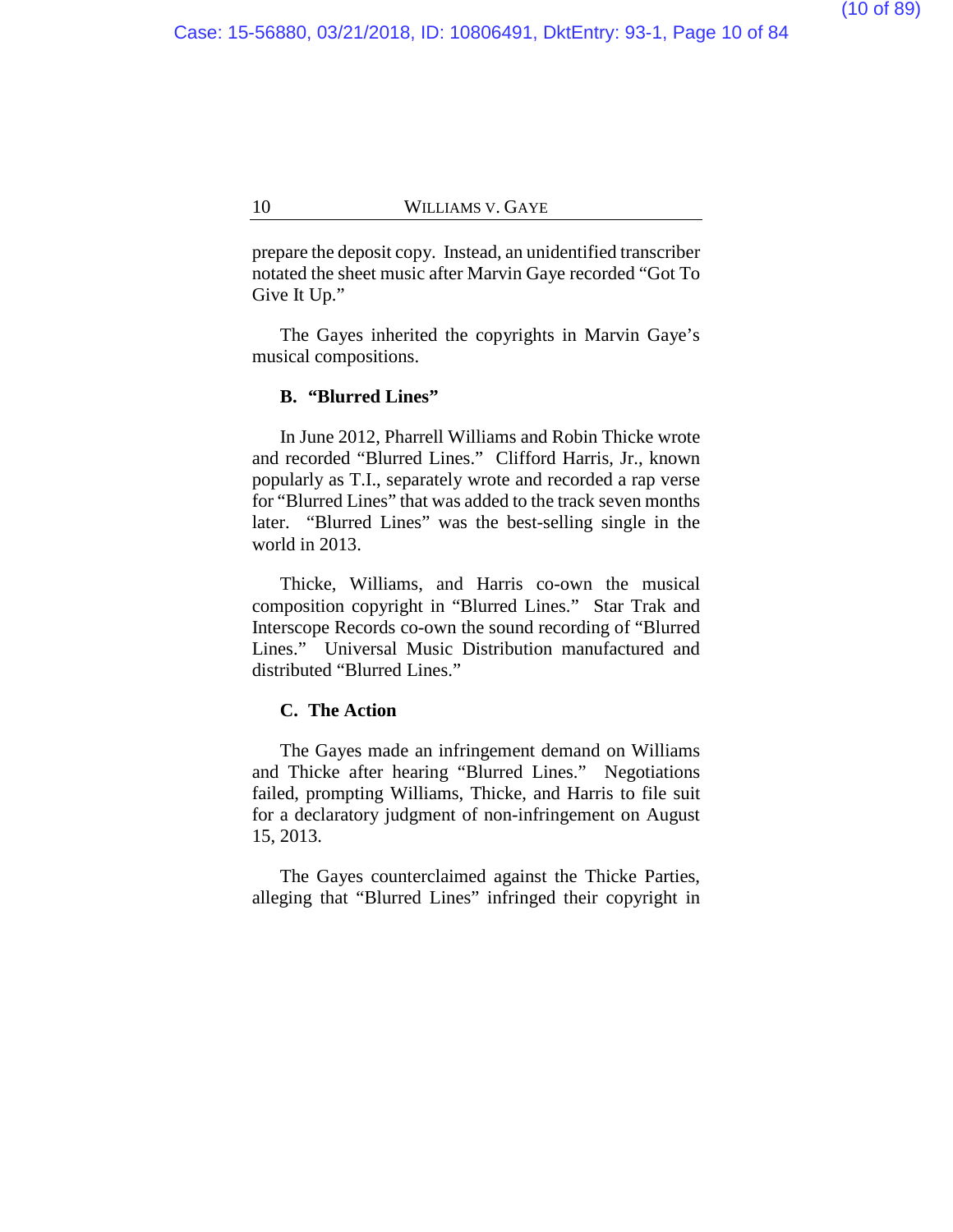prepare the deposit copy. Instead, an unidentified transcriber notated the sheet music after Marvin Gaye recorded "Got To Give It Up."

The Gayes inherited the copyrights in Marvin Gaye's musical compositions.

### B. "Blurred Lines"

In June 2012, Pharrell Williams and Robin Thicke wrote and recorded "Blurred Lines." Clifford Harris, Jr., known popularly as T.I., separately wrote and recorded a rap verse for "Blurred Lines" that was added to the track seven months later. "Blurred Lines" was the best-selling single in the world in 2013.

Thicke, Williams, and Harris co-own the musical composition copyright in "Blurred Lines." Star Trak and Interscope Records co-own the sound recording of "Blurred Lines." Universal Music Distribution manufactured and distributed "Blurred Lines."

### C. The Action

The Gayes made an infringement demand on Williams and Thicke after hearing "Blurred Lines." Negotiations failed, prompting Williams, Thicke, and Harris to file suit for a declaratory judgment of non-infringement on August 15, 2013.

The Gayes counterclaimed against the Thicke Parties, alleging that "Blurred Lines" infringed their copyright in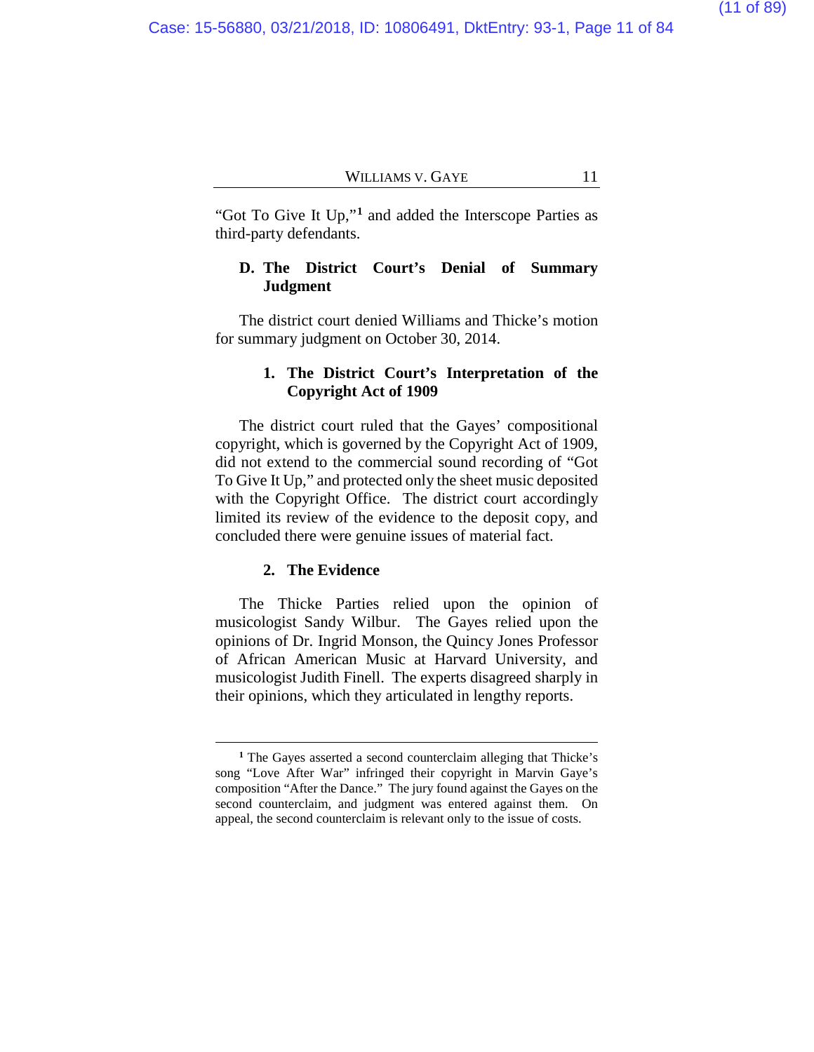"Got To Give It Up,"[1] and added the Interscope Parties as third-party defendants.

### D. The District Court's Denial of Summary Judgment

The district court denied Williams and Thicke's motion for summary judgment on October 30, 2014.

#### 1. The District Court's Interpretation of the Copyright Act of 1909

The district court ruled that the Gayes' compositional copyright, which is governed by the Copyright Act of 1909, did not extend to the commercial sound recording of "Got To Give It Up," and protected only the sheet music deposited with the Copyright Office. The district court accordingly limited its review of the evidence to the deposit copy, and concluded there were genuine issues of material fact.

#### 2. The Evidence

The Thicke Parties relied upon the opinion of musicologist Sandy Wilbur. The Gayes relied upon the opinions of Dr. Ingrid Monson, the Quincy Jones Professor of African American Music at Harvard University, and musicologist Judith Finell. The experts disagreed sharply in their opinions, which they articulated in lengthy reports.

---

[1] The Gayes asserted a second counterclaim alleging that Thicke's song "Love After War" infringed their copyright in Marvin Gaye's composition "After the Dance." The jury found against the Gayes on the second counterclaim, and judgment was entered against them. On appeal, the second counterclaim is relevant only to the issue of costs.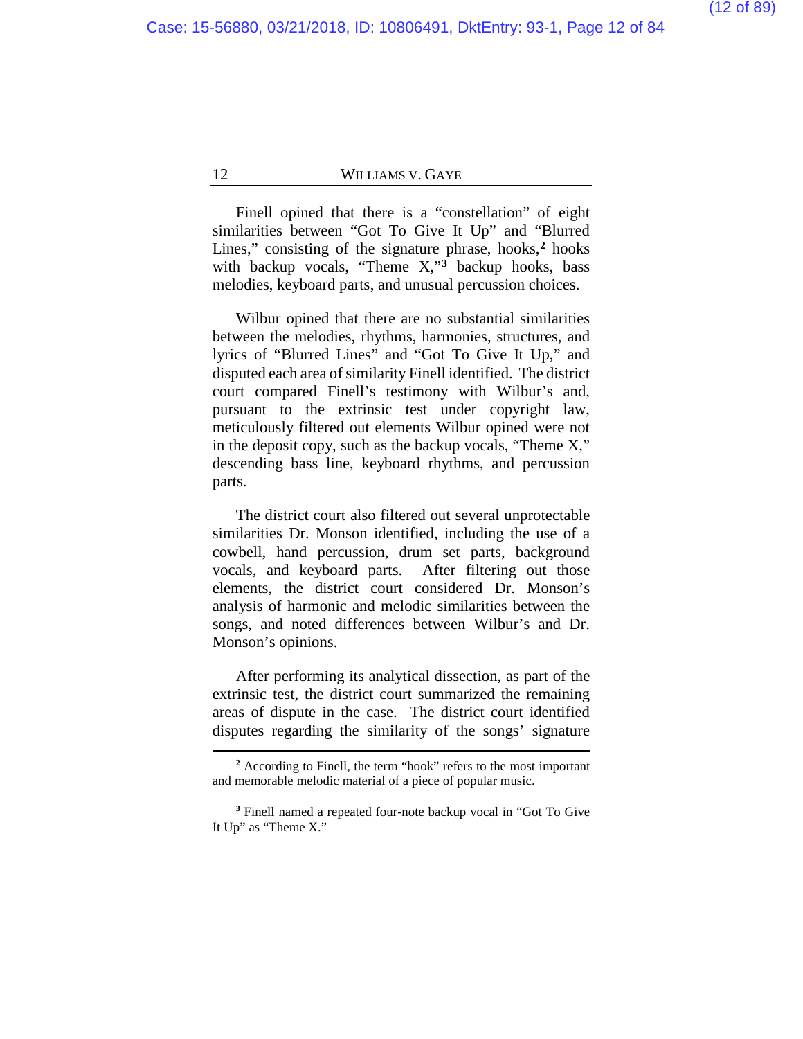Finell opined that there is a "constellation" of eight similarities between "Got To Give It Up" and "Blurred Lines," consisting of the signature phrase, hooks,[2] hooks with backup vocals, "Theme X,"[3] backup hooks, bass melodies, keyboard parts, and unusual percussion choices.

Wilbur opined that there are no substantial similarities between the melodies, rhythms, harmonies, structures, and lyrics of "Blurred Lines" and "Got To Give It Up," and disputed each area of similarity Finell identified. The district court compared Finell's testimony with Wilbur's and, pursuant to the extrinsic test under copyright law, meticulously filtered out elements Wilbur opined were not in the deposit copy, such as the backup vocals, "Theme X," descending bass line, keyboard rhythms, and percussion parts.

The district court also filtered out several unprotectable similarities Dr. Monson identified, including the use of a cowbell, hand percussion, drum set parts, background vocals, and keyboard parts. After filtering out those elements, the district court considered Dr. Monson's analysis of harmonic and melodic similarities between the songs, and noted differences between Wilbur's and Dr. Monson's opinions.

After performing its analytical dissection, as part of the extrinsic test, the district court summarized the remaining areas of dispute in the case. The district court identified disputes regarding the similarity of the songs' signature

---

[2] According to Finell, the term "hook" refers to the most important and memorable melodic material of a piece of popular music.

[3] Finell named a repeated four-note backup vocal in "Got To Give It Up" as "Theme X."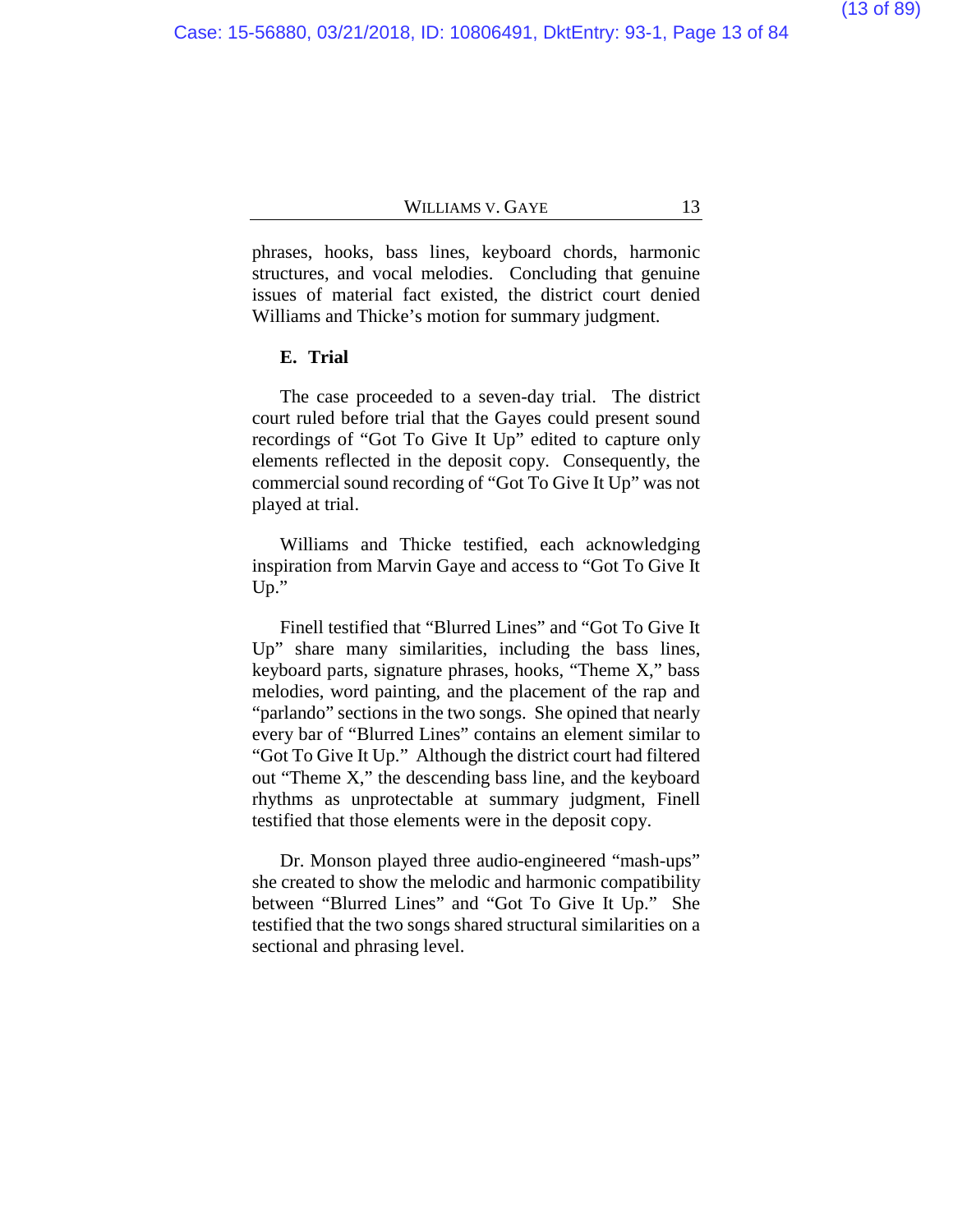phrases, hooks, bass lines, keyboard chords, harmonic structures, and vocal melodies. Concluding that genuine issues of material fact existed, the district court denied Williams and Thicke's motion for summary judgment.

**E. Trial**

The case proceeded to a seven-day trial. The district court ruled before trial that the Gayes could present sound recordings of "Got To Give It Up" edited to capture only elements reflected in the deposit copy. Consequently, the commercial sound recording of "Got To Give It Up" was not played at trial.

Williams and Thicke testified, each acknowledging inspiration from Marvin Gaye and access to "Got To Give It Up."

Finell testified that "Blurred Lines" and "Got To Give It Up" share many similarities, including the bass lines, keyboard parts, signature phrases, hooks, "Theme X," bass melodies, word painting, and the placement of the rap and "parlando" sections in the two songs. She opined that nearly every bar of "Blurred Lines" contains an element similar to "Got To Give It Up." Although the district court had filtered out "Theme X," the descending bass line, and the keyboard rhythms as unprotectable at summary judgment, Finell testified that those elements were in the deposit copy.

Dr. Monson played three audio-engineered "mash-ups" she created to show the melodic and harmonic compatibility between "Blurred Lines" and "Got To Give It Up." She testified that the two songs shared structural similarities on a sectional and phrasing level.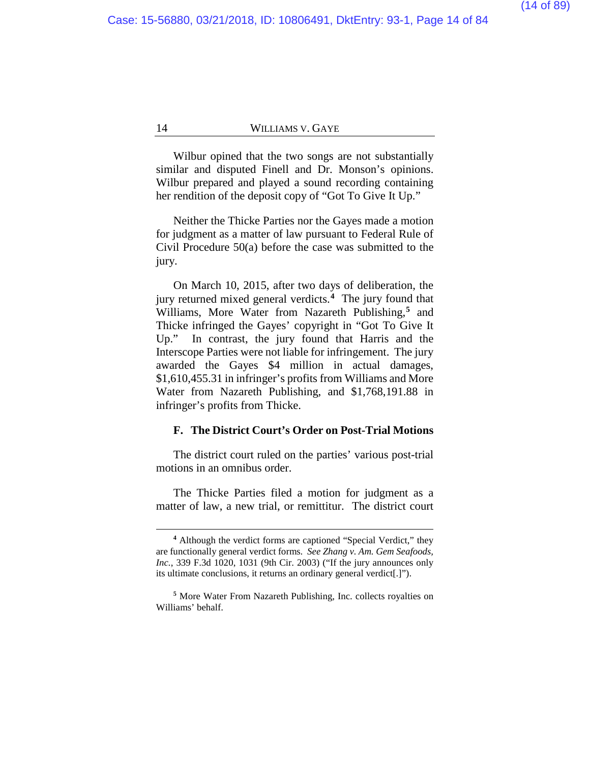Wilbur opined that the two songs are not substantially similar and disputed Finell and Dr. Monson's opinions. Wilbur prepared and played a sound recording containing her rendition of the deposit copy of "Got To Give It Up."

Neither the Thicke Parties nor the Gayes made a motion for judgment as a matter of law pursuant to Federal Rule of Civil Procedure 50(a) before the case was submitted to the jury.

On March 10, 2015, after two days of deliberation, the jury returned mixed general verdicts.[4] The jury found that Williams, More Water from Nazareth Publishing,[5] and Thicke infringed the Gayes' copyright in "Got To Give It Up." In contrast, the jury found that Harris and the Interscope Parties were not liable for infringement. The jury awarded the Gayes $4 million in actual damages, $1,610,455.31 in infringer's profits from Williams and More Water from Nazareth Publishing, and $1,768,191.88 in infringer's profits from Thicke.

### F. The District Court's Order on Post-Trial Motions

The district court ruled on the parties' various post-trial motions in an omnibus order.

The Thicke Parties filed a motion for judgment as a matter of law, a new trial, or remittitur. The district court

---

[4] Although the verdict forms are captioned "Special Verdict," they are functionally general verdict forms. *See Zhang v. Am. Gem Seafoods, Inc.*, 339 F.3d 1020, 1031 (9th Cir. 2003) ("If the jury announces only its ultimate conclusions, it returns an ordinary general verdict[.]").

[5] More Water From Nazareth Publishing, Inc. collects royalties on Williams' behalf.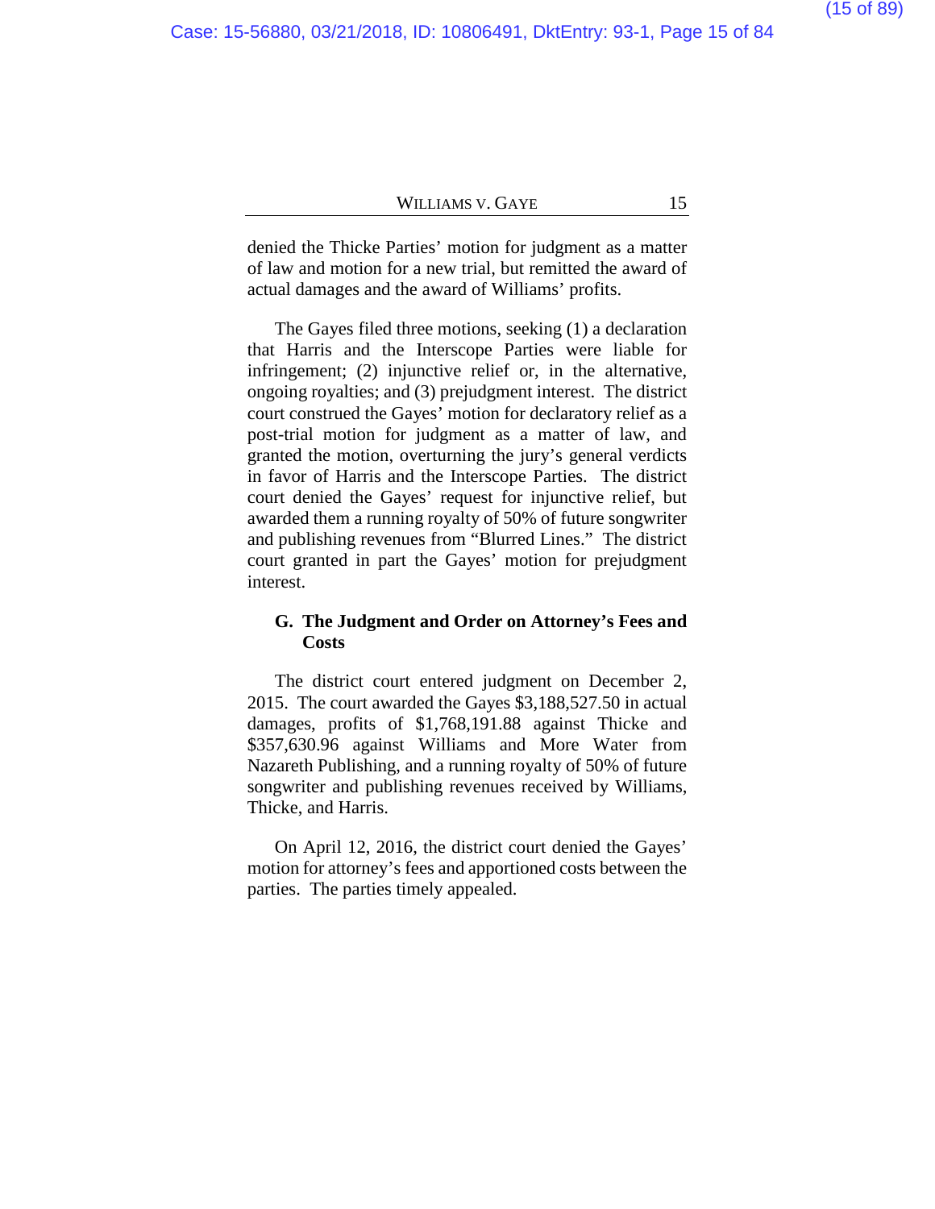denied the Thicke Parties' motion for judgment as a matter of law and motion for a new trial, but remitted the award of actual damages and the award of Williams' profits.

The Gayes filed three motions, seeking (1) a declaration that Harris and the Interscope Parties were liable for infringement; (2) injunctive relief or, in the alternative, ongoing royalties; and (3) prejudgment interest. The district court construed the Gayes' motion for declaratory relief as a post-trial motion for judgment as a matter of law, and granted the motion, overturning the jury's general verdicts in favor of Harris and the Interscope Parties. The district court denied the Gayes' request for injunctive relief, but awarded them a running royalty of 50% of future songwriter and publishing revenues from "Blurred Lines." The district court granted in part the Gayes' motion for prejudgment interest.

### G. The Judgment and Order on Attorney's Fees and Costs

The district court entered judgment on December 2, 2015. The court awarded the Gayes $3,188,527.50 in actual damages, profits of $1,768,191.88 against Thicke and $357,630.96 against Williams and More Water from Nazareth Publishing, and a running royalty of 50% of future songwriter and publishing revenues received by Williams, Thicke, and Harris.

On April 12, 2016, the district court denied the Gayes' motion for attorney's fees and apportioned costs between the parties. The parties timely appealed.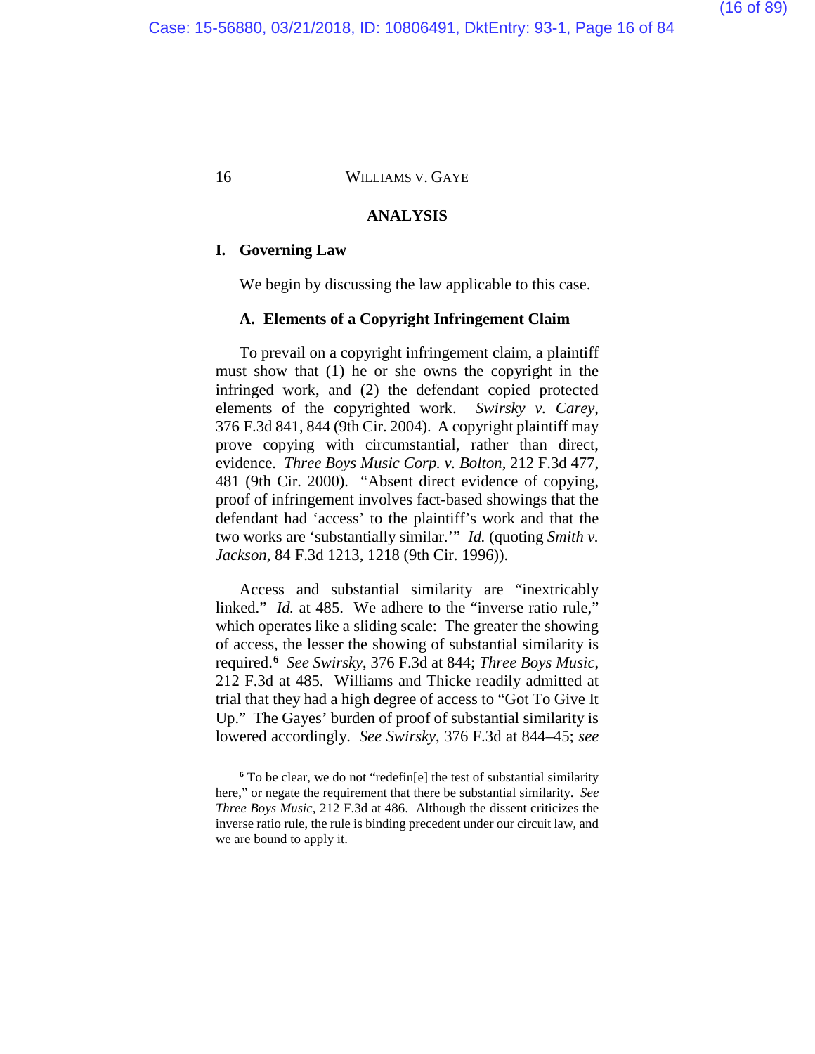## ANALYSIS

### I. Governing Law

We begin by discussing the law applicable to this case.

#### A. Elements of a Copyright Infringement Claim

To prevail on a copyright infringement claim, a plaintiff must show that (1) he or she owns the copyright in the infringed work, and (2) the defendant copied protected elements of the copyrighted work. *Swirsky v. Carey*, 376 F.3d 841, 844 (9th Cir. 2004). A copyright plaintiff may prove copying with circumstantial, rather than direct, evidence. *Three Boys Music Corp. v. Bolton*, 212 F.3d 477, 481 (9th Cir. 2000). "Absent direct evidence of copying, proof of infringement involves fact-based showings that the defendant had 'access' to the plaintiff's work and that the two works are 'substantially similar.'" *Id.* (quoting *Smith v. Jackson*, 84 F.3d 1213, 1218 (9th Cir. 1996)).

Access and substantial similarity are "inextricably linked." *Id.* at 485. We adhere to the "inverse ratio rule," which operates like a sliding scale: The greater the showing of access, the lesser the showing of substantial similarity is required.[6] *See Swirsky*, 376 F.3d at 844; *Three Boys Music*, 212 F.3d at 485. Williams and Thicke readily admitted at trial that they had a high degree of access to "Got To Give It Up." The Gayes' burden of proof of substantial similarity is lowered accordingly. *See Swirsky*, 376 F.3d at 844–45; *see*

[6] To be clear, we do not "redefin[e] the test of substantial similarity here," or negate the requirement that there be substantial similarity. *See Three Boys Music*, 212 F.3d at 486. Although the dissent criticizes the inverse ratio rule, the rule is binding precedent under our circuit law, and we are bound to apply it.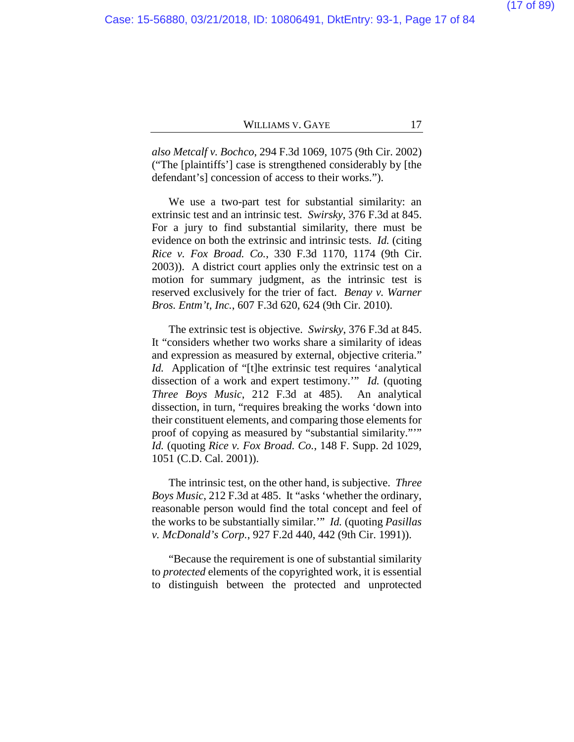*also Metcalf v. Bochco*, 294 F.3d 1069, 1075 (9th Cir. 2002) ("The [plaintiffs'] case is strengthened considerably by [the defendant's] concession of access to their works.").

We use a two-part test for substantial similarity: an extrinsic test and an intrinsic test. *Swirsky*, 376 F.3d at 845. For a jury to find substantial similarity, there must be evidence on both the extrinsic and intrinsic tests. *Id.* (citing *Rice v. Fox Broad. Co.*, 330 F.3d 1170, 1174 (9th Cir. 2003)). A district court applies only the extrinsic test on a motion for summary judgment, as the intrinsic test is reserved exclusively for the trier of fact. *Benay v. Warner Bros. Entm't, Inc.*, 607 F.3d 620, 624 (9th Cir. 2010).

The extrinsic test is objective. *Swirsky*, 376 F.3d at 845. It "considers whether two works share a similarity of ideas and expression as measured by external, objective criteria." *Id.* Application of "[t]he extrinsic test requires 'analytical dissection of a work and expert testimony.'" *Id.* (quoting *Three Boys Music*, 212 F.3d at 485). An analytical dissection, in turn, "requires breaking the works 'down into their constituent elements, and comparing those elements for proof of copying as measured by "substantial similarity."'" *Id.* (quoting *Rice v. Fox Broad. Co.*, 148 F. Supp. 2d 1029, 1051 (C.D. Cal. 2001)).

The intrinsic test, on the other hand, is subjective. *Three Boys Music*, 212 F.3d at 485. It "asks 'whether the ordinary, reasonable person would find the total concept and feel of the works to be substantially similar.'" *Id.* (quoting *Pasillas v. McDonald's Corp.*, 927 F.2d 440, 442 (9th Cir. 1991)).

"Because the requirement is one of substantial similarity to *protected* elements of the copyrighted work, it is essential to distinguish between the protected and unprotected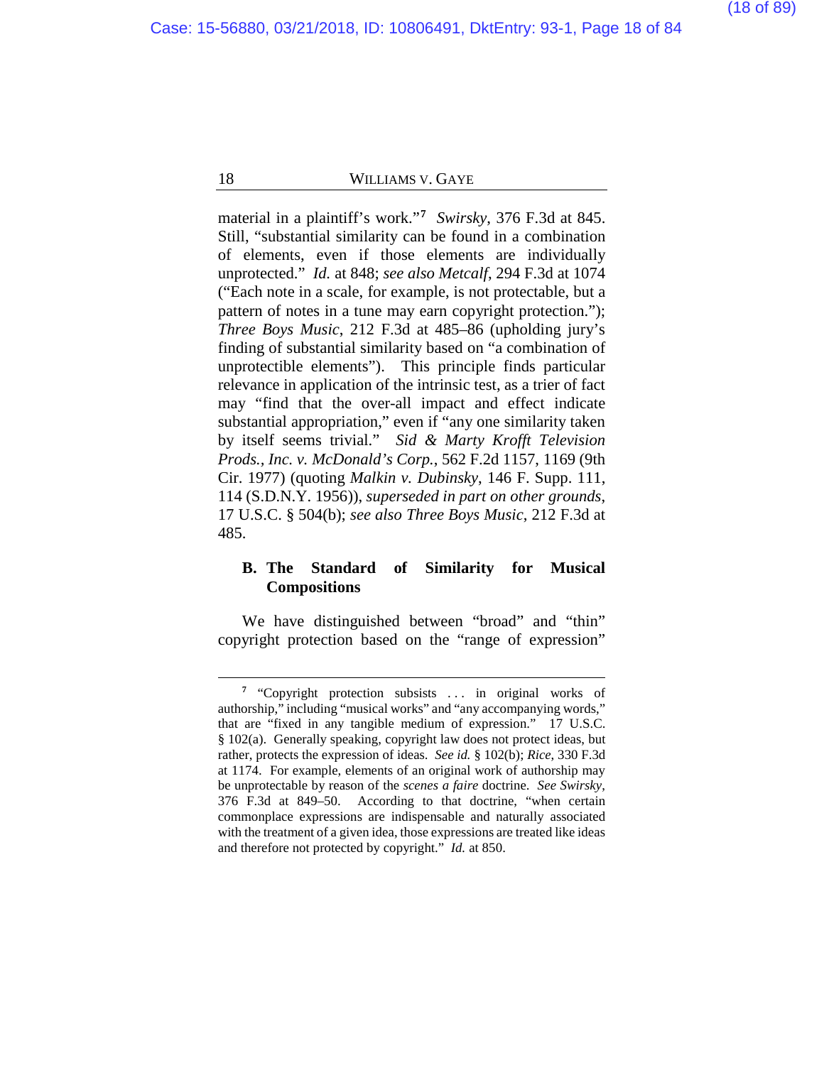material in a plaintiff's work."[7] *Swirsky*, 376 F.3d at 845. Still, "substantial similarity can be found in a combination of elements, even if those elements are individually unprotected." *Id.* at 848; *see also Metcalf*, 294 F.3d at 1074 ("Each note in a scale, for example, is not protectable, but a pattern of notes in a tune may earn copyright protection."); *Three Boys Music*, 212 F.3d at 485–86 (upholding jury's finding of substantial similarity based on "a combination of unprotectible elements"). This principle finds particular relevance in application of the intrinsic test, as a trier of fact may "find that the over-all impact and effect indicate substantial appropriation," even if "any one similarity taken by itself seems trivial." *Sid & Marty Krofft Television Prods., Inc. v. McDonald's Corp.*, 562 F.2d 1157, 1169 (9th Cir. 1977) (quoting *Malkin v. Dubinsky*, 146 F. Supp. 111, 114 (S.D.N.Y. 1956)), *superseded in part on other grounds*, 17 U.S.C. § 504(b); *see also Three Boys Music*, 212 F.3d at 485.

### B. The Standard of Similarity for Musical Compositions

We have distinguished between "broad" and "thin" copyright protection based on the "range of expression"

---

[7] "Copyright protection subsists . . . in original works of authorship," including "musical works" and "any accompanying words," that are "fixed in any tangible medium of expression." 17 U.S.C. § 102(a). Generally speaking, copyright law does not protect ideas, but rather, protects the expression of ideas. *See id.* § 102(b); *Rice*, 330 F.3d at 1174. For example, elements of an original work of authorship may be unprotectable by reason of the *scenes a faire* doctrine. *See Swirsky*, 376 F.3d at 849–50. According to that doctrine, "when certain commonplace expressions are indispensable and naturally associated with the treatment of a given idea, those expressions are treated like ideas and therefore not protected by copyright." *Id.* at 850.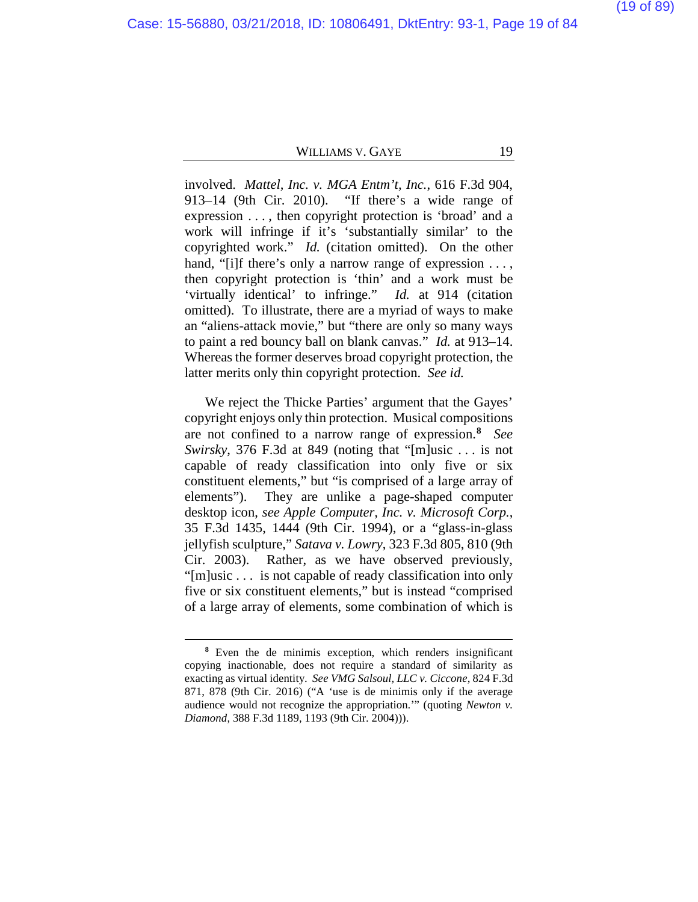involved. *Mattel, Inc. v. MGA Entm't, Inc.*, 616 F.3d 904, 913–14 (9th Cir. 2010). "If there's a wide range of expression . . . , then copyright protection is 'broad' and a work will infringe if it's 'substantially similar' to the copyrighted work." *Id.* (citation omitted). On the other hand, "[i]f there's only a narrow range of expression . . . , then copyright protection is 'thin' and a work must be 'virtually identical' to infringe." *Id.* at 914 (citation omitted). To illustrate, there are a myriad of ways to make an "aliens-attack movie," but "there are only so many ways to paint a red bouncy ball on blank canvas." *Id.* at 913–14. Whereas the former deserves broad copyright protection, the latter merits only thin copyright protection. *See id.*

We reject the Thicke Parties' argument that the Gayes' copyright enjoys only thin protection. Musical compositions are not confined to a narrow range of expression.[8] *See Swirsky*, 376 F.3d at 849 (noting that "[m]usic . . . is not capable of ready classification into only five or six constituent elements," but "is comprised of a large array of elements"). They are unlike a page-shaped computer desktop icon, *see Apple Computer, Inc. v. Microsoft Corp.*, 35 F.3d 1435, 1444 (9th Cir. 1994), or a "glass-in-glass jellyfish sculpture," *Satava v. Lowry*, 323 F.3d 805, 810 (9th Cir. 2003). Rather, as we have observed previously, "[m]usic . . . is not capable of ready classification into only five or six constituent elements," but is instead "comprised of a large array of elements, some combination of which is

---

[8] Even the de minimis exception, which renders insignificant copying inactionable, does not require a standard of similarity as exacting as virtual identity. *See VMG Salsoul, LLC v. Ciccone*, 824 F.3d 871, 878 (9th Cir. 2016) ("A 'use is de minimis only if the average audience would not recognize the appropriation.'" (quoting *Newton v. Diamond*, 388 F.3d 1189, 1193 (9th Cir. 2004))).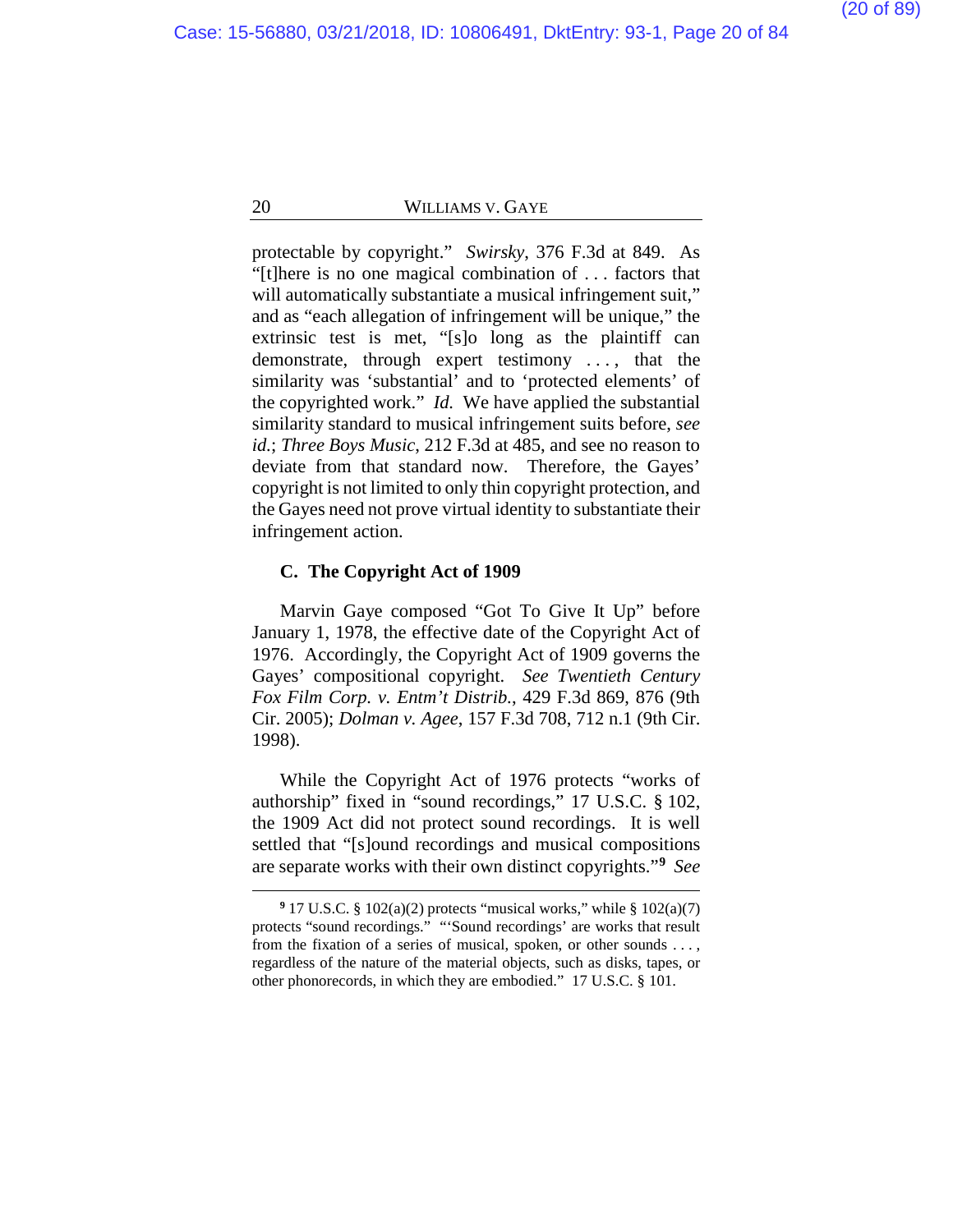protectable by copyright." *Swirsky*, 376 F.3d at 849. As "[t]here is no one magical combination of . . . factors that will automatically substantiate a musical infringement suit," and as "each allegation of infringement will be unique," the extrinsic test is met, "[s]o long as the plaintiff can demonstrate, through expert testimony . . . , that the similarity was 'substantial' and to 'protected elements' of the copyrighted work." *Id.* We have applied the substantial similarity standard to musical infringement suits before, *see id.*; *Three Boys Music*, 212 F.3d at 485, and see no reason to deviate from that standard now. Therefore, the Gayes' copyright is not limited to only thin copyright protection, and the Gayes need not prove virtual identity to substantiate their infringement action.

### C. The Copyright Act of 1909

Marvin Gaye composed "Got To Give It Up" before January 1, 1978, the effective date of the Copyright Act of 1976. Accordingly, the Copyright Act of 1909 governs the Gayes' compositional copyright. *See Twentieth Century Fox Film Corp. v. Entm't Distrib.*, 429 F.3d 869, 876 (9th Cir. 2005); *Dolman v. Agee*, 157 F.3d 708, 712 n.1 (9th Cir. 1998).

While the Copyright Act of 1976 protects "works of authorship" fixed in "sound recordings," 17 U.S.C. § 102, the 1909 Act did not protect sound recordings. It is well settled that "[s]ound recordings and musical compositions are separate works with their own distinct copyrights."[9] *See*

---

[9] 17 U.S.C. § 102(a)(2) protects "musical works," while § 102(a)(7) protects "sound recordings." "'Sound recordings' are works that result from the fixation of a series of musical, spoken, or other sounds . . . , regardless of the nature of the material objects, such as disks, tapes, or other phonorecords, in which they are embodied." 17 U.S.C. § 101.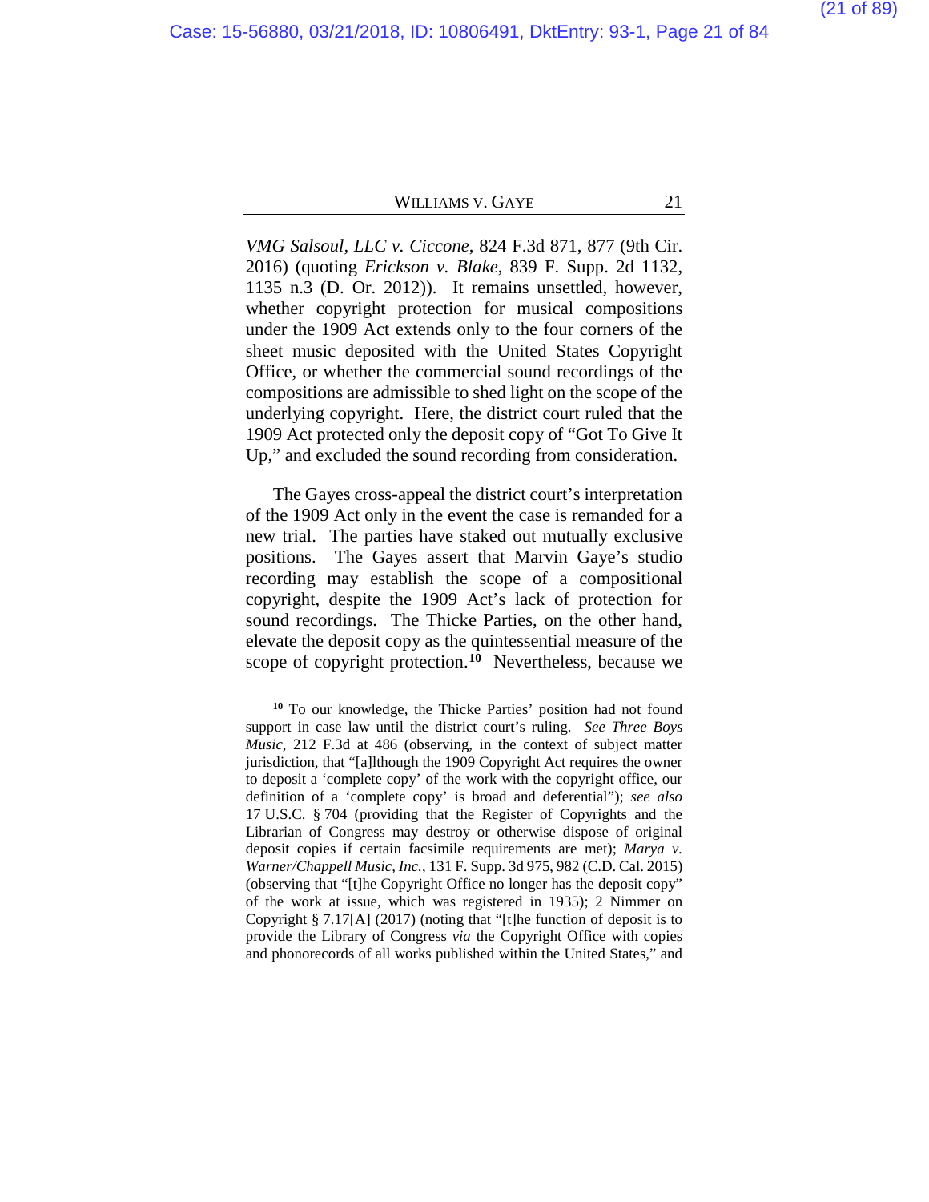*VMG Salsoul, LLC v. Ciccone*, 824 F.3d 871, 877 (9th Cir. 2016) (quoting *Erickson v. Blake*, 839 F. Supp. 2d 1132, 1135 n.3 (D. Or. 2012)). It remains unsettled, however, whether copyright protection for musical compositions under the 1909 Act extends only to the four corners of the sheet music deposited with the United States Copyright Office, or whether the commercial sound recordings of the compositions are admissible to shed light on the scope of the underlying copyright. Here, the district court ruled that the 1909 Act protected only the deposit copy of "Got To Give It Up," and excluded the sound recording from consideration.

The Gayes cross-appeal the district court's interpretation of the 1909 Act only in the event the case is remanded for a new trial. The parties have staked out mutually exclusive positions. The Gayes assert that Marvin Gaye's studio recording may establish the scope of a compositional copyright, despite the 1909 Act's lack of protection for sound recordings. The Thicke Parties, on the other hand, elevate the deposit copy as the quintessential measure of the scope of copyright protection.[10] Nevertheless, because we

---

[10] To our knowledge, the Thicke Parties' position had not found support in case law until the district court's ruling. *See Three Boys Music*, 212 F.3d at 486 (observing, in the context of subject matter jurisdiction, that "[a]lthough the 1909 Copyright Act requires the owner to deposit a 'complete copy' of the work with the copyright office, our definition of a 'complete copy' is broad and deferential"); *see also* 17 U.S.C. § 704 (providing that the Register of Copyrights and the Librarian of Congress may destroy or otherwise dispose of original deposit copies if certain facsimile requirements are met); *Marya v. Warner/Chappell Music, Inc.*, 131 F. Supp. 3d 975, 982 (C.D. Cal. 2015) (observing that "[t]he Copyright Office no longer has the deposit copy" of the work at issue, which was registered in 1935); 2 Nimmer on Copyright § 7.17[A] (2017) (noting that "[t]he function of deposit is to provide the Library of Congress *via* the Copyright Office with copies and phonorecords of all works published within the United States," and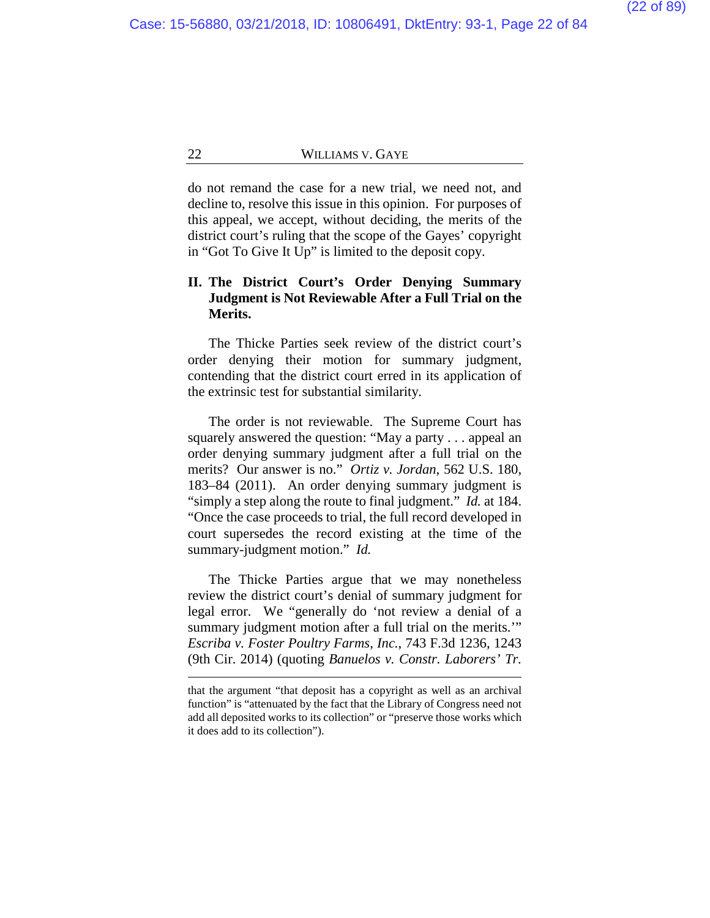do not remand the case for a new trial, we need not, and decline to, resolve this issue in this opinion. For purposes of this appeal, we accept, without deciding, the merits of the district court's ruling that the scope of the Gayes' copyright in "Got To Give It Up" is limited to the deposit copy.

## II. The District Court's Order Denying Summary Judgment is Not Reviewable After a Full Trial on the Merits.

The Thicke Parties seek review of the district court's order denying their motion for summary judgment, contending that the district court erred in its application of the extrinsic test for substantial similarity.

The order is not reviewable. The Supreme Court has squarely answered the question: "May a party . . . appeal an order denying summary judgment after a full trial on the merits? Our answer is no." *Ortiz v. Jordan*, 562 U.S. 180, 183–84 (2011). An order denying summary judgment is "simply a step along the route to final judgment." *Id.* at 184. "Once the case proceeds to trial, the full record developed in court supersedes the record existing at the time of the summary-judgment motion." *Id.*

The Thicke Parties argue that we may nonetheless review the district court's denial of summary judgment for legal error. We "generally do 'not review a denial of a summary judgment motion after a full trial on the merits.'" *Escriba v. Foster Poultry Farms, Inc.*, 743 F.3d 1236, 1243 (9th Cir. 2014) (quoting *Banuelos v. Constr. Laborers' Tr.*

---

that the argument "that deposit has a copyright as well as an archival function" is "attenuated by the fact that the Library of Congress need not add all deposited works to its collection" or "preserve those works which it does add to its collection").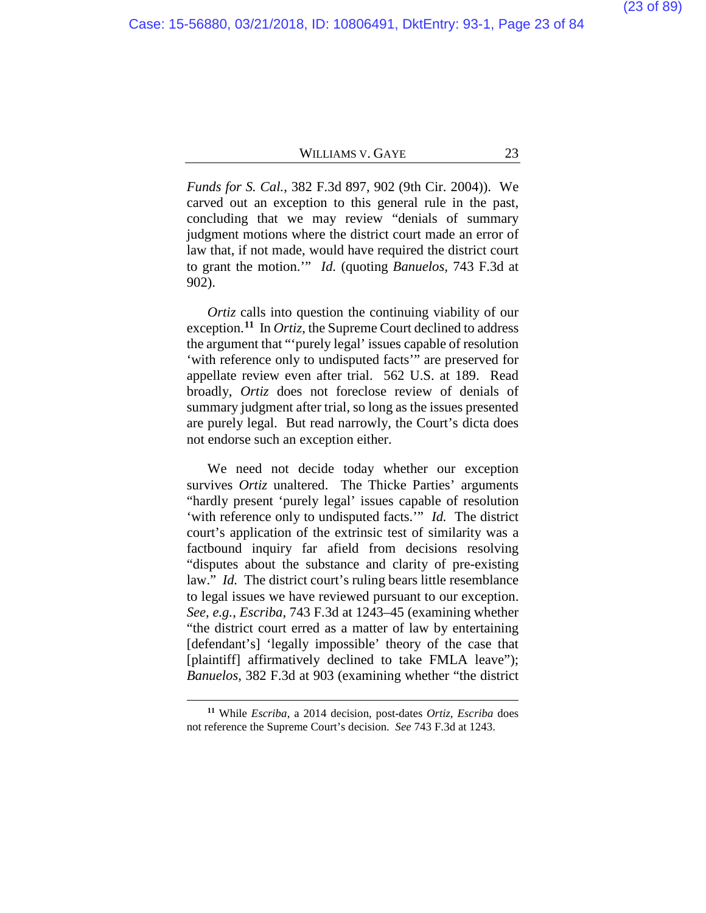*Funds for S. Cal.*, 382 F.3d 897, 902 (9th Cir. 2004)). We carved out an exception to this general rule in the past, concluding that we may review "denials of summary judgment motions where the district court made an error of law that, if not made, would have required the district court to grant the motion.'" *Id.* (quoting *Banuelos*, 743 F.3d at 902).

*Ortiz* calls into question the continuing viability of our exception.[11] In *Ortiz*, the Supreme Court declined to address the argument that "'purely legal' issues capable of resolution 'with reference only to undisputed facts'" are preserved for appellate review even after trial. 562 U.S. at 189. Read broadly, *Ortiz* does not foreclose review of denials of summary judgment after trial, so long as the issues presented are purely legal. But read narrowly, the Court's dicta does not endorse such an exception either.

We need not decide today whether our exception survives *Ortiz* unaltered. The Thicke Parties' arguments "hardly present 'purely legal' issues capable of resolution 'with reference only to undisputed facts.'" *Id.* The district court's application of the extrinsic test of similarity was a factbound inquiry far afield from decisions resolving "disputes about the substance and clarity of pre-existing law." *Id.* The district court's ruling bears little resemblance to legal issues we have reviewed pursuant to our exception. *See, e.g.*, *Escriba*, 743 F.3d at 1243–45 (examining whether "the district court erred as a matter of law by entertaining [defendant's] 'legally impossible' theory of the case that [plaintiff] affirmatively declined to take FMLA leave"); *Banuelos*, 382 F.3d at 903 (examining whether "the district

---

[11] While *Escriba*, a 2014 decision, post-dates *Ortiz*, *Escriba* does not reference the Supreme Court's decision. *See* 743 F.3d at 1243.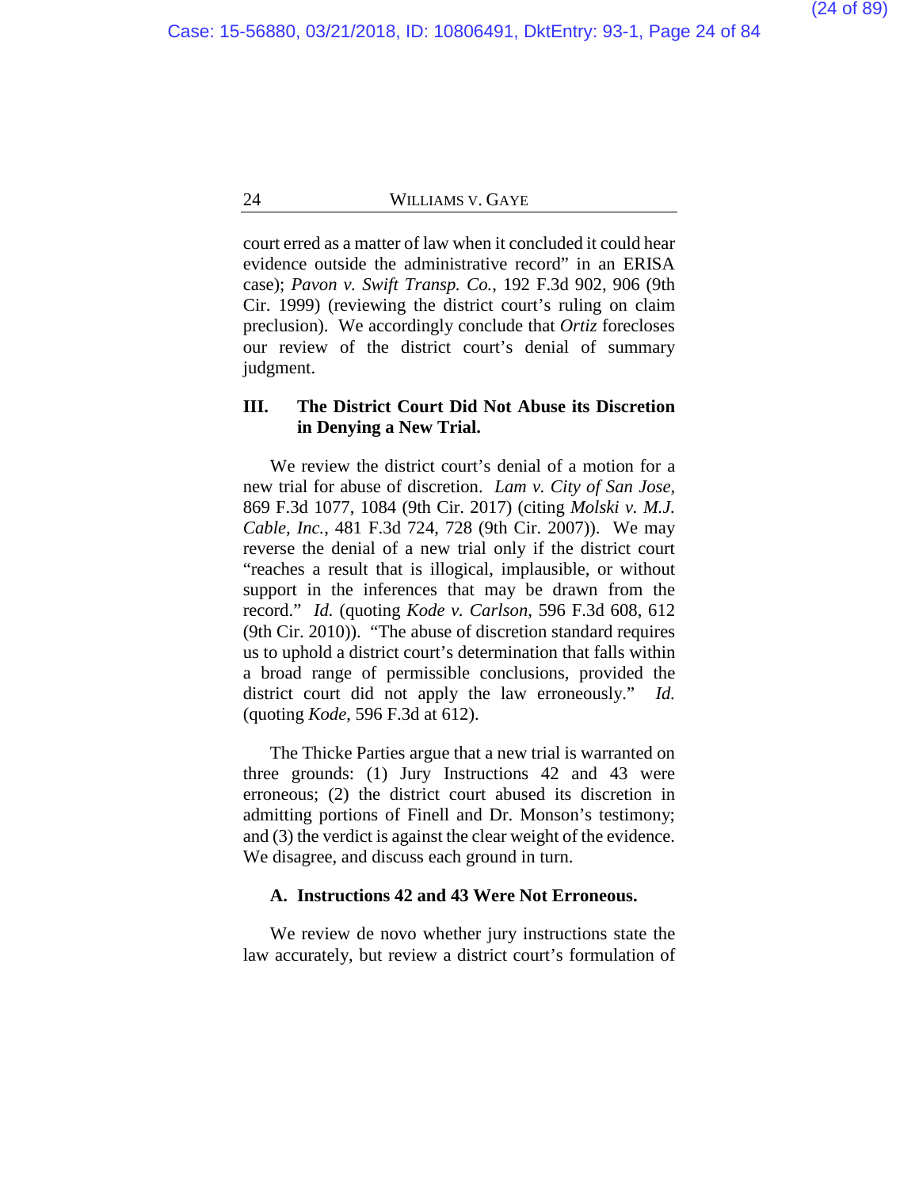court erred as a matter of law when it concluded it could hear evidence outside the administrative record" in an ERISA case); *Pavon v. Swift Transp. Co.*, 192 F.3d 902, 906 (9th Cir. 1999) (reviewing the district court's ruling on claim preclusion). We accordingly conclude that *Ortiz* forecloses our review of the district court's denial of summary judgment.

## III. The District Court Did Not Abuse its Discretion in Denying a New Trial.

We review the district court's denial of a motion for a new trial for abuse of discretion. *Lam v. City of San Jose*, 869 F.3d 1077, 1084 (9th Cir. 2017) (citing *Molski v. M.J. Cable, Inc.*, 481 F.3d 724, 728 (9th Cir. 2007)). We may reverse the denial of a new trial only if the district court "reaches a result that is illogical, implausible, or without support in the inferences that may be drawn from the record." *Id.* (quoting *Kode v. Carlson*, 596 F.3d 608, 612 (9th Cir. 2010)). "The abuse of discretion standard requires us to uphold a district court's determination that falls within a broad range of permissible conclusions, provided the district court did not apply the law erroneously." *Id.* (quoting *Kode*, 596 F.3d at 612).

The Thicke Parties argue that a new trial is warranted on three grounds: (1) Jury Instructions 42 and 43 were erroneous; (2) the district court abused its discretion in admitting portions of Finell and Dr. Monson's testimony; and (3) the verdict is against the clear weight of the evidence. We disagree, and discuss each ground in turn.

### A. Instructions 42 and 43 Were Not Erroneous.

We review de novo whether jury instructions state the law accurately, but review a district court's formulation of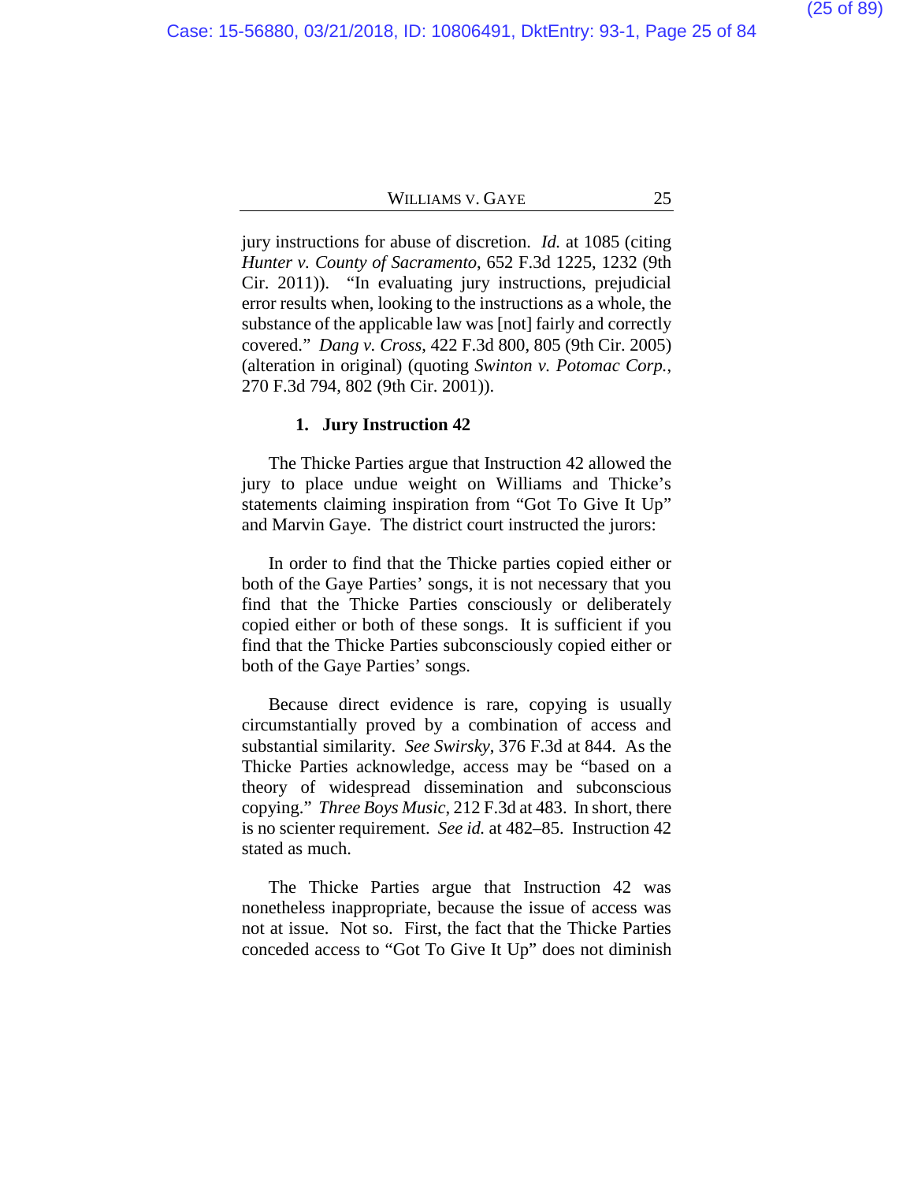jury instructions for abuse of discretion. *Id.* at 1085 (citing *Hunter v. County of Sacramento*, 652 F.3d 1225, 1232 (9th Cir. 2011)). "In evaluating jury instructions, prejudicial error results when, looking to the instructions as a whole, the substance of the applicable law was [not] fairly and correctly covered." *Dang v. Cross*, 422 F.3d 800, 805 (9th Cir. 2005) (alteration in original) (quoting *Swinton v. Potomac Corp.*, 270 F.3d 794, 802 (9th Cir. 2001)).

### 1. Jury Instruction 42

The Thicke Parties argue that Instruction 42 allowed the jury to place undue weight on Williams and Thicke's statements claiming inspiration from "Got To Give It Up" and Marvin Gaye. The district court instructed the jurors:

> In order to find that the Thicke parties copied either or both of the Gaye Parties' songs, it is not necessary that you find that the Thicke Parties consciously or deliberately copied either or both of these songs. It is sufficient if you find that the Thicke Parties subconsciously copied either or both of the Gaye Parties' songs.

Because direct evidence is rare, copying is usually circumstantially proved by a combination of access and substantial similarity. *See Swirsky*, 376 F.3d at 844. As the Thicke Parties acknowledge, access may be "based on a theory of widespread dissemination and subconscious copying." *Three Boys Music*, 212 F.3d at 483. In short, there is no scienter requirement. *See id.* at 482–85. Instruction 42 stated as much.

The Thicke Parties argue that Instruction 42 was nonetheless inappropriate, because the issue of access was not at issue. Not so. First, the fact that the Thicke Parties conceded access to "Got To Give It Up" does not diminish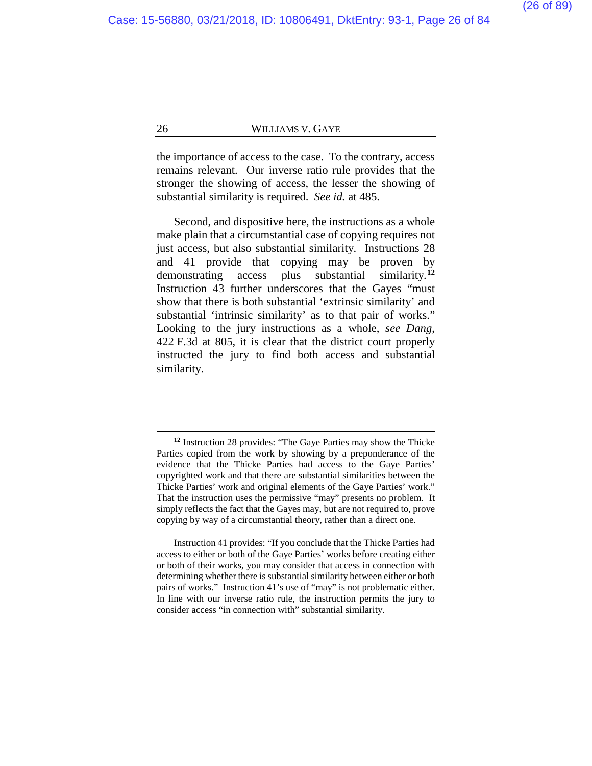the importance of access to the case. To the contrary, access remains relevant. Our inverse ratio rule provides that the stronger the showing of access, the lesser the showing of substantial similarity is required. *See id.* at 485.

Second, and dispositive here, the instructions as a whole make plain that a circumstantial case of copying requires not just access, but also substantial similarity. Instructions 28 and 41 provide that copying may be proven by demonstrating access plus substantial similarity.[12] Instruction 43 further underscores that the Gayes "must show that there is both substantial 'extrinsic similarity' and substantial 'intrinsic similarity' as to that pair of works." Looking to the jury instructions as a whole, *see Dang*, 422 F.3d at 805, it is clear that the district court properly instructed the jury to find both access and substantial similarity.

---

[12] Instruction 28 provides: "The Gaye Parties may show the Thicke Parties copied from the work by showing by a preponderance of the evidence that the Thicke Parties had access to the Gaye Parties' copyrighted work and that there are substantial similarities between the Thicke Parties' work and original elements of the Gaye Parties' work." That the instruction uses the permissive "may" presents no problem. It simply reflects the fact that the Gayes may, but are not required to, prove copying by way of a circumstantial theory, rather than a direct one.

Instruction 41 provides: "If you conclude that the Thicke Parties had access to either or both of the Gaye Parties' works before creating either or both of their works, you may consider that access in connection with determining whether there is substantial similarity between either or both pairs of works." Instruction 41's use of "may" is not problematic either. In line with our inverse ratio rule, the instruction permits the jury to consider access "in connection with" substantial similarity.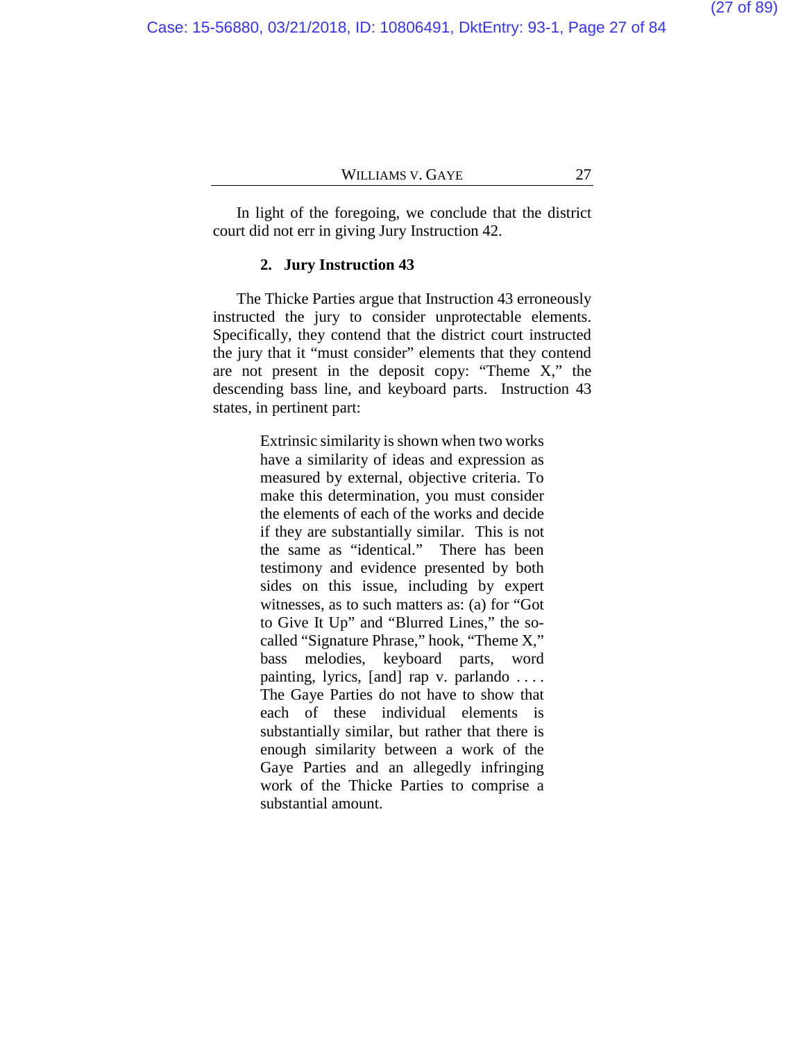In light of the foregoing, we conclude that the district court did not err in giving Jury Instruction 42.

### 2. Jury Instruction 43

The Thicke Parties argue that Instruction 43 erroneously instructed the jury to consider unprotectable elements. Specifically, they contend that the district court instructed the jury that it "must consider" elements that they contend are not present in the deposit copy: "Theme X," the descending bass line, and keyboard parts. Instruction 43 states, in pertinent part:

> Extrinsic similarity is shown when two works have a similarity of ideas and expression as measured by external, objective criteria. To make this determination, you must consider the elements of each of the works and decide if they are substantially similar. This is not the same as "identical." There has been testimony and evidence presented by both sides on this issue, including by expert witnesses, as to such matters as: (a) for "Got to Give It Up" and "Blurred Lines," the so-called "Signature Phrase," hook, "Theme X," bass melodies, keyboard parts, word painting, lyrics, [and] rap v. parlando . . . . The Gaye Parties do not have to show that each of these individual elements is substantially similar, but rather that there is enough similarity between a work of the Gaye Parties and an allegedly infringing work of the Thicke Parties to comprise a substantial amount.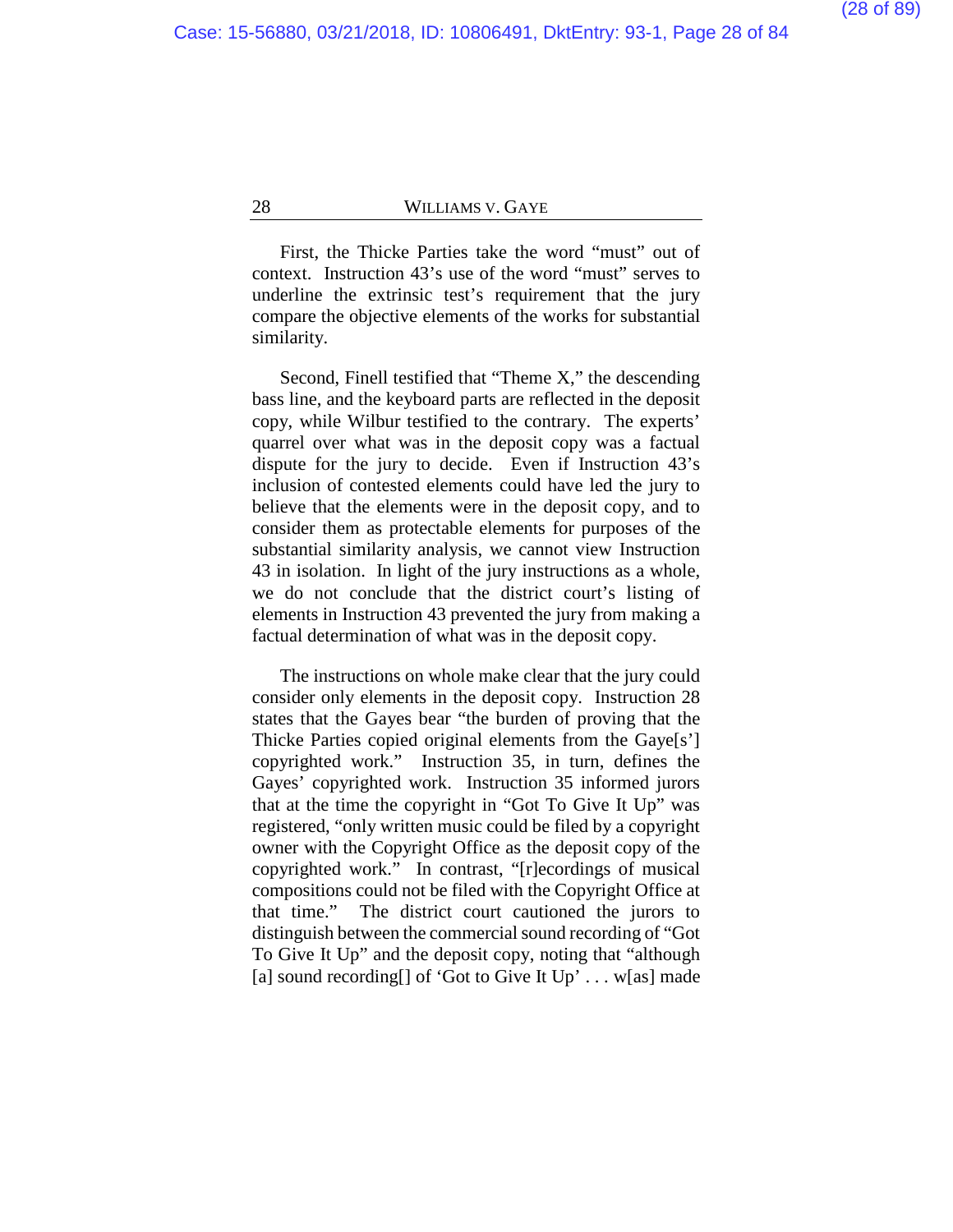First, the Thicke Parties take the word "must" out of context. Instruction 43's use of the word "must" serves to underline the extrinsic test's requirement that the jury compare the objective elements of the works for substantial similarity.

Second, Finell testified that "Theme X," the descending bass line, and the keyboard parts are reflected in the deposit copy, while Wilbur testified to the contrary. The experts' quarrel over what was in the deposit copy was a factual dispute for the jury to decide. Even if Instruction 43's inclusion of contested elements could have led the jury to believe that the elements were in the deposit copy, and to consider them as protectable elements for purposes of the substantial similarity analysis, we cannot view Instruction 43 in isolation. In light of the jury instructions as a whole, we do not conclude that the district court's listing of elements in Instruction 43 prevented the jury from making a factual determination of what was in the deposit copy.

The instructions on whole make clear that the jury could consider only elements in the deposit copy. Instruction 28 states that the Gayes bear "the burden of proving that the Thicke Parties copied original elements from the Gaye[s'] copyrighted work." Instruction 35, in turn, defines the Gayes' copyrighted work. Instruction 35 informed jurors that at the time the copyright in "Got To Give It Up" was registered, "only written music could be filed by a copyright owner with the Copyright Office as the deposit copy of the copyrighted work." In contrast, "[r]ecordings of musical compositions could not be filed with the Copyright Office at that time." The district court cautioned the jurors to distinguish between the commercial sound recording of "Got To Give It Up" and the deposit copy, noting that "although [a] sound recording[] of 'Got to Give It Up' . . . w[as] made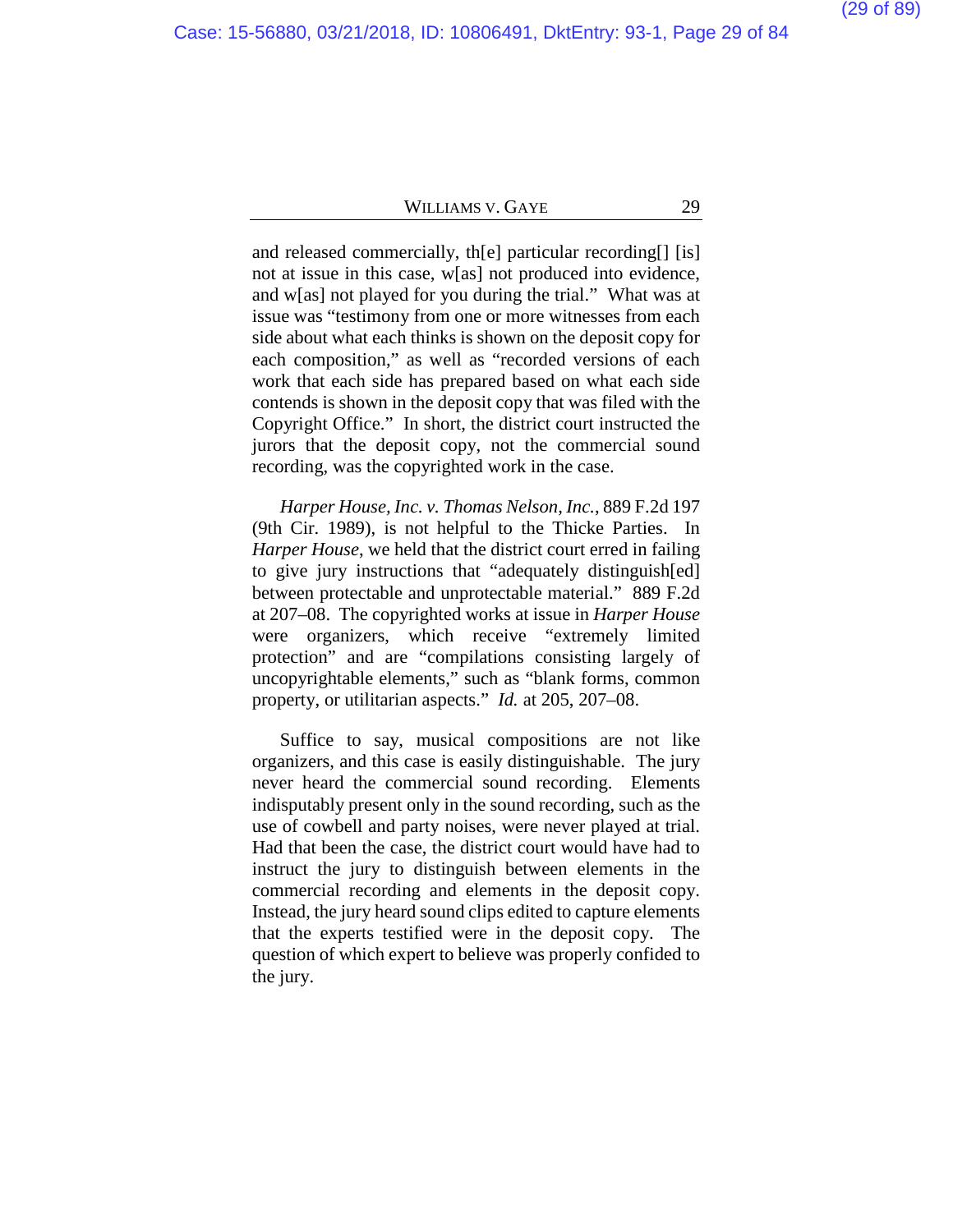and released commercially, th[e] particular recording[] [is] not at issue in this case, w[as] not produced into evidence, and w[as] not played for you during the trial." What was at issue was "testimony from one or more witnesses from each side about what each thinks is shown on the deposit copy for each composition," as well as "recorded versions of each work that each side has prepared based on what each side contends is shown in the deposit copy that was filed with the Copyright Office." In short, the district court instructed the jurors that the deposit copy, not the commercial sound recording, was the copyrighted work in the case.

*Harper House, Inc. v. Thomas Nelson, Inc.*, 889 F.2d 197 (9th Cir. 1989), is not helpful to the Thicke Parties. In *Harper House*, we held that the district court erred in failing to give jury instructions that "adequately distinguish[ed] between protectable and unprotectable material." 889 F.2d at 207–08. The copyrighted works at issue in *Harper House* were organizers, which receive "extremely limited protection" and are "compilations consisting largely of uncopyrightable elements," such as "blank forms, common property, or utilitarian aspects." *Id.* at 205, 207–08.

Suffice to say, musical compositions are not like organizers, and this case is easily distinguishable. The jury never heard the commercial sound recording. Elements indisputably present only in the sound recording, such as the use of cowbell and party noises, were never played at trial. Had that been the case, the district court would have had to instruct the jury to distinguish between elements in the commercial recording and elements in the deposit copy. Instead, the jury heard sound clips edited to capture elements that the experts testified were in the deposit copy. The question of which expert to believe was properly confided to the jury.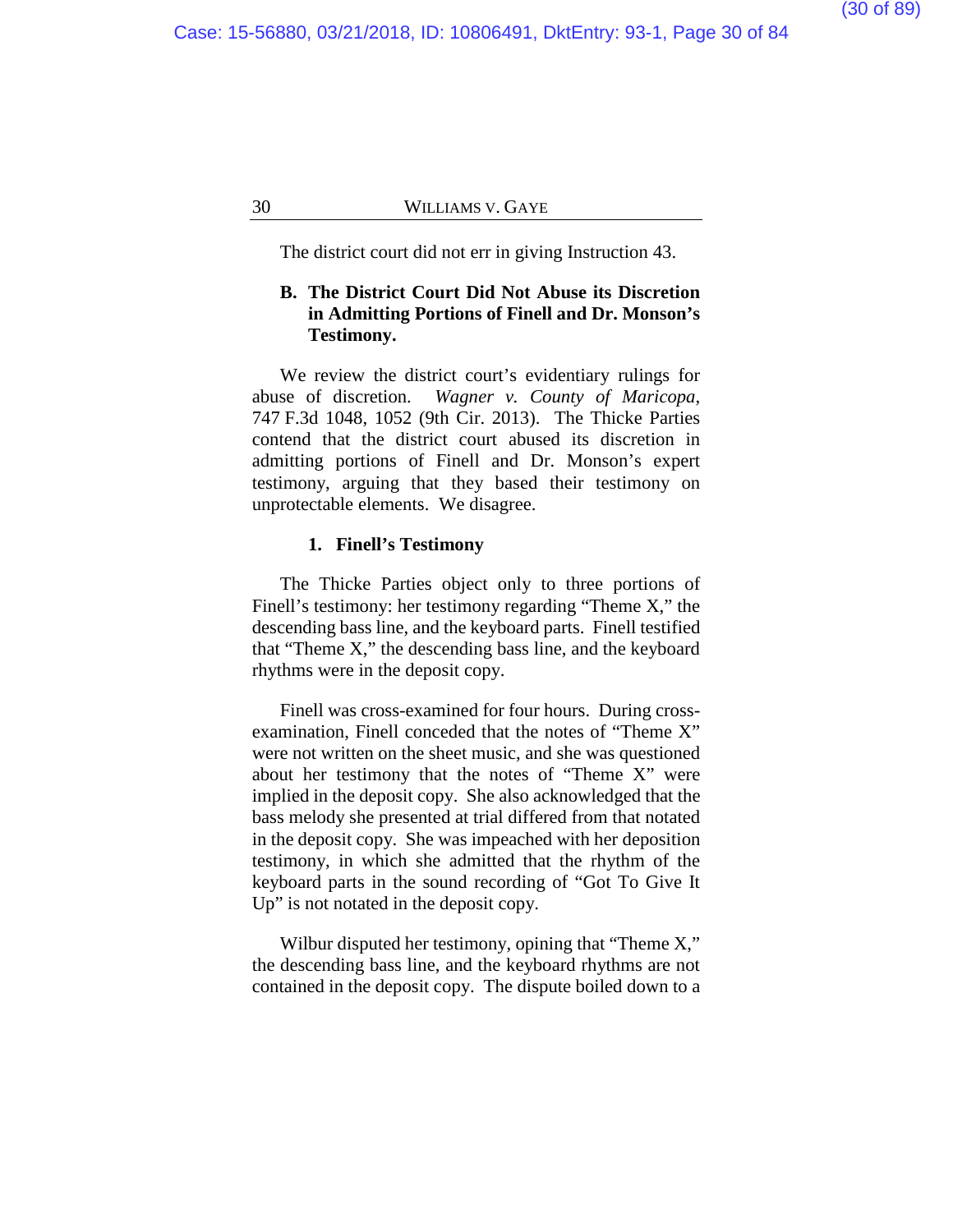The district court did not err in giving Instruction 43.

### B. The District Court Did Not Abuse its Discretion in Admitting Portions of Finell and Dr. Monson's Testimony.

We review the district court's evidentiary rulings for abuse of discretion. *Wagner v. County of Maricopa*, 747 F.3d 1048, 1052 (9th Cir. 2013). The Thicke Parties contend that the district court abused its discretion in admitting portions of Finell and Dr. Monson's expert testimony, arguing that they based their testimony on unprotectable elements. We disagree.

#### 1. Finell's Testimony

The Thicke Parties object only to three portions of Finell's testimony: her testimony regarding "Theme X," the descending bass line, and the keyboard parts. Finell testified that "Theme X," the descending bass line, and the keyboard rhythms were in the deposit copy.

Finell was cross-examined for four hours. During cross-examination, Finell conceded that the notes of "Theme X" were not written on the sheet music, and she was questioned about her testimony that the notes of "Theme X" were implied in the deposit copy. She also acknowledged that the bass melody she presented at trial differed from that notated in the deposit copy. She was impeached with her deposition testimony, in which she admitted that the rhythm of the keyboard parts in the sound recording of "Got To Give It Up" is not notated in the deposit copy.

Wilbur disputed her testimony, opining that "Theme X," the descending bass line, and the keyboard rhythms are not contained in the deposit copy. The dispute boiled down to a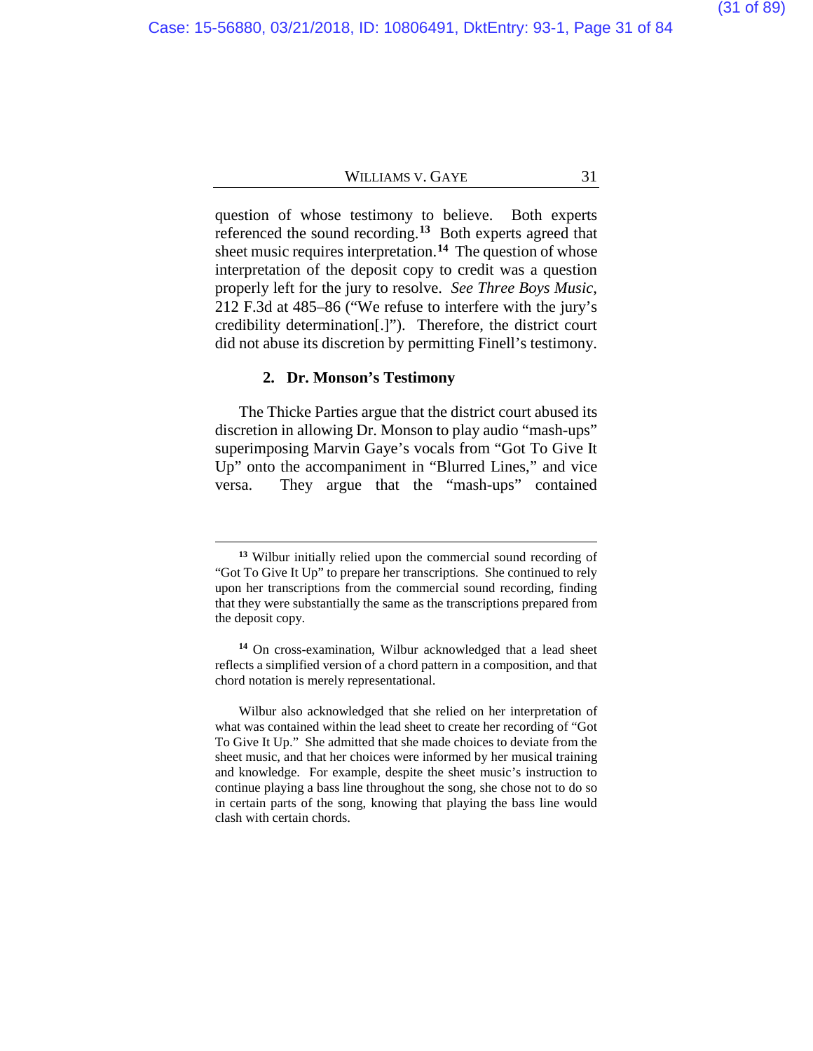question of whose testimony to believe. Both experts referenced the sound recording.[13] Both experts agreed that sheet music requires interpretation.[14] The question of whose interpretation of the deposit copy to credit was a question properly left for the jury to resolve. *See Three Boys Music*, 212 F.3d at 485–86 ("We refuse to interfere with the jury's credibility determination[.]"). Therefore, the district court did not abuse its discretion by permitting Finell's testimony.

**2. Dr. Monson's Testimony**

The Thicke Parties argue that the district court abused its discretion in allowing Dr. Monson to play audio "mash-ups" superimposing Marvin Gaye's vocals from "Got To Give It Up" onto the accompaniment in "Blurred Lines," and vice versa. They argue that the "mash-ups" contained

---

[13] Wilbur initially relied upon the commercial sound recording of "Got To Give It Up" to prepare her transcriptions. She continued to rely upon her transcriptions from the commercial sound recording, finding that they were substantially the same as the transcriptions prepared from the deposit copy.

[14] On cross-examination, Wilbur acknowledged that a lead sheet reflects a simplified version of a chord pattern in a composition, and that chord notation is merely representational.

Wilbur also acknowledged that she relied on her interpretation of what was contained within the lead sheet to create her recording of "Got To Give It Up." She admitted that she made choices to deviate from the sheet music, and that her choices were informed by her musical training and knowledge. For example, despite the sheet music's instruction to continue playing a bass line throughout the song, she chose not to do so in certain parts of the song, knowing that playing the bass line would clash with certain chords.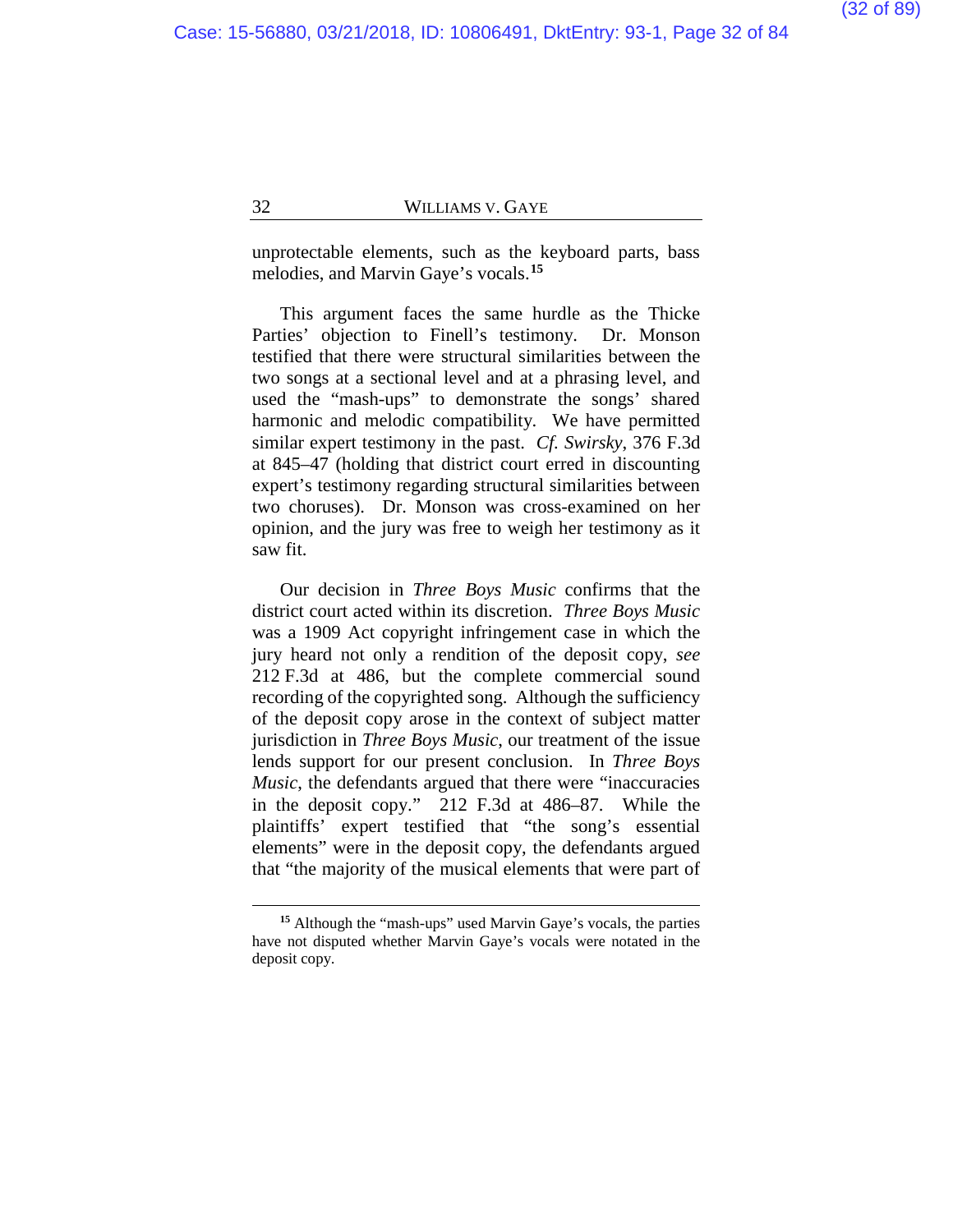unprotectable elements, such as the keyboard parts, bass melodies, and Marvin Gaye's vocals.[15]

This argument faces the same hurdle as the Thicke Parties' objection to Finell's testimony. Dr. Monson testified that there were structural similarities between the two songs at a sectional level and at a phrasing level, and used the "mash-ups" to demonstrate the songs' shared harmonic and melodic compatibility. We have permitted similar expert testimony in the past. *Cf. Swirsky*, 376 F.3d at 845–47 (holding that district court erred in discounting expert's testimony regarding structural similarities between two choruses). Dr. Monson was cross-examined on her opinion, and the jury was free to weigh her testimony as it saw fit.

Our decision in *Three Boys Music* confirms that the district court acted within its discretion. *Three Boys Music* was a 1909 Act copyright infringement case in which the jury heard not only a rendition of the deposit copy, *see* 212 F.3d at 486, but the complete commercial sound recording of the copyrighted song. Although the sufficiency of the deposit copy arose in the context of subject matter jurisdiction in *Three Boys Music*, our treatment of the issue lends support for our present conclusion. In *Three Boys Music*, the defendants argued that there were "inaccuracies in the deposit copy." 212 F.3d at 486–87. While the plaintiffs' expert testified that "the song's essential elements" were in the deposit copy, the defendants argued that "the majority of the musical elements that were part of

---

[15] Although the "mash-ups" used Marvin Gaye's vocals, the parties have not disputed whether Marvin Gaye's vocals were notated in the deposit copy.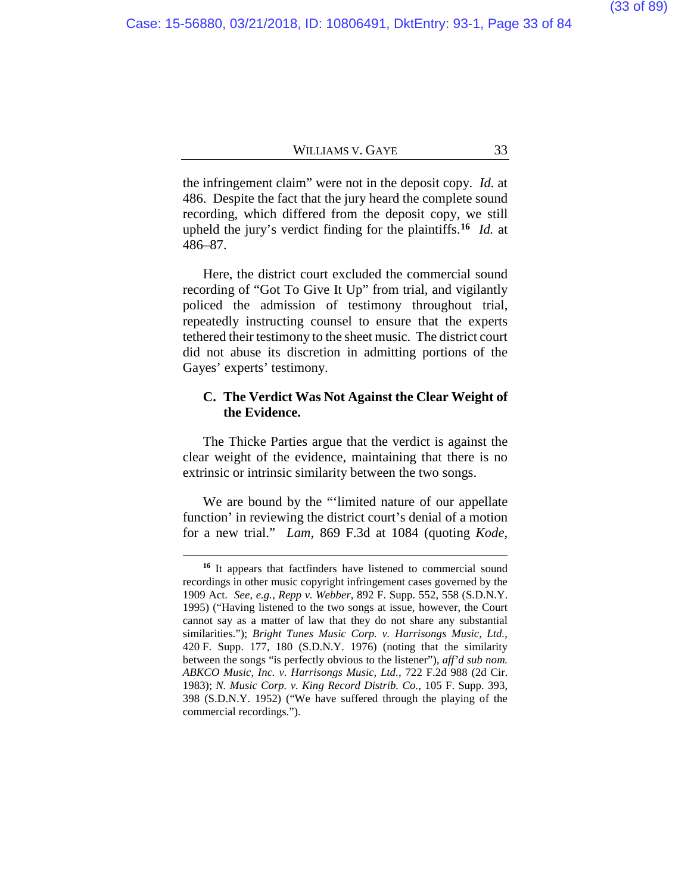the infringement claim" were not in the deposit copy. *Id.* at 486. Despite the fact that the jury heard the complete sound recording, which differed from the deposit copy, we still upheld the jury's verdict finding for the plaintiffs.[16] *Id.* at 486–87.

Here, the district court excluded the commercial sound recording of "Got To Give It Up" from trial, and vigilantly policed the admission of testimony throughout trial, repeatedly instructing counsel to ensure that the experts tethered their testimony to the sheet music. The district court did not abuse its discretion in admitting portions of the Gayes' experts' testimony.

### C. The Verdict Was Not Against the Clear Weight of the Evidence.

The Thicke Parties argue that the verdict is against the clear weight of the evidence, maintaining that there is no extrinsic or intrinsic similarity between the two songs.

We are bound by the "'limited nature of our appellate function' in reviewing the district court's denial of a motion for a new trial." *Lam*, 869 F.3d at 1084 (quoting *Kode*,

---

[16] It appears that factfinders have listened to commercial sound recordings in other music copyright infringement cases governed by the 1909 Act. *See, e.g.*, *Repp v. Webber*, 892 F. Supp. 552, 558 (S.D.N.Y. 1995) ("Having listened to the two songs at issue, however, the Court cannot say as a matter of law that they do not share any substantial similarities."); *Bright Tunes Music Corp. v. Harrisongs Music, Ltd.*, 420 F. Supp. 177, 180 (S.D.N.Y. 1976) (noting that the similarity between the songs "is perfectly obvious to the listener"), *aff'd sub nom. ABKCO Music, Inc. v. Harrisongs Music, Ltd.*, 722 F.2d 988 (2d Cir. 1983); *N. Music Corp. v. King Record Distrib. Co.*, 105 F. Supp. 393, 398 (S.D.N.Y. 1952) ("We have suffered through the playing of the commercial recordings.").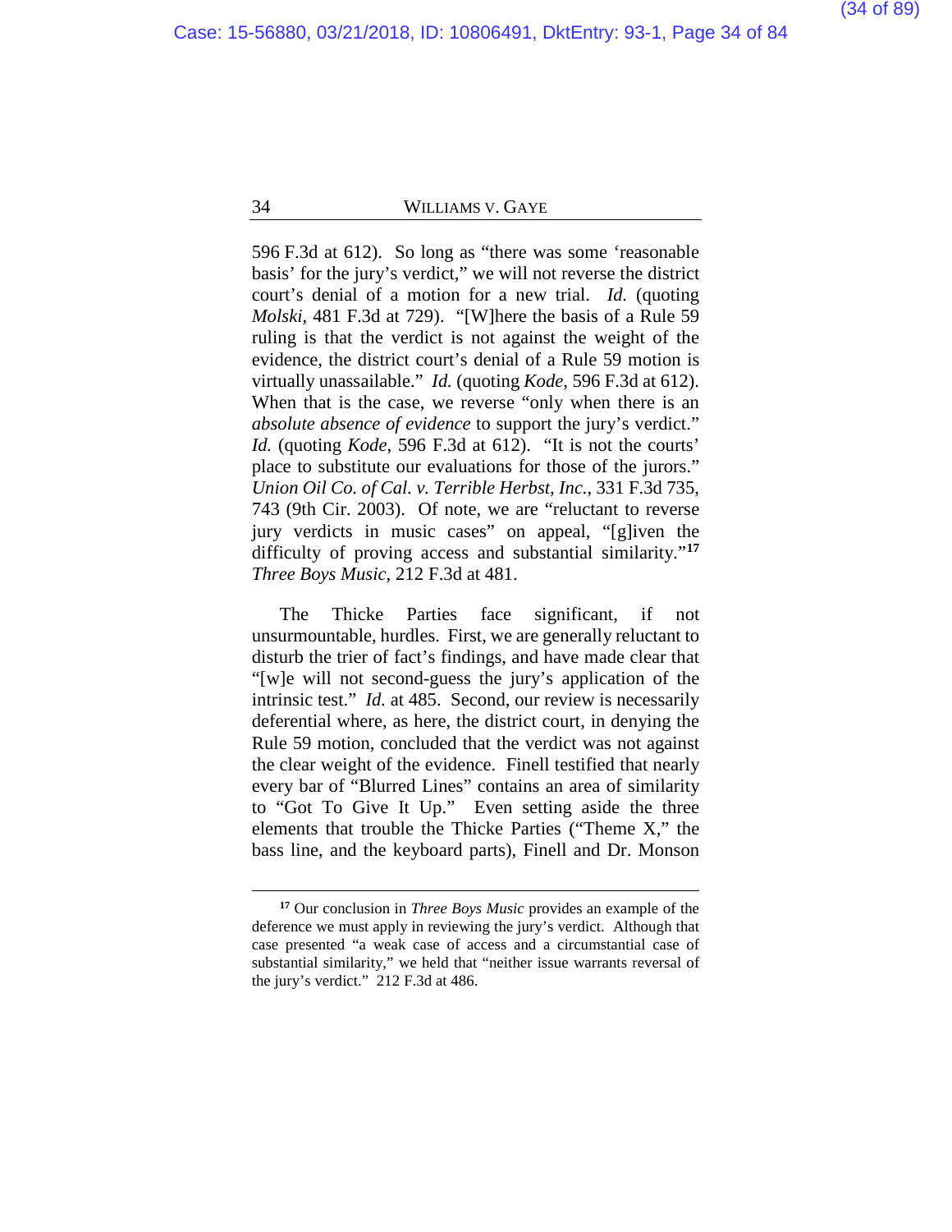596 F.3d at 612). So long as "there was some 'reasonable basis' for the jury's verdict," we will not reverse the district court's denial of a motion for a new trial. *Id.* (quoting *Molski*, 481 F.3d at 729). "[W]here the basis of a Rule 59 ruling is that the verdict is not against the weight of the evidence, the district court's denial of a Rule 59 motion is virtually unassailable." *Id.* (quoting *Kode*, 596 F.3d at 612). When that is the case, we reverse "only when there is an *absolute absence of evidence* to support the jury's verdict." *Id.* (quoting *Kode*, 596 F.3d at 612). "It is not the courts' place to substitute our evaluations for those of the jurors." *Union Oil Co. of Cal. v. Terrible Herbst, Inc.*, 331 F.3d 735, 743 (9th Cir. 2003). Of note, we are "reluctant to reverse jury verdicts in music cases" on appeal, "[g]iven the difficulty of proving access and substantial similarity."[17] *Three Boys Music*, 212 F.3d at 481.

The Thicke Parties face significant, if not unsurmountable, hurdles. First, we are generally reluctant to disturb the trier of fact's findings, and have made clear that "[w]e will not second-guess the jury's application of the intrinsic test." *Id.* at 485. Second, our review is necessarily deferential where, as here, the district court, in denying the Rule 59 motion, concluded that the verdict was not against the clear weight of the evidence. Finell testified that nearly every bar of "Blurred Lines" contains an area of similarity to "Got To Give It Up." Even setting aside the three elements that trouble the Thicke Parties ("Theme X," the bass line, and the keyboard parts), Finell and Dr. Monson

---

[17] Our conclusion in *Three Boys Music* provides an example of the deference we must apply in reviewing the jury's verdict. Although that case presented "a weak case of access and a circumstantial case of substantial similarity," we held that "neither issue warrants reversal of the jury's verdict." 212 F.3d at 486.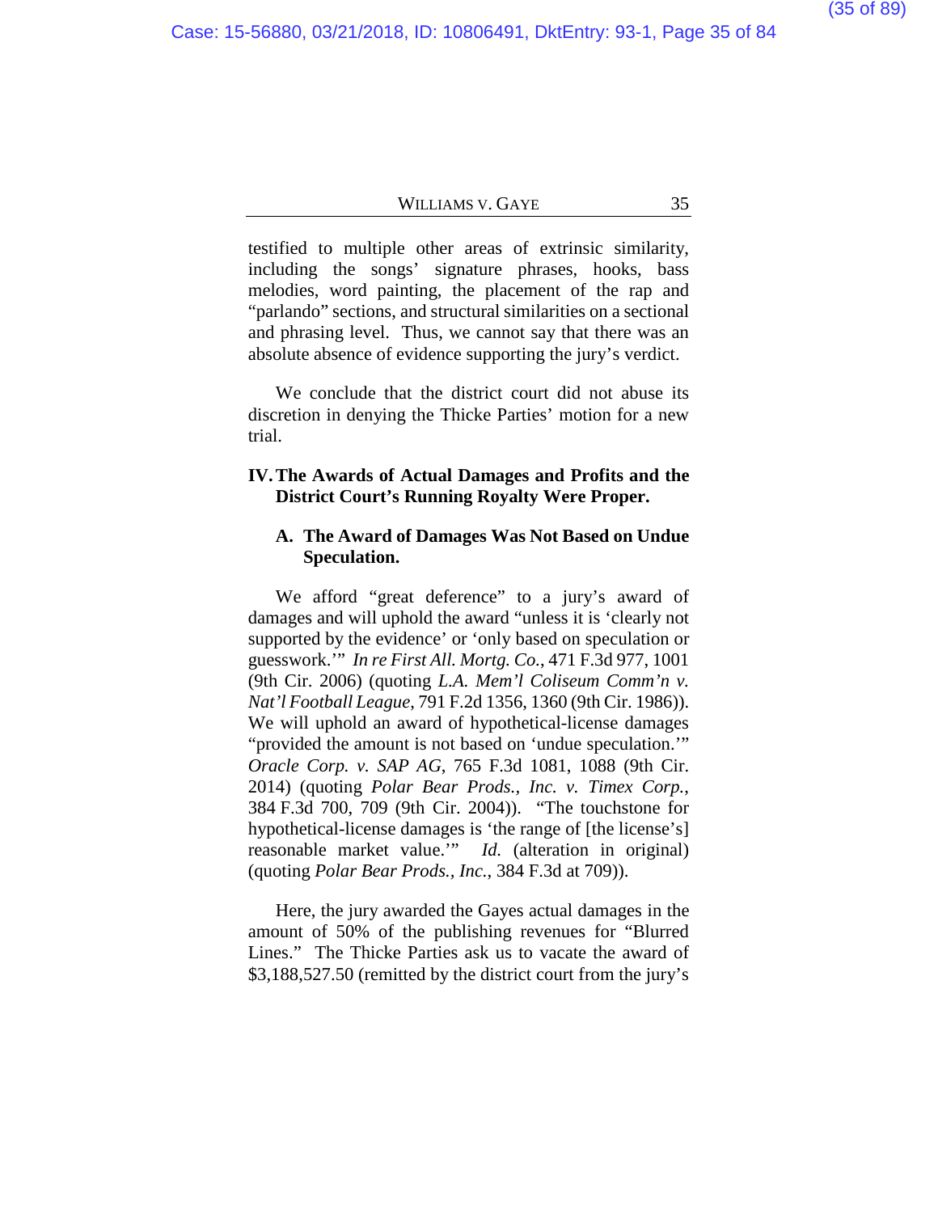testified to multiple other areas of extrinsic similarity, including the songs' signature phrases, hooks, bass melodies, word painting, the placement of the rap and "parlando" sections, and structural similarities on a sectional and phrasing level. Thus, we cannot say that there was an absolute absence of evidence supporting the jury's verdict.

We conclude that the district court did not abuse its discretion in denying the Thicke Parties' motion for a new trial.

## IV. The Awards of Actual Damages and Profits and the District Court's Running Royalty Were Proper.

### A. The Award of Damages Was Not Based on Undue Speculation.

We afford "great deference" to a jury's award of damages and will uphold the award "unless it is 'clearly not supported by the evidence' or 'only based on speculation or guesswork.'" *In re First All. Mortg. Co.*, 471 F.3d 977, 1001 (9th Cir. 2006) (quoting *L.A. Mem'l Coliseum Comm'n v. Nat'l Football League*, 791 F.2d 1356, 1360 (9th Cir. 1986)). We will uphold an award of hypothetical-license damages "provided the amount is not based on 'undue speculation.'" *Oracle Corp. v. SAP AG*, 765 F.3d 1081, 1088 (9th Cir. 2014) (quoting *Polar Bear Prods., Inc. v. Timex Corp.*, 384 F.3d 700, 709 (9th Cir. 2004)). "The touchstone for hypothetical-license damages is 'the range of [the license's] reasonable market value.'" *Id.* (alteration in original) (quoting *Polar Bear Prods., Inc.*, 384 F.3d at 709)).

Here, the jury awarded the Gayes actual damages in the amount of 50% of the publishing revenues for "Blurred Lines." The Thicke Parties ask us to vacate the award of $3,188,527.50 (remitted by the district court from the jury's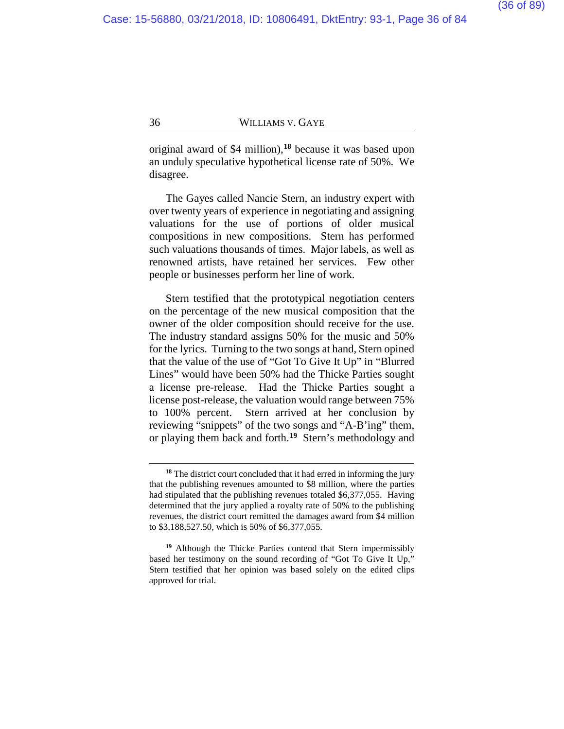original award of $4 million),[18] because it was based upon an unduly speculative hypothetical license rate of 50%. We disagree.

The Gayes called Nancie Stern, an industry expert with over twenty years of experience in negotiating and assigning valuations for the use of portions of older musical compositions in new compositions. Stern has performed such valuations thousands of times. Major labels, as well as renowned artists, have retained her services. Few other people or businesses perform her line of work.

Stern testified that the prototypical negotiation centers on the percentage of the new musical composition that the owner of the older composition should receive for the use. The industry standard assigns 50% for the music and 50% for the lyrics. Turning to the two songs at hand, Stern opined that the value of the use of "Got To Give It Up" in "Blurred Lines" would have been 50% had the Thicke Parties sought a license pre-release. Had the Thicke Parties sought a license post-release, the valuation would range between 75% to 100% percent. Stern arrived at her conclusion by reviewing "snippets" of the two songs and "A-B'ing" them, or playing them back and forth.[19] Stern's methodology and

---

[18] The district court concluded that it had erred in informing the jury that the publishing revenues amounted to $8 million, where the parties had stipulated that the publishing revenues totaled $6,377,055. Having determined that the jury applied a royalty rate of 50% to the publishing revenues, the district court remitted the damages award from $4 million to $3,188,527.50, which is 50% of $6,377,055.

[19] Although the Thicke Parties contend that Stern impermissibly based her testimony on the sound recording of "Got To Give It Up," Stern testified that her opinion was based solely on the edited clips approved for trial.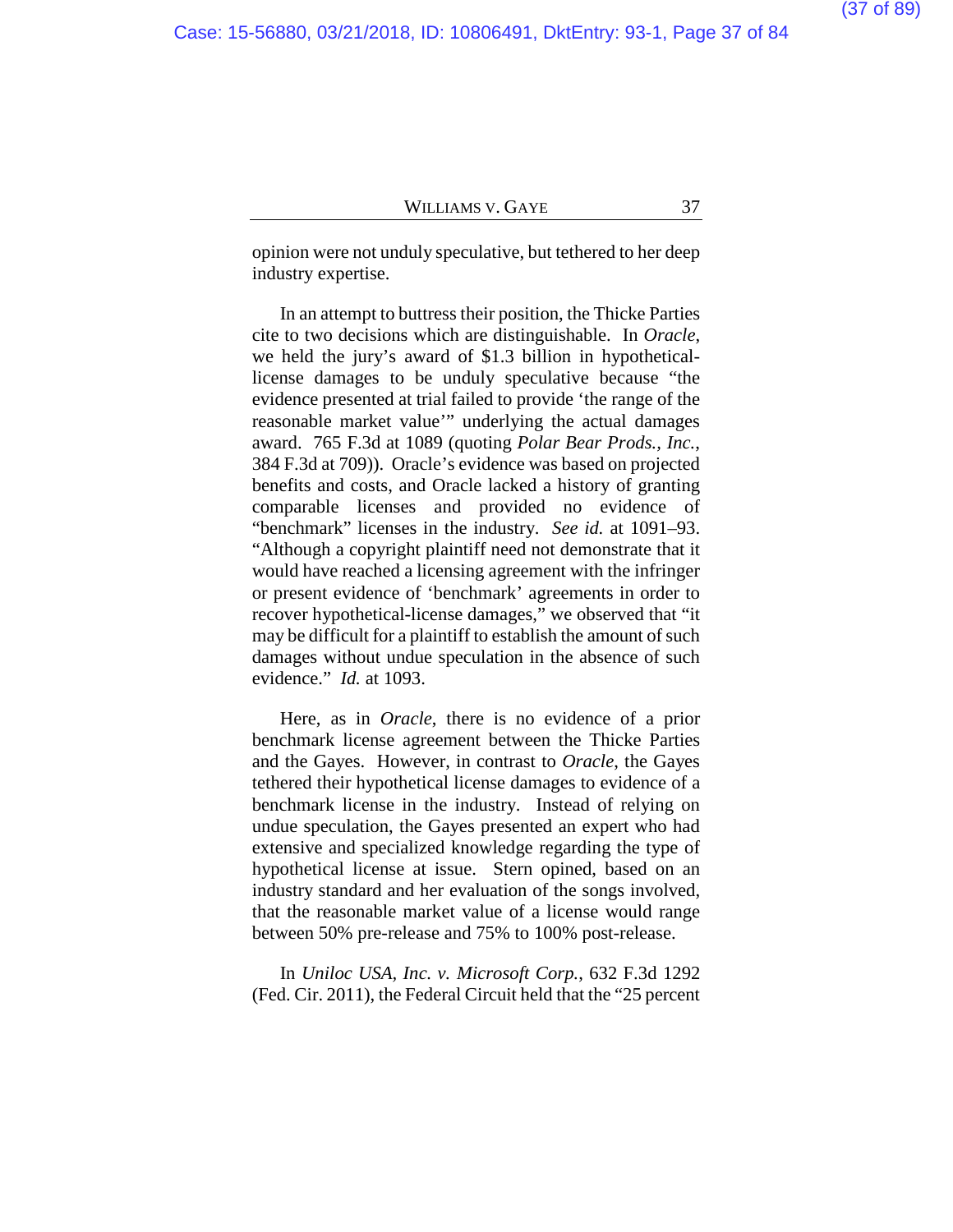opinion were not unduly speculative, but tethered to her deep industry expertise.

In an attempt to buttress their position, the Thicke Parties cite to two decisions which are distinguishable. In *Oracle*, we held the jury's award of $1.3 billion in hypothetical-license damages to be unduly speculative because "the evidence presented at trial failed to provide 'the range of the reasonable market value'" underlying the actual damages award. 765 F.3d at 1089 (quoting *Polar Bear Prods., Inc.*, 384 F.3d at 709)). Oracle's evidence was based on projected benefits and costs, and Oracle lacked a history of granting comparable licenses and provided no evidence of "benchmark" licenses in the industry. *See id.* at 1091–93. "Although a copyright plaintiff need not demonstrate that it would have reached a licensing agreement with the infringer or present evidence of 'benchmark' agreements in order to recover hypothetical-license damages," we observed that "it may be difficult for a plaintiff to establish the amount of such damages without undue speculation in the absence of such evidence." *Id.* at 1093.

Here, as in *Oracle*, there is no evidence of a prior benchmark license agreement between the Thicke Parties and the Gayes. However, in contrast to *Oracle*, the Gayes tethered their hypothetical license damages to evidence of a benchmark license in the industry. Instead of relying on undue speculation, the Gayes presented an expert who had extensive and specialized knowledge regarding the type of hypothetical license at issue. Stern opined, based on an industry standard and her evaluation of the songs involved, that the reasonable market value of a license would range between 50% pre-release and 75% to 100% post-release.

In *Uniloc USA, Inc. v. Microsoft Corp.*, 632 F.3d 1292 (Fed. Cir. 2011), the Federal Circuit held that the "25 percent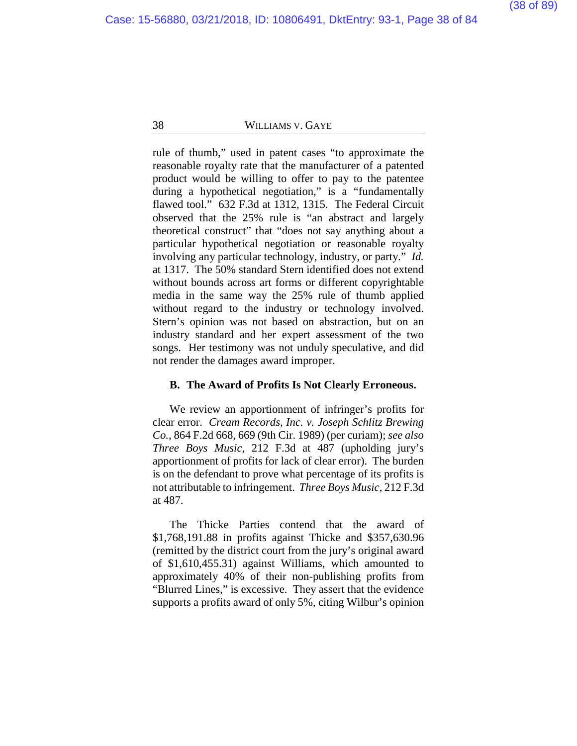rule of thumb," used in patent cases "to approximate the reasonable royalty rate that the manufacturer of a patented product would be willing to offer to pay to the patentee during a hypothetical negotiation," is a "fundamentally flawed tool." 632 F.3d at 1312, 1315. The Federal Circuit observed that the 25% rule is "an abstract and largely theoretical construct" that "does not say anything about a particular hypothetical negotiation or reasonable royalty involving any particular technology, industry, or party." *Id.* at 1317. The 50% standard Stern identified does not extend without bounds across art forms or different copyrightable media in the same way the 25% rule of thumb applied without regard to the industry or technology involved. Stern's opinion was not based on abstraction, but on an industry standard and her expert assessment of the two songs. Her testimony was not unduly speculative, and did not render the damages award improper.

### B. The Award of Profits Is Not Clearly Erroneous.

We review an apportionment of infringer's profits for clear error. *Cream Records, Inc. v. Joseph Schlitz Brewing Co.*, 864 F.2d 668, 669 (9th Cir. 1989) (per curiam); *see also Three Boys Music*, 212 F.3d at 487 (upholding jury's apportionment of profits for lack of clear error). The burden is on the defendant to prove what percentage of its profits is not attributable to infringement. *Three Boys Music*, 212 F.3d at 487.

The Thicke Parties contend that the award of $1,768,191.88 in profits against Thicke and $357,630.96 (remitted by the district court from the jury's original award of $1,610,455.31) against Williams, which amounted to approximately 40% of their non-publishing profits from "Blurred Lines," is excessive. They assert that the evidence supports a profits award of only 5%, citing Wilbur's opinion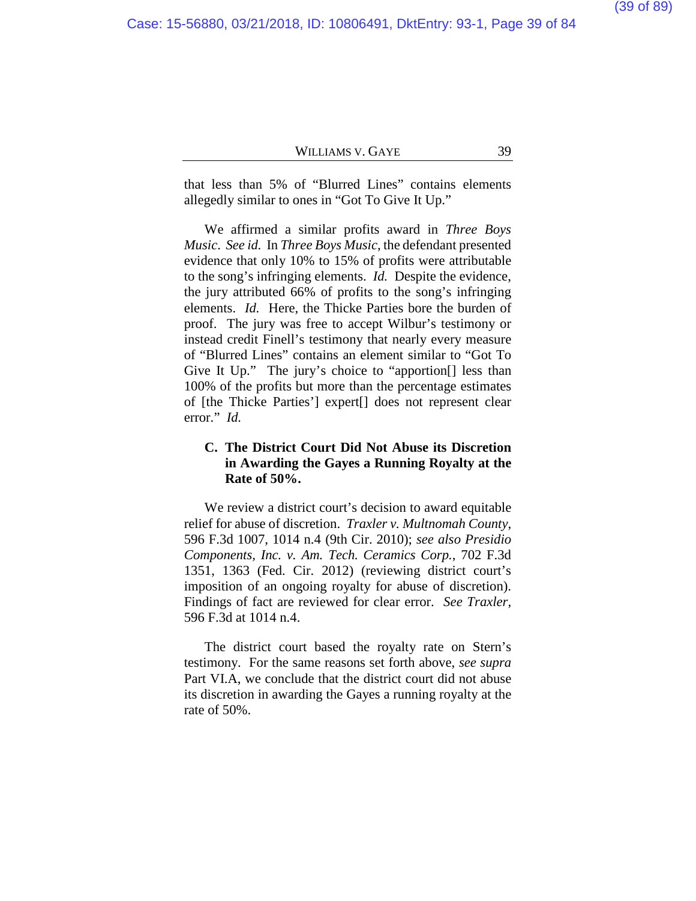that less than 5% of "Blurred Lines" contains elements allegedly similar to ones in "Got To Give It Up."

We affirmed a similar profits award in *Three Boys Music*. *See id.* In *Three Boys Music*, the defendant presented evidence that only 10% to 15% of profits were attributable to the song's infringing elements. *Id.* Despite the evidence, the jury attributed 66% of profits to the song's infringing elements. *Id.* Here, the Thicke Parties bore the burden of proof. The jury was free to accept Wilbur's testimony or instead credit Finell's testimony that nearly every measure of "Blurred Lines" contains an element similar to "Got To Give It Up." The jury's choice to "apportion[] less than 100% of the profits but more than the percentage estimates of [the Thicke Parties'] expert[] does not represent clear error." *Id.*

### C. The District Court Did Not Abuse its Discretion in Awarding the Gayes a Running Royalty at the Rate of 50%.

We review a district court's decision to award equitable relief for abuse of discretion. *Traxler v. Multnomah County*, 596 F.3d 1007, 1014 n.4 (9th Cir. 2010); *see also Presidio Components, Inc. v. Am. Tech. Ceramics Corp.*, 702 F.3d 1351, 1363 (Fed. Cir. 2012) (reviewing district court's imposition of an ongoing royalty for abuse of discretion). Findings of fact are reviewed for clear error. *See Traxler*, 596 F.3d at 1014 n.4.

The district court based the royalty rate on Stern's testimony. For the same reasons set forth above, *see supra* Part VI.A, we conclude that the district court did not abuse its discretion in awarding the Gayes a running royalty at the rate of 50%.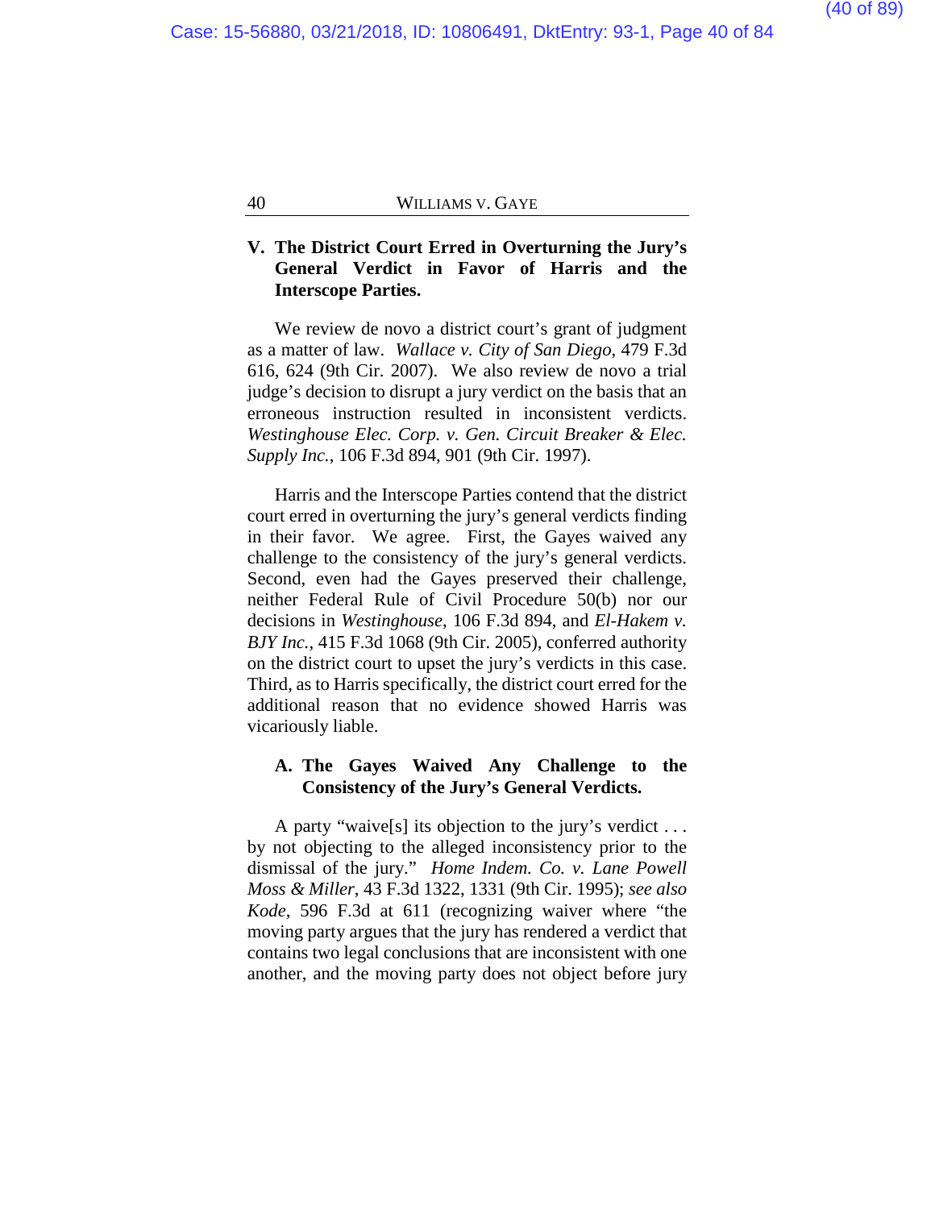## V. The District Court Erred in Overturning the Jury's General Verdict in Favor of Harris and the Interscope Parties.

We review de novo a district court's grant of judgment as a matter of law. *Wallace v. City of San Diego*, 479 F.3d 616, 624 (9th Cir. 2007). We also review de novo a trial judge's decision to disrupt a jury verdict on the basis that an erroneous instruction resulted in inconsistent verdicts. *Westinghouse Elec. Corp. v. Gen. Circuit Breaker & Elec. Supply Inc.*, 106 F.3d 894, 901 (9th Cir. 1997).

Harris and the Interscope Parties contend that the district court erred in overturning the jury's general verdicts finding in their favor. We agree. First, the Gayes waived any challenge to the consistency of the jury's general verdicts. Second, even had the Gayes preserved their challenge, neither Federal Rule of Civil Procedure 50(b) nor our decisions in *Westinghouse*, 106 F.3d 894, and *El-Hakem v. BJY Inc.*, 415 F.3d 1068 (9th Cir. 2005), conferred authority on the district court to upset the jury's verdicts in this case. Third, as to Harris specifically, the district court erred for the additional reason that no evidence showed Harris was vicariously liable.

### A. The Gayes Waived Any Challenge to the Consistency of the Jury's General Verdicts.

A party "waive[s] its objection to the jury's verdict . . . by not objecting to the alleged inconsistency prior to the dismissal of the jury." *Home Indem. Co. v. Lane Powell Moss & Miller*, 43 F.3d 1322, 1331 (9th Cir. 1995); *see also Kode*, 596 F.3d at 611 (recognizing waiver where "the moving party argues that the jury has rendered a verdict that contains two legal conclusions that are inconsistent with one another, and the moving party does not object before jury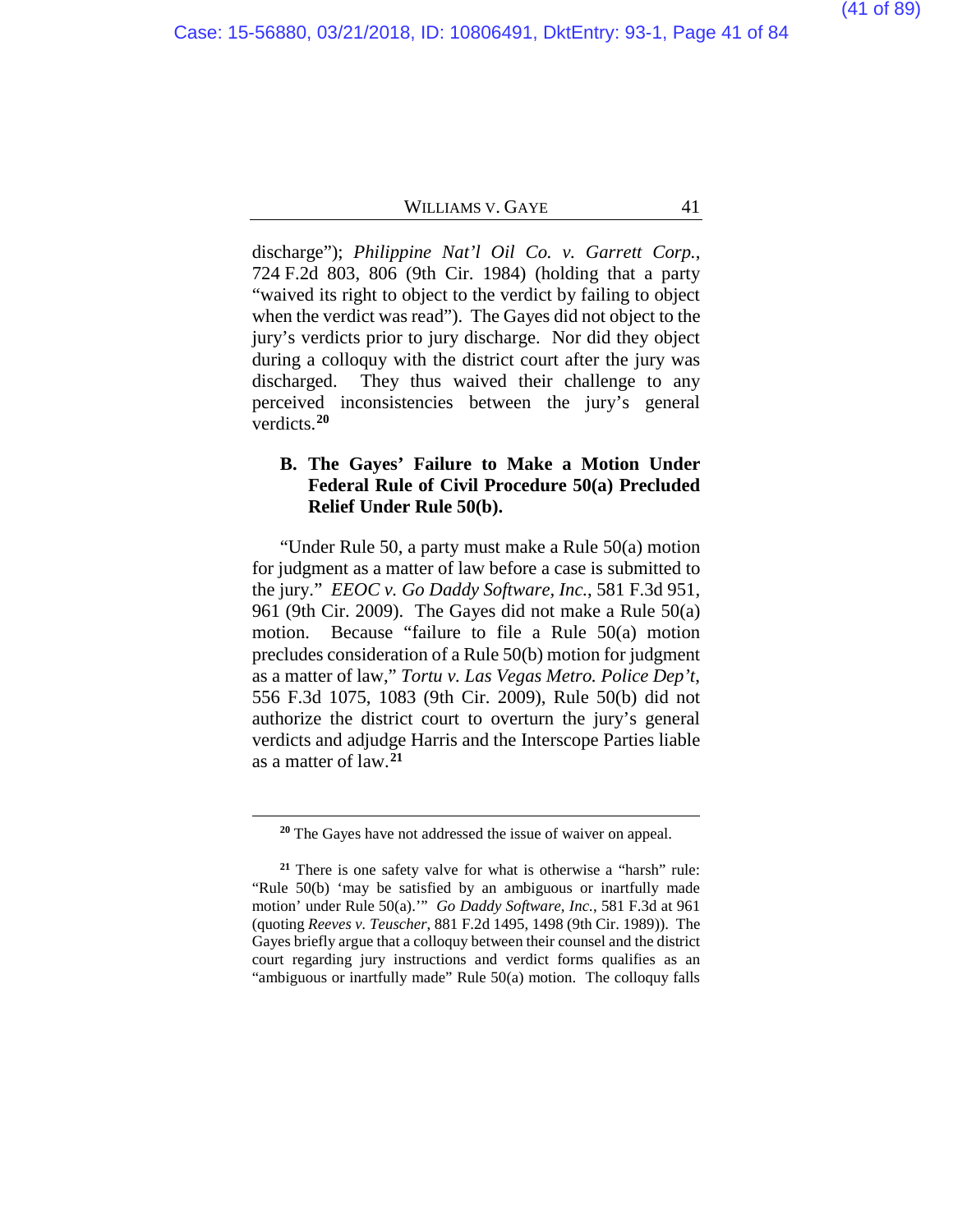discharge"); *Philippine Nat'l Oil Co. v. Garrett Corp.*, 724 F.2d 803, 806 (9th Cir. 1984) (holding that a party "waived its right to object to the verdict by failing to object when the verdict was read"). The Gayes did not object to the jury's verdicts prior to jury discharge. Nor did they object during a colloquy with the district court after the jury was discharged. They thus waived their challenge to any perceived inconsistencies between the jury's general verdicts.[20]

### B. The Gayes' Failure to Make a Motion Under Federal Rule of Civil Procedure 50(a) Precluded Relief Under Rule 50(b).

"Under Rule 50, a party must make a Rule 50(a) motion for judgment as a matter of law before a case is submitted to the jury." *EEOC v. Go Daddy Software, Inc.*, 581 F.3d 951, 961 (9th Cir. 2009). The Gayes did not make a Rule 50(a) motion. Because "failure to file a Rule 50(a) motion precludes consideration of a Rule 50(b) motion for judgment as a matter of law," *Tortu v. Las Vegas Metro. Police Dep't*, 556 F.3d 1075, 1083 (9th Cir. 2009), Rule 50(b) did not authorize the district court to overturn the jury's general verdicts and adjudge Harris and the Interscope Parties liable as a matter of law.[21]

---

[20] The Gayes have not addressed the issue of waiver on appeal.

[21] There is one safety valve for what is otherwise a "harsh" rule: "Rule 50(b) 'may be satisfied by an ambiguous or inartfully made motion' under Rule 50(a).'" *Go Daddy Software, Inc.*, 581 F.3d at 961 (quoting *Reeves v. Teuscher*, 881 F.2d 1495, 1498 (9th Cir. 1989)). The Gayes briefly argue that a colloquy between their counsel and the district court regarding jury instructions and verdict forms qualifies as an "ambiguous or inartfully made" Rule 50(a) motion. The colloquy falls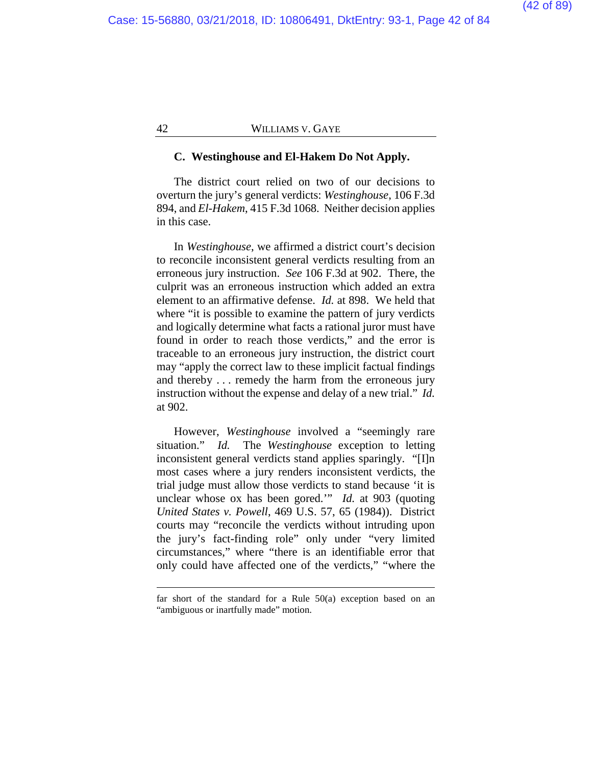**C. Westinghouse and El-Hakem Do Not Apply.**

The district court relied on two of our decisions to overturn the jury's general verdicts: *Westinghouse*, 106 F.3d 894, and *El-Hakem*, 415 F.3d 1068. Neither decision applies in this case.

In *Westinghouse*, we affirmed a district court's decision to reconcile inconsistent general verdicts resulting from an erroneous jury instruction. *See* 106 F.3d at 902. There, the culprit was an erroneous instruction which added an extra element to an affirmative defense. *Id.* at 898. We held that where "it is possible to examine the pattern of jury verdicts and logically determine what facts a rational juror must have found in order to reach those verdicts," and the error is traceable to an erroneous jury instruction, the district court may "apply the correct law to these implicit factual findings and thereby . . . remedy the harm from the erroneous jury instruction without the expense and delay of a new trial." *Id.* at 902.

However, *Westinghouse* involved a "seemingly rare situation." *Id.* The *Westinghouse* exception to letting inconsistent general verdicts stand applies sparingly. "[I]n most cases where a jury renders inconsistent verdicts, the trial judge must allow those verdicts to stand because 'it is unclear whose ox has been gored.'" *Id.* at 903 (quoting *United States v. Powell*, 469 U.S. 57, 65 (1984)). District courts may "reconcile the verdicts without intruding upon the jury's fact-finding role" only under "very limited circumstances," where "there is an identifiable error that only could have affected one of the verdicts," "where the

---

far short of the standard for a Rule 50(a) exception based on an "ambiguous or inartfully made" motion.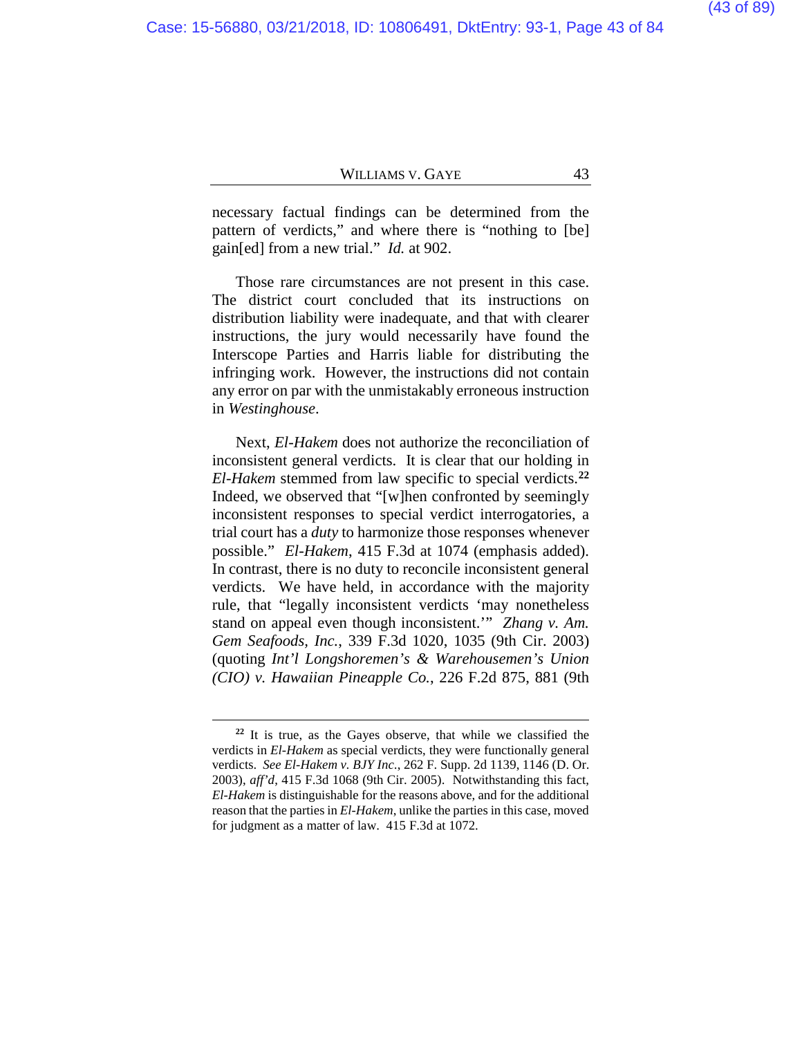necessary factual findings can be determined from the pattern of verdicts," and where there is "nothing to [be] gain[ed] from a new trial." *Id.* at 902.

Those rare circumstances are not present in this case. The district court concluded that its instructions on distribution liability were inadequate, and that with clearer instructions, the jury would necessarily have found the Interscope Parties and Harris liable for distributing the infringing work. However, the instructions did not contain any error on par with the unmistakably erroneous instruction in *Westinghouse*.

Next, *El-Hakem* does not authorize the reconciliation of inconsistent general verdicts. It is clear that our holding in *El-Hakem* stemmed from law specific to special verdicts.[22] Indeed, we observed that "[w]hen confronted by seemingly inconsistent responses to special verdict interrogatories, a trial court has a *duty* to harmonize those responses whenever possible." *El-Hakem*, 415 F.3d at 1074 (emphasis added). In contrast, there is no duty to reconcile inconsistent general verdicts. We have held, in accordance with the majority rule, that "legally inconsistent verdicts 'may nonetheless stand on appeal even though inconsistent.'" *Zhang v. Am. Gem Seafoods, Inc.*, 339 F.3d 1020, 1035 (9th Cir. 2003) (quoting *Int'l Longshoremen's & Warehousemen's Union (CIO) v. Hawaiian Pineapple Co.*, 226 F.2d 875, 881 (9th

---

[22] It is true, as the Gayes observe, that while we classified the verdicts in *El-Hakem* as special verdicts, they were functionally general verdicts. *See El-Hakem v. BJY Inc.*, 262 F. Supp. 2d 1139, 1146 (D. Or. 2003), *aff'd*, 415 F.3d 1068 (9th Cir. 2005). Notwithstanding this fact, *El-Hakem* is distinguishable for the reasons above, and for the additional reason that the parties in *El-Hakem*, unlike the parties in this case, moved for judgment as a matter of law. 415 F.3d at 1072.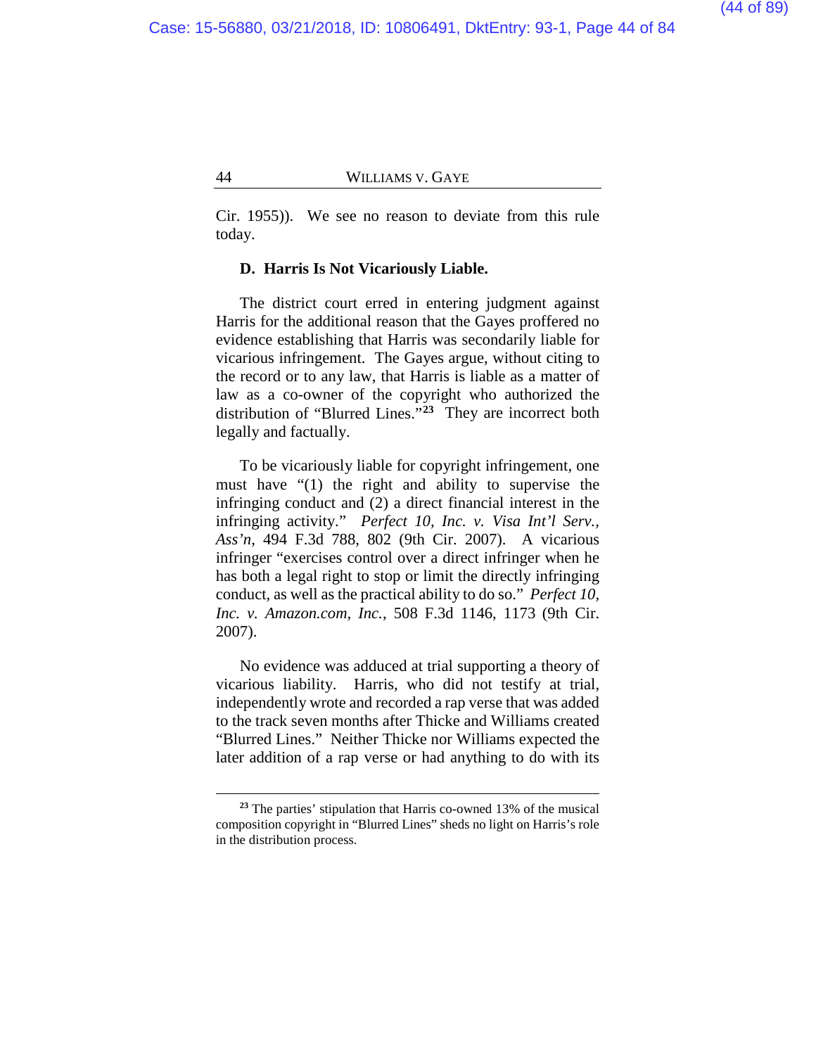Cir. 1955)). We see no reason to deviate from this rule today.

### D. Harris Is Not Vicariously Liable.

The district court erred in entering judgment against Harris for the additional reason that the Gayes proffered no evidence establishing that Harris was secondarily liable for vicarious infringement. The Gayes argue, without citing to the record or to any law, that Harris is liable as a matter of law as a co-owner of the copyright who authorized the distribution of "Blurred Lines."[23] They are incorrect both legally and factually.

To be vicariously liable for copyright infringement, one must have "(1) the right and ability to supervise the infringing conduct and (2) a direct financial interest in the infringing activity." *Perfect 10, Inc. v. Visa Int'l Serv., Ass'n*, 494 F.3d 788, 802 (9th Cir. 2007). A vicarious infringer "exercises control over a direct infringer when he has both a legal right to stop or limit the directly infringing conduct, as well as the practical ability to do so." *Perfect 10, Inc. v. Amazon.com, Inc.*, 508 F.3d 1146, 1173 (9th Cir. 2007).

No evidence was adduced at trial supporting a theory of vicarious liability. Harris, who did not testify at trial, independently wrote and recorded a rap verse that was added to the track seven months after Thicke and Williams created "Blurred Lines." Neither Thicke nor Williams expected the later addition of a rap verse or had anything to do with its

---

[23] The parties' stipulation that Harris co-owned 13% of the musical composition copyright in "Blurred Lines" sheds no light on Harris's role in the distribution process.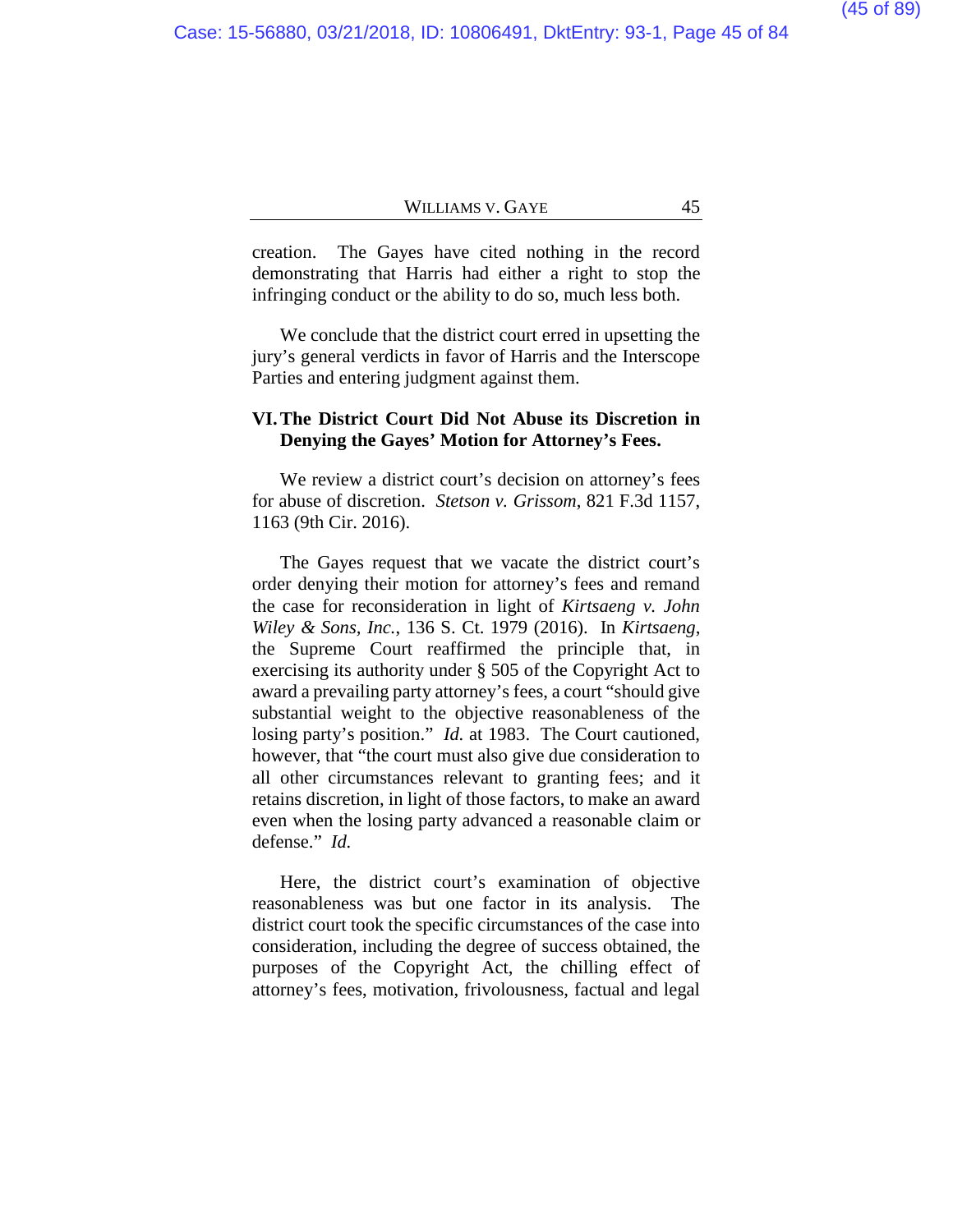creation. The Gayes have cited nothing in the record demonstrating that Harris had either a right to stop the infringing conduct or the ability to do so, much less both.

We conclude that the district court erred in upsetting the jury's general verdicts in favor of Harris and the Interscope Parties and entering judgment against them.

## VI. The District Court Did Not Abuse its Discretion in Denying the Gayes' Motion for Attorney's Fees.

We review a district court's decision on attorney's fees for abuse of discretion. *Stetson v. Grissom*, 821 F.3d 1157, 1163 (9th Cir. 2016).

The Gayes request that we vacate the district court's order denying their motion for attorney's fees and remand the case for reconsideration in light of *Kirtsaeng v. John Wiley & Sons, Inc.*, 136 S. Ct. 1979 (2016). In *Kirtsaeng*, the Supreme Court reaffirmed the principle that, in exercising its authority under § 505 of the Copyright Act to award a prevailing party attorney's fees, a court "should give substantial weight to the objective reasonableness of the losing party's position." *Id.* at 1983. The Court cautioned, however, that "the court must also give due consideration to all other circumstances relevant to granting fees; and it retains discretion, in light of those factors, to make an award even when the losing party advanced a reasonable claim or defense." *Id.*

Here, the district court's examination of objective reasonableness was but one factor in its analysis. The district court took the specific circumstances of the case into consideration, including the degree of success obtained, the purposes of the Copyright Act, the chilling effect of attorney's fees, motivation, frivolousness, factual and legal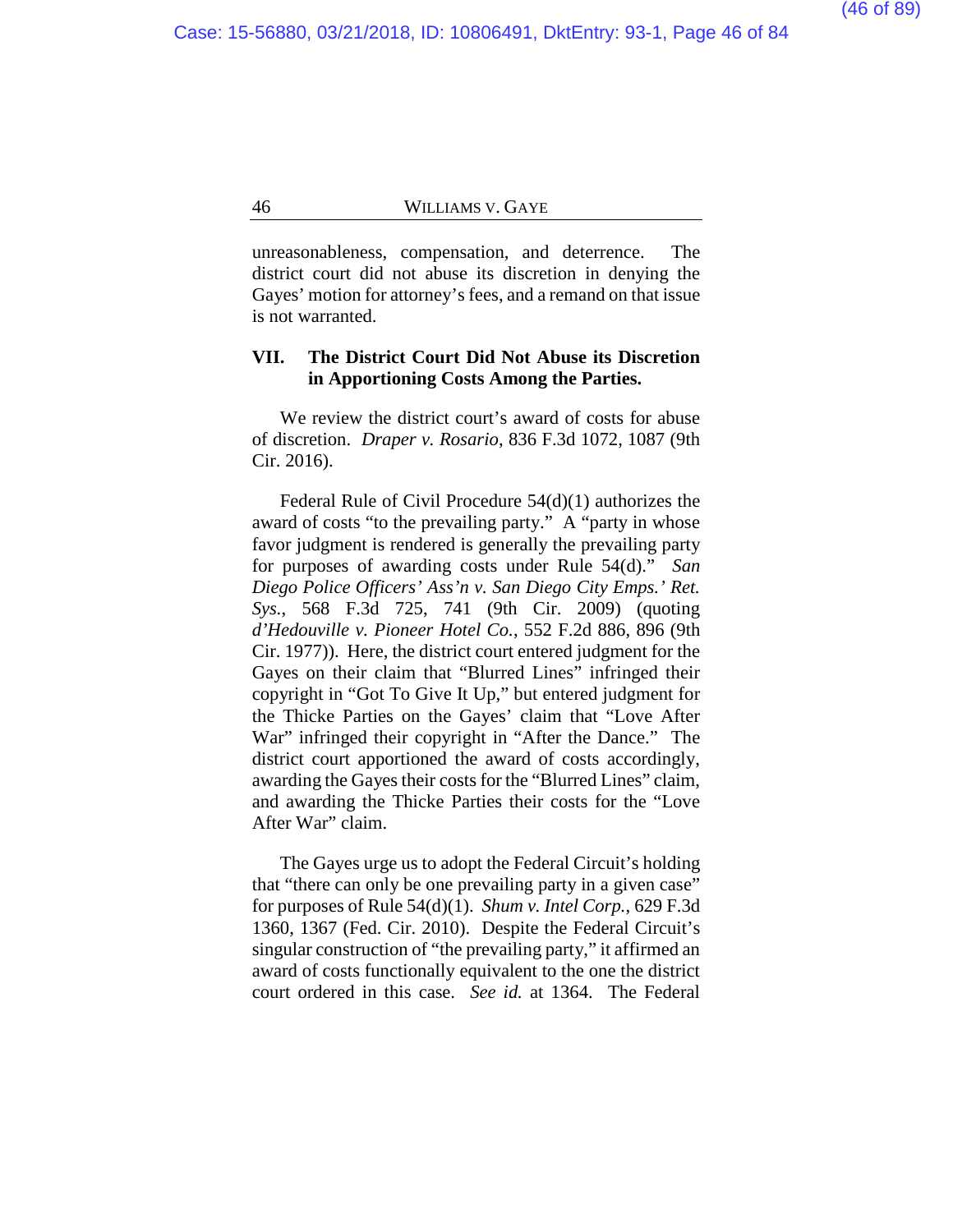unreasonableness, compensation, and deterrence. The district court did not abuse its discretion in denying the Gayes' motion for attorney's fees, and a remand on that issue is not warranted.

## VII. The District Court Did Not Abuse its Discretion in Apportioning Costs Among the Parties.

We review the district court's award of costs for abuse of discretion. *Draper v. Rosario*, 836 F.3d 1072, 1087 (9th Cir. 2016).

Federal Rule of Civil Procedure 54(d)(1) authorizes the award of costs "to the prevailing party." A "party in whose favor judgment is rendered is generally the prevailing party for purposes of awarding costs under Rule 54(d)." *San Diego Police Officers' Ass'n v. San Diego City Emps.' Ret. Sys.*, 568 F.3d 725, 741 (9th Cir. 2009) (quoting *d'Hedouville v. Pioneer Hotel Co.*, 552 F.2d 886, 896 (9th Cir. 1977)). Here, the district court entered judgment for the Gayes on their claim that "Blurred Lines" infringed their copyright in "Got To Give It Up," but entered judgment for the Thicke Parties on the Gayes' claim that "Love After War" infringed their copyright in "After the Dance." The district court apportioned the award of costs accordingly, awarding the Gayes their costs for the "Blurred Lines" claim, and awarding the Thicke Parties their costs for the "Love After War" claim.

The Gayes urge us to adopt the Federal Circuit's holding that "there can only be one prevailing party in a given case" for purposes of Rule 54(d)(1). *Shum v. Intel Corp.*, 629 F.3d 1360, 1367 (Fed. Cir. 2010). Despite the Federal Circuit's singular construction of "the prevailing party," it affirmed an award of costs functionally equivalent to the one the district court ordered in this case. *See id.* at 1364. The Federal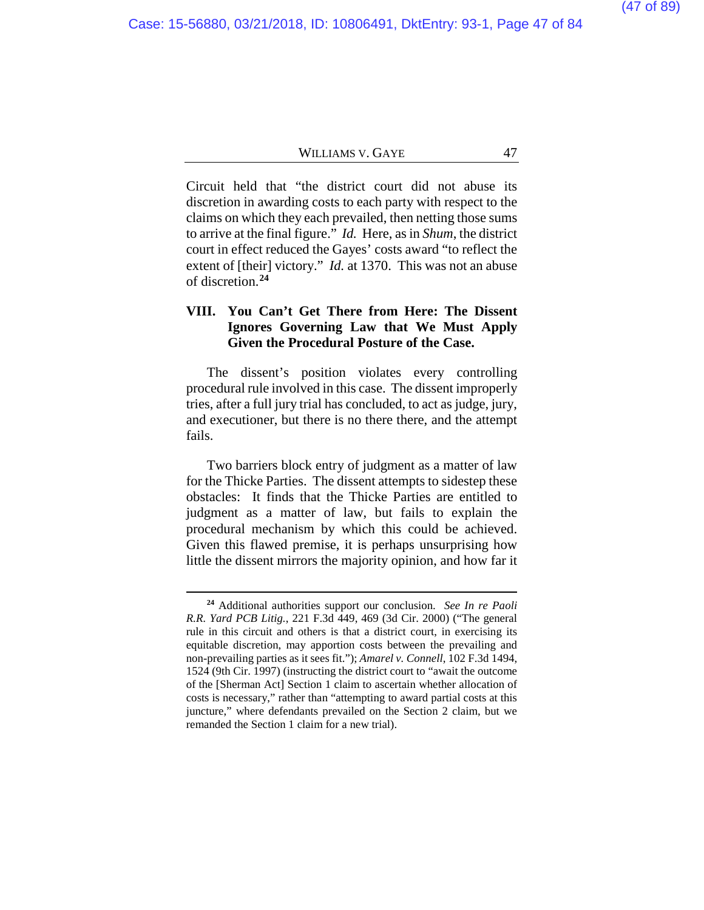Circuit held that "the district court did not abuse its discretion in awarding costs to each party with respect to the claims on which they each prevailed, then netting those sums to arrive at the final figure." *Id.* Here, as in *Shum*, the district court in effect reduced the Gayes' costs award "to reflect the extent of [their] victory." *Id.* at 1370. This was not an abuse of discretion.[24]

## VIII. You Can't Get There from Here: The Dissent Ignores Governing Law that We Must Apply Given the Procedural Posture of the Case.

The dissent's position violates every controlling procedural rule involved in this case. The dissent improperly tries, after a full jury trial has concluded, to act as judge, jury, and executioner, but there is no there there, and the attempt fails.

Two barriers block entry of judgment as a matter of law for the Thicke Parties. The dissent attempts to sidestep these obstacles: It finds that the Thicke Parties are entitled to judgment as a matter of law, but fails to explain the procedural mechanism by which this could be achieved. Given this flawed premise, it is perhaps unsurprising how little the dissent mirrors the majority opinion, and how far it

---

[24] Additional authorities support our conclusion. *See In re Paoli R.R. Yard PCB Litig.*, 221 F.3d 449, 469 (3d Cir. 2000) ("The general rule in this circuit and others is that a district court, in exercising its equitable discretion, may apportion costs between the prevailing and non-prevailing parties as it sees fit."); *Amarel v. Connell*, 102 F.3d 1494, 1524 (9th Cir. 1997) (instructing the district court to "await the outcome of the [Sherman Act] Section 1 claim to ascertain whether allocation of costs is necessary," rather than "attempting to award partial costs at this juncture," where defendants prevailed on the Section 2 claim, but we remanded the Section 1 claim for a new trial).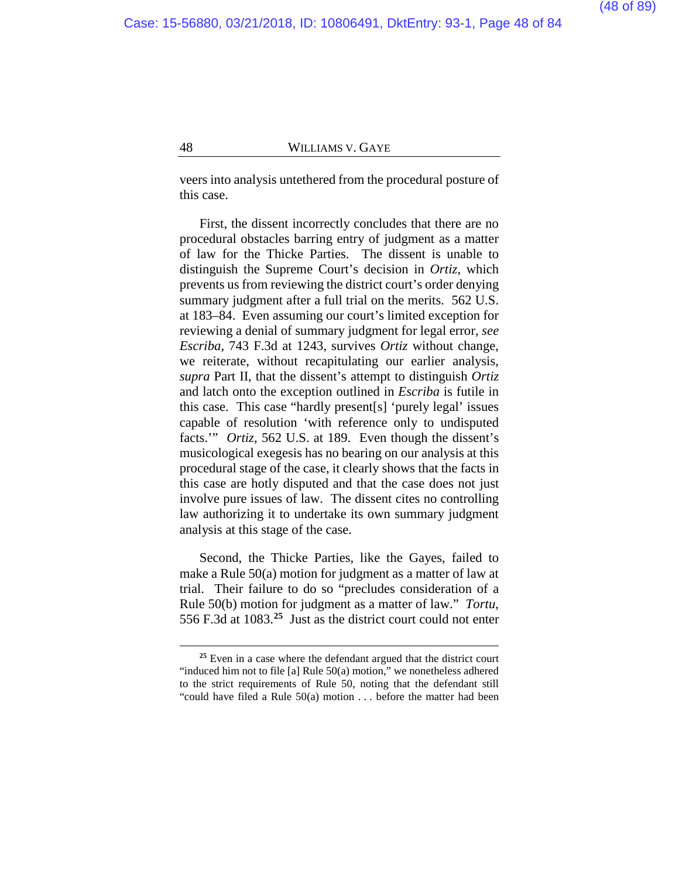veers into analysis untethered from the procedural posture of this case.

First, the dissent incorrectly concludes that there are no procedural obstacles barring entry of judgment as a matter of law for the Thicke Parties. The dissent is unable to distinguish the Supreme Court's decision in *Ortiz*, which prevents us from reviewing the district court's order denying summary judgment after a full trial on the merits. 562 U.S. at 183–84. Even assuming our court's limited exception for reviewing a denial of summary judgment for legal error, *see Escriba*, 743 F.3d at 1243, survives *Ortiz* without change, we reiterate, without recapitulating our earlier analysis, *supra* Part II, that the dissent's attempt to distinguish *Ortiz* and latch onto the exception outlined in *Escriba* is futile in this case. This case "hardly present[s] 'purely legal' issues capable of resolution 'with reference only to undisputed facts.'" *Ortiz*, 562 U.S. at 189. Even though the dissent's musicological exegesis has no bearing on our analysis at this procedural stage of the case, it clearly shows that the facts in this case are hotly disputed and that the case does not just involve pure issues of law. The dissent cites no controlling law authorizing it to undertake its own summary judgment analysis at this stage of the case.

Second, the Thicke Parties, like the Gayes, failed to make a Rule 50(a) motion for judgment as a matter of law at trial. Their failure to do so "precludes consideration of a Rule 50(b) motion for judgment as a matter of law." *Tortu*, 556 F.3d at 1083.[25] Just as the district court could not enter

---

[25] Even in a case where the defendant argued that the district court "induced him not to file [a] Rule 50(a) motion," we nonetheless adhered to the strict requirements of Rule 50, noting that the defendant still "could have filed a Rule 50(a) motion . . . before the matter had been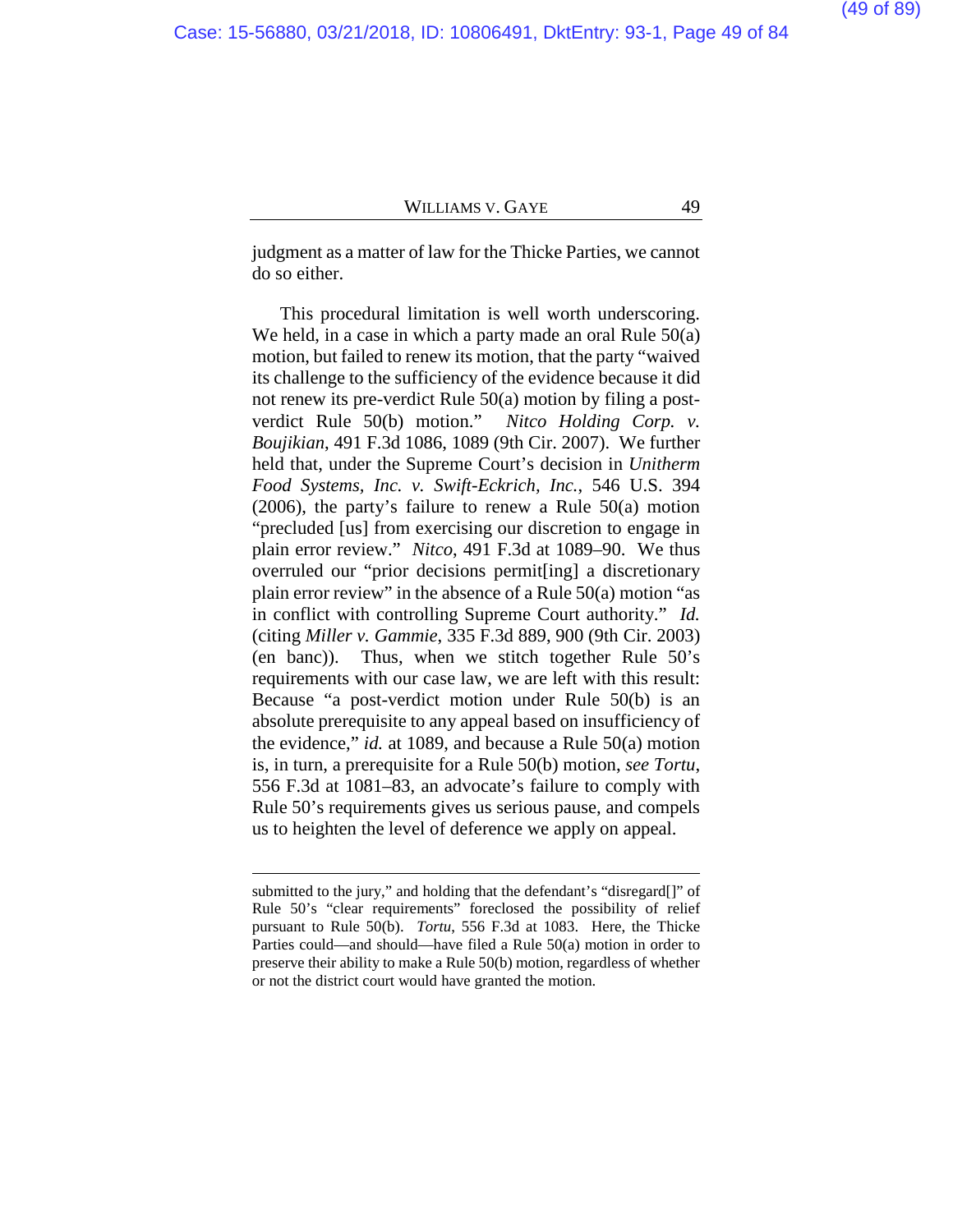judgment as a matter of law for the Thicke Parties, we cannot do so either.

This procedural limitation is well worth underscoring. We held, in a case in which a party made an oral Rule 50(a) motion, but failed to renew its motion, that the party "waived its challenge to the sufficiency of the evidence because it did not renew its pre-verdict Rule 50(a) motion by filing a post-verdict Rule 50(b) motion." *Nitco Holding Corp. v. Boujikian*, 491 F.3d 1086, 1089 (9th Cir. 2007). We further held that, under the Supreme Court's decision in *Unitherm Food Systems, Inc. v. Swift-Eckrich, Inc.*, 546 U.S. 394 (2006), the party's failure to renew a Rule 50(a) motion "precluded [us] from exercising our discretion to engage in plain error review." *Nitco*, 491 F.3d at 1089–90. We thus overruled our "prior decisions permit[ing] a discretionary plain error review" in the absence of a Rule 50(a) motion "as in conflict with controlling Supreme Court authority." *Id.* (citing *Miller v. Gammie*, 335 F.3d 889, 900 (9th Cir. 2003) (en banc)). Thus, when we stitch together Rule 50's requirements with our case law, we are left with this result: Because "a post-verdict motion under Rule 50(b) is an absolute prerequisite to any appeal based on insufficiency of the evidence," *id.* at 1089, and because a Rule 50(a) motion is, in turn, a prerequisite for a Rule 50(b) motion, *see Tortu*, 556 F.3d at 1081–83, an advocate's failure to comply with Rule 50's requirements gives us serious pause, and compels us to heighten the level of deference we apply on appeal.

---

submitted to the jury," and holding that the defendant's "disregard[]" of Rule 50's "clear requirements" foreclosed the possibility of relief pursuant to Rule 50(b). *Tortu*, 556 F.3d at 1083. Here, the Thicke Parties could—and should—have filed a Rule 50(a) motion in order to preserve their ability to make a Rule 50(b) motion, regardless of whether or not the district court would have granted the motion.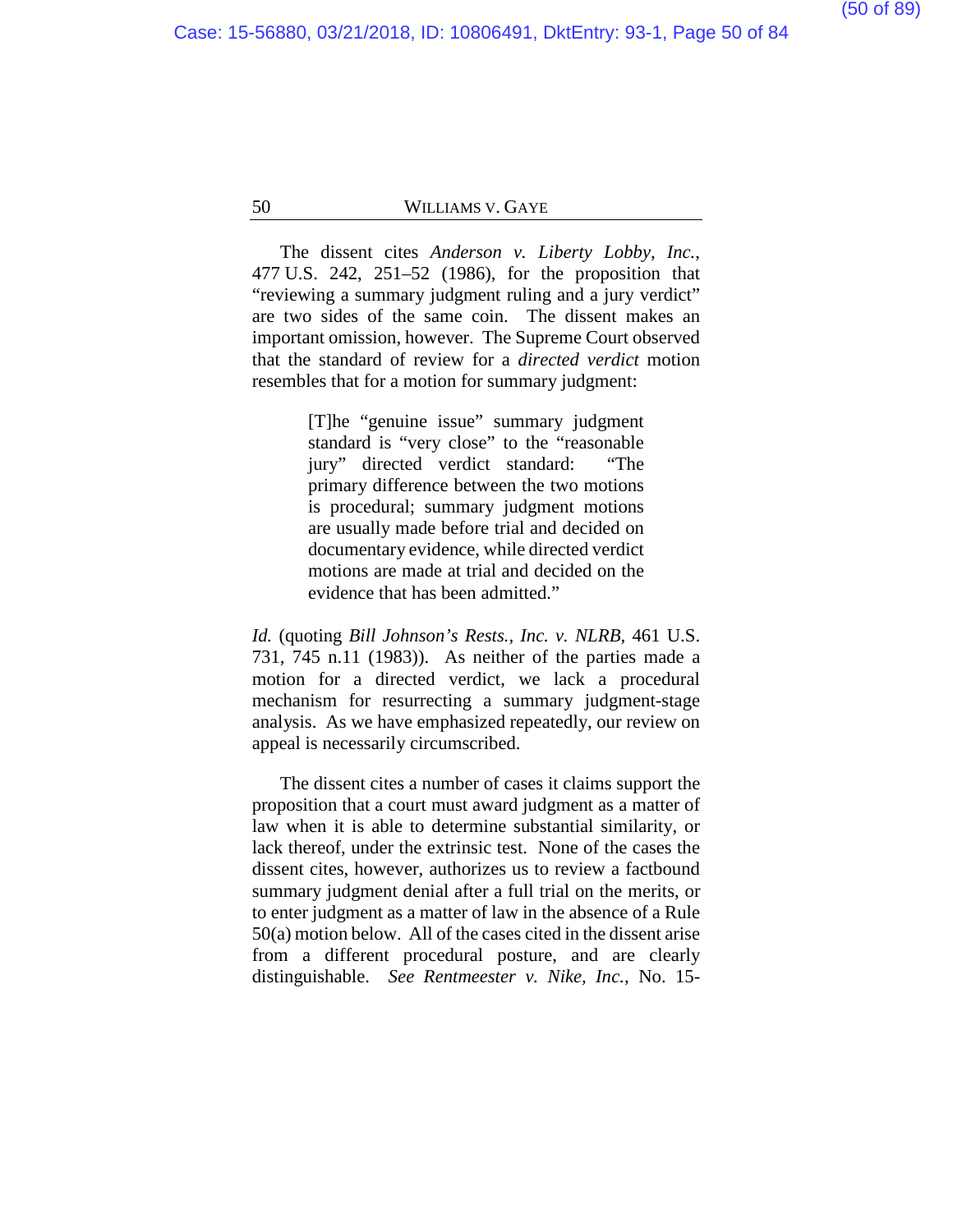The dissent cites *Anderson v. Liberty Lobby, Inc.*, 477 U.S. 242, 251–52 (1986), for the proposition that "reviewing a summary judgment ruling and a jury verdict" are two sides of the same coin. The dissent makes an important omission, however. The Supreme Court observed that the standard of review for a *directed verdict* motion resembles that for a motion for summary judgment:

> [T]he "genuine issue" summary judgment standard is "very close" to the "reasonable jury" directed verdict standard: "The primary difference between the two motions is procedural; summary judgment motions are usually made before trial and decided on documentary evidence, while directed verdict motions are made at trial and decided on the evidence that has been admitted."

*Id.* (quoting *Bill Johnson's Rests., Inc. v. NLRB*, 461 U.S. 731, 745 n.11 (1983)). As neither of the parties made a motion for a directed verdict, we lack a procedural mechanism for resurrecting a summary judgment-stage analysis. As we have emphasized repeatedly, our review on appeal is necessarily circumscribed.

The dissent cites a number of cases it claims support the proposition that a court must award judgment as a matter of law when it is able to determine substantial similarity, or lack thereof, under the extrinsic test. None of the cases the dissent cites, however, authorizes us to review a factbound summary judgment denial after a full trial on the merits, or to enter judgment as a matter of law in the absence of a Rule 50(a) motion below. All of the cases cited in the dissent arise from a different procedural posture, and are clearly distinguishable. *See Rentmeester v. Nike, Inc.*, No. 15-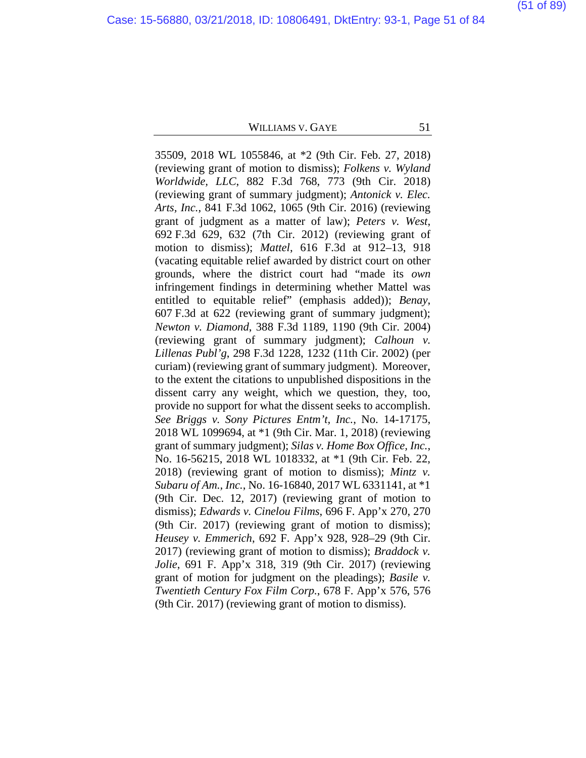35509, 2018 WL 1055846, at *2 (9th Cir. Feb. 27, 2018) (reviewing grant of motion to dismiss); *Folkens v. Wyland Worldwide, LLC*, 882 F.3d 768, 773 (9th Cir. 2018) (reviewing grant of summary judgment); *Antonick v. Elec. Arts, Inc.*, 841 F.3d 1062, 1065 (9th Cir. 2016) (reviewing grant of judgment as a matter of law); *Peters v. West*, 692 F.3d 629, 632 (7th Cir. 2012) (reviewing grant of motion to dismiss); *Mattel*, 616 F.3d at 912–13, 918 (vacating equitable relief awarded by district court on other grounds, where the district court had "made its *own* infringement findings in determining whether Mattel was entitled to equitable relief" (emphasis added)); *Benay*, 607 F.3d at 622 (reviewing grant of summary judgment); *Newton v. Diamond*, 388 F.3d 1189, 1190 (9th Cir. 2004) (reviewing grant of summary judgment); *Calhoun v. Lillenas Publ'g*, 298 F.3d 1228, 1232 (11th Cir. 2002) (per curiam) (reviewing grant of summary judgment). Moreover, to the extent the citations to unpublished dispositions in the dissent carry any weight, which we question, they, too, provide no support for what the dissent seeks to accomplish. *See Briggs v. Sony Pictures Entm't, Inc.*, No. 14-17175, 2018 WL 1099694, at *1 (9th Cir. Mar. 1, 2018) (reviewing grant of summary judgment); *Silas v. Home Box Office, Inc.*, No. 16-56215, 2018 WL 1018332, at *1 (9th Cir. Feb. 22, 2018) (reviewing grant of motion to dismiss); *Mintz v. Subaru of Am., Inc.*, No. 16-16840, 2017 WL 6331141, at *1 (9th Cir. Dec. 12, 2017) (reviewing grant of motion to dismiss); *Edwards v. Cinelou Films*, 696 F. App'x 270, 270 (9th Cir. 2017) (reviewing grant of motion to dismiss); *Heusey v. Emmerich*, 692 F. App'x 928, 928–29 (9th Cir. 2017) (reviewing grant of motion to dismiss); *Braddock v. Jolie*, 691 F. App'x 318, 319 (9th Cir. 2017) (reviewing grant of motion for judgment on the pleadings); *Basile v. Twentieth Century Fox Film Corp.*, 678 F. App'x 576, 576 (9th Cir. 2017) (reviewing grant of motion to dismiss).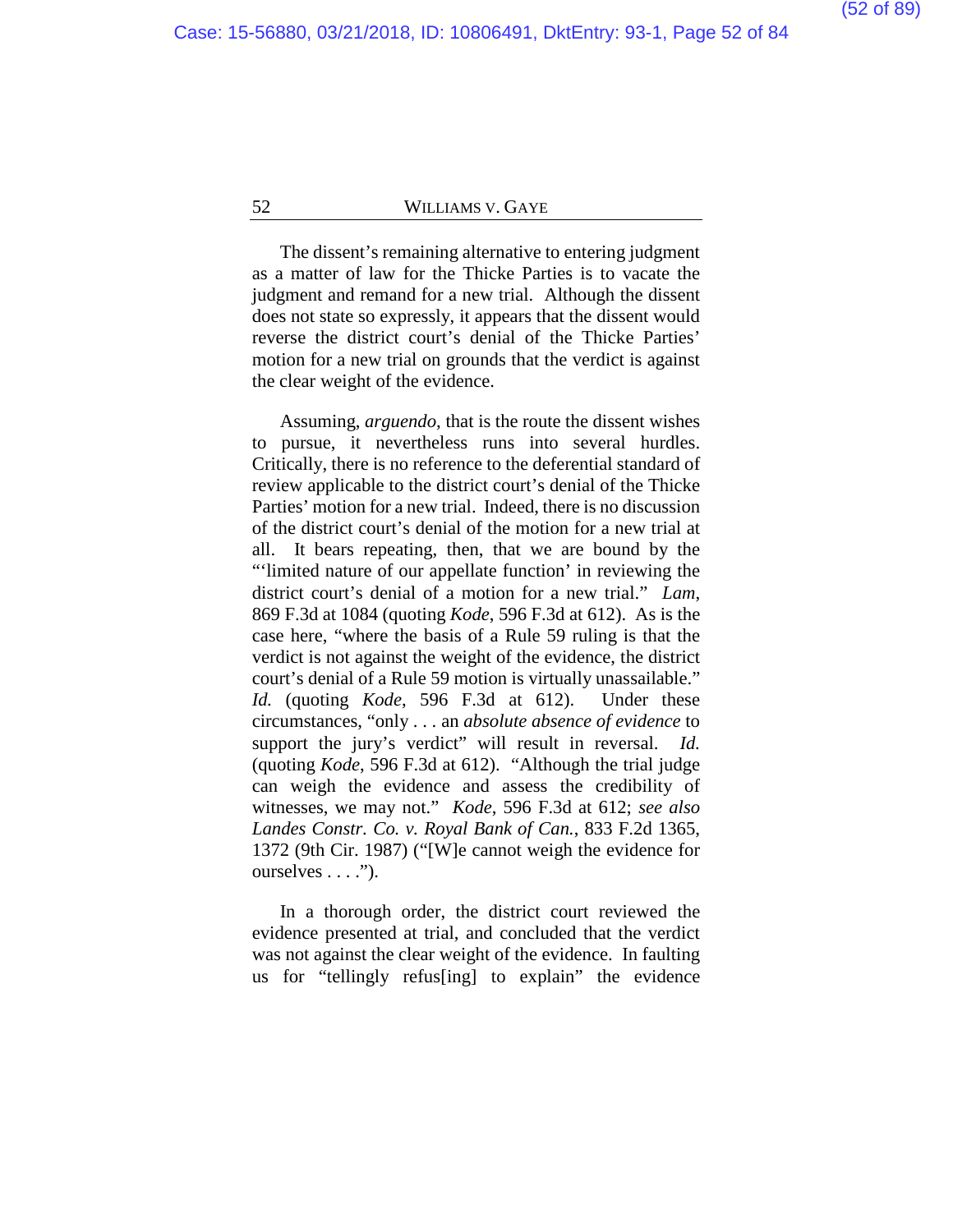The dissent's remaining alternative to entering judgment as a matter of law for the Thicke Parties is to vacate the judgment and remand for a new trial. Although the dissent does not state so expressly, it appears that the dissent would reverse the district court's denial of the Thicke Parties' motion for a new trial on grounds that the verdict is against the clear weight of the evidence.

Assuming, *arguendo*, that is the route the dissent wishes to pursue, it nevertheless runs into several hurdles. Critically, there is no reference to the deferential standard of review applicable to the district court's denial of the Thicke Parties' motion for a new trial. Indeed, there is no discussion of the district court's denial of the motion for a new trial at all. It bears repeating, then, that we are bound by the "'limited nature of our appellate function' in reviewing the district court's denial of a motion for a new trial." *Lam*, 869 F.3d at 1084 (quoting *Kode*, 596 F.3d at 612). As is the case here, "where the basis of a Rule 59 ruling is that the verdict is not against the weight of the evidence, the district court's denial of a Rule 59 motion is virtually unassailable." *Id.* (quoting *Kode*, 596 F.3d at 612). Under these circumstances, "only . . . an *absolute absence of evidence* to support the jury's verdict" will result in reversal. *Id.* (quoting *Kode*, 596 F.3d at 612). "Although the trial judge can weigh the evidence and assess the credibility of witnesses, we may not." *Kode*, 596 F.3d at 612; *see also Landes Constr. Co. v. Royal Bank of Can.*, 833 F.2d 1365, 1372 (9th Cir. 1987) ("[W]e cannot weigh the evidence for ourselves . . . .").

In a thorough order, the district court reviewed the evidence presented at trial, and concluded that the verdict was not against the clear weight of the evidence. In faulting us for "tellingly refus[ing] to explain" the evidence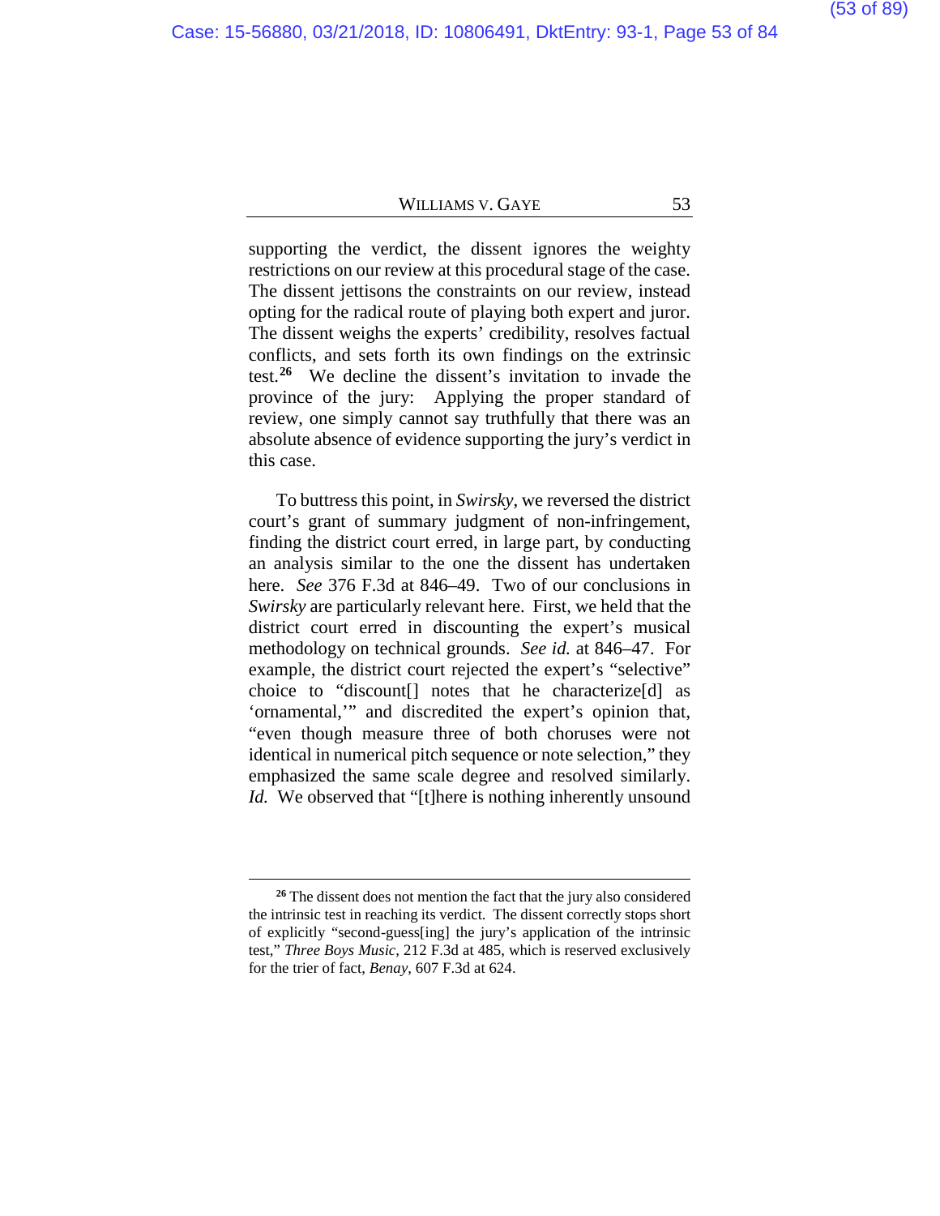supporting the verdict, the dissent ignores the weighty restrictions on our review at this procedural stage of the case. The dissent jettisons the constraints on our review, instead opting for the radical route of playing both expert and juror. The dissent weighs the experts' credibility, resolves factual conflicts, and sets forth its own findings on the extrinsic test.[26] We decline the dissent's invitation to invade the province of the jury: Applying the proper standard of review, one simply cannot say truthfully that there was an absolute absence of evidence supporting the jury's verdict in this case.

To buttress this point, in *Swirsky*, we reversed the district court's grant of summary judgment of non-infringement, finding the district court erred, in large part, by conducting an analysis similar to the one the dissent has undertaken here. *See* 376 F.3d at 846–49. Two of our conclusions in *Swirsky* are particularly relevant here. First, we held that the district court erred in discounting the expert's musical methodology on technical grounds. *See id.* at 846–47. For example, the district court rejected the expert's "selective" choice to "discount[] notes that he characterize[d] as 'ornamental,'" and discredited the expert's opinion that, "even though measure three of both choruses were not identical in numerical pitch sequence or note selection," they emphasized the same scale degree and resolved similarly. *Id.* We observed that "[t]here is nothing inherently unsound

---

[26] The dissent does not mention the fact that the jury also considered the intrinsic test in reaching its verdict. The dissent correctly stops short of explicitly "second-guess[ing] the jury's application of the intrinsic test," *Three Boys Music*, 212 F.3d at 485, which is reserved exclusively for the trier of fact, *Benay*, 607 F.3d at 624.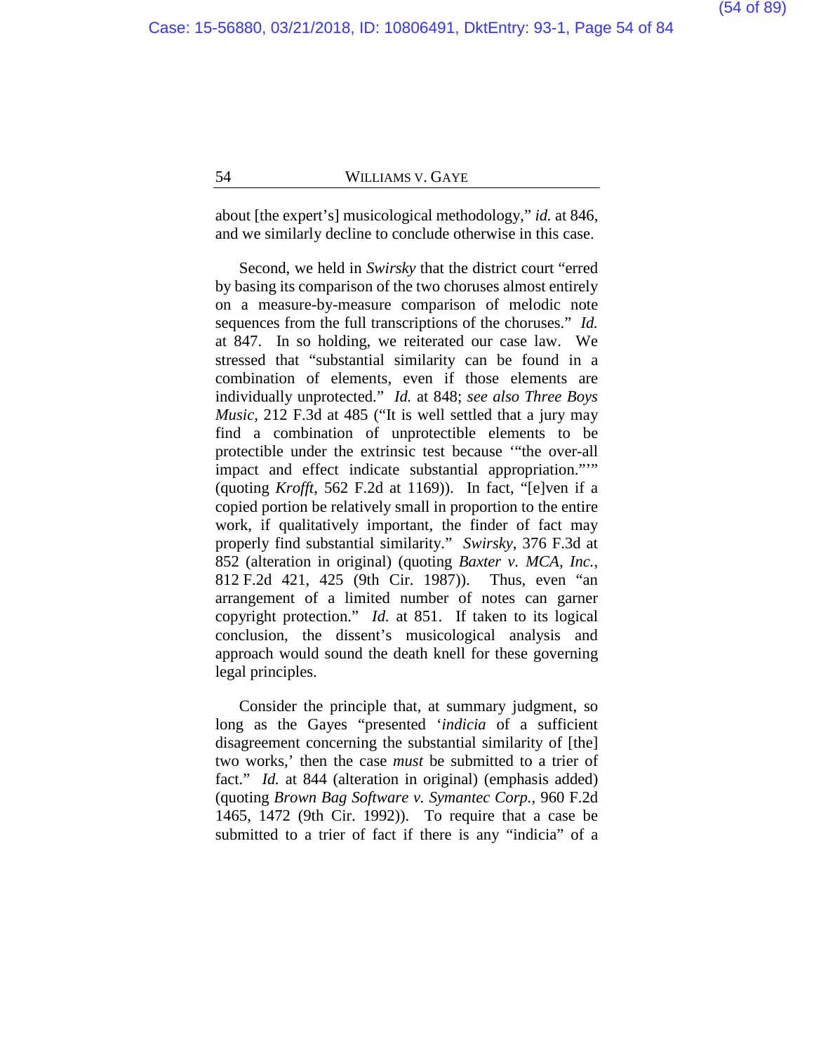about [the expert's] musicological methodology," *id.* at 846, and we similarly decline to conclude otherwise in this case.

Second, we held in *Swirsky* that the district court "erred by basing its comparison of the two choruses almost entirely on a measure-by-measure comparison of melodic note sequences from the full transcriptions of the choruses." *Id.* at 847. In so holding, we reiterated our case law. We stressed that "substantial similarity can be found in a combination of elements, even if those elements are individually unprotected." *Id.* at 848; *see also Three Boys Music*, 212 F.3d at 485 ("It is well settled that a jury may find a combination of unprotectible elements to be protectible under the extrinsic test because '"the over-all impact and effect indicate substantial appropriation."'" (quoting *Krofft*, 562 F.2d at 1169)). In fact, "[e]ven if a copied portion be relatively small in proportion to the entire work, if qualitatively important, the finder of fact may properly find substantial similarity." *Swirsky*, 376 F.3d at 852 (alteration in original) (quoting *Baxter v. MCA, Inc.*, 812 F.2d 421, 425 (9th Cir. 1987)). Thus, even "an arrangement of a limited number of notes can garner copyright protection." *Id.* at 851. If taken to its logical conclusion, the dissent's musicological analysis and approach would sound the death knell for these governing legal principles.

Consider the principle that, at summary judgment, so long as the Gayes "presented '*indicia* of a sufficient disagreement concerning the substantial similarity of [the] two works,' then the case *must* be submitted to a trier of fact." *Id.* at 844 (alteration in original) (emphasis added) (quoting *Brown Bag Software v. Symantec Corp.*, 960 F.2d 1465, 1472 (9th Cir. 1992)). To require that a case be submitted to a trier of fact if there is any "indicia" of a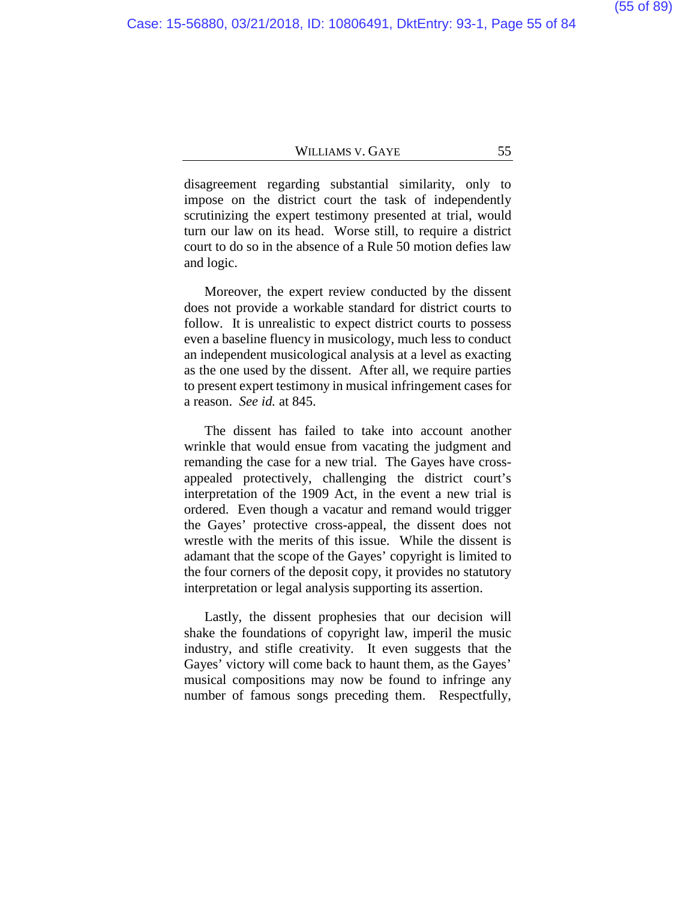disagreement regarding substantial similarity, only to impose on the district court the task of independently scrutinizing the expert testimony presented at trial, would turn our law on its head. Worse still, to require a district court to do so in the absence of a Rule 50 motion defies law and logic.

Moreover, the expert review conducted by the dissent does not provide a workable standard for district courts to follow. It is unrealistic to expect district courts to possess even a baseline fluency in musicology, much less to conduct an independent musicological analysis at a level as exacting as the one used by the dissent. After all, we require parties to present expert testimony in musical infringement cases for a reason. *See id.* at 845.

The dissent has failed to take into account another wrinkle that would ensue from vacating the judgment and remanding the case for a new trial. The Gayes have cross-appealed protectively, challenging the district court's interpretation of the 1909 Act, in the event a new trial is ordered. Even though a vacatur and remand would trigger the Gayes' protective cross-appeal, the dissent does not wrestle with the merits of this issue. While the dissent is adamant that the scope of the Gayes' copyright is limited to the four corners of the deposit copy, it provides no statutory interpretation or legal analysis supporting its assertion.

Lastly, the dissent prophesies that our decision will shake the foundations of copyright law, imperil the music industry, and stifle creativity. It even suggests that the Gayes' victory will come back to haunt them, as the Gayes' musical compositions may now be found to infringe any number of famous songs preceding them. Respectfully,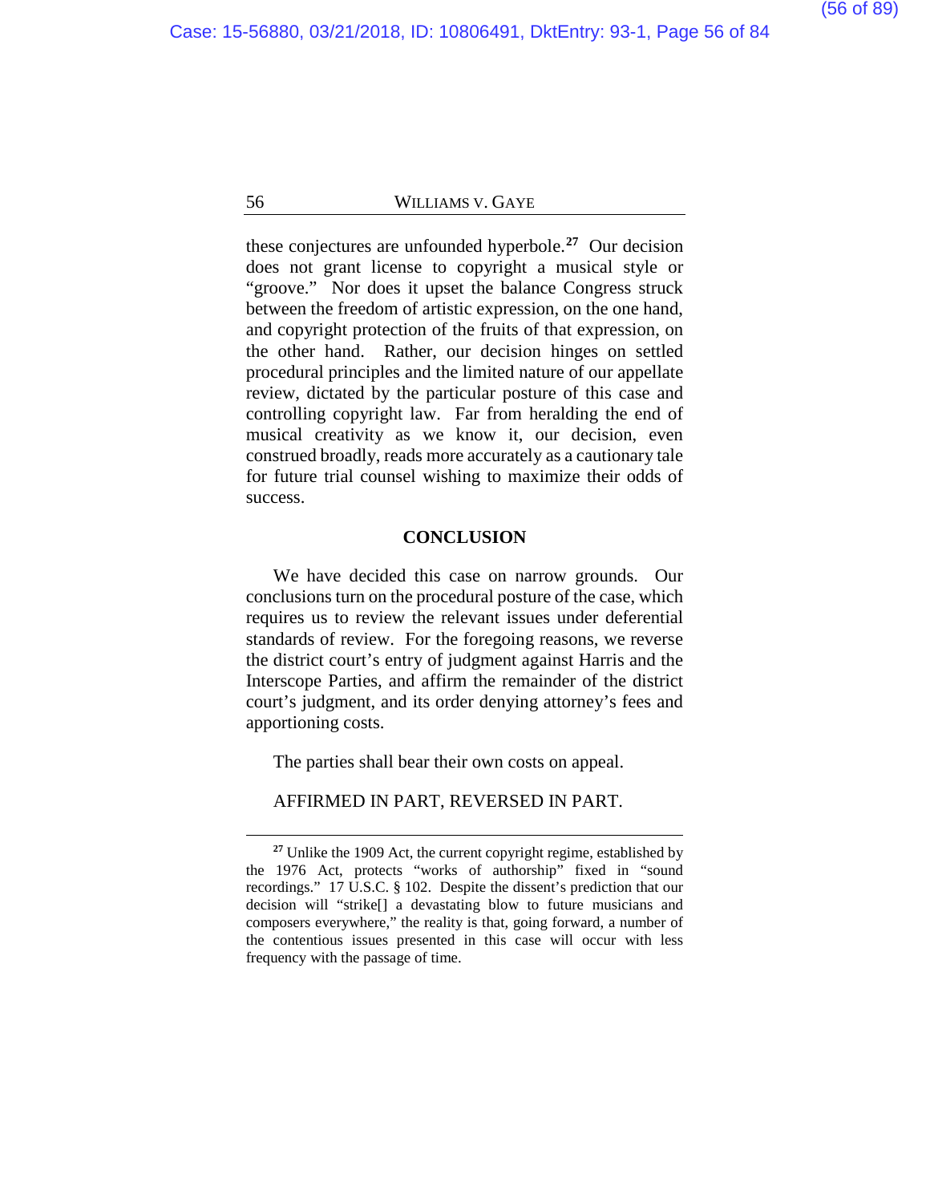these conjectures are unfounded hyperbole.[27] Our decision does not grant license to copyright a musical style or "groove." Nor does it upset the balance Congress struck between the freedom of artistic expression, on the one hand, and copyright protection of the fruits of that expression, on the other hand. Rather, our decision hinges on settled procedural principles and the limited nature of our appellate review, dictated by the particular posture of this case and controlling copyright law. Far from heralding the end of musical creativity as we know it, our decision, even construed broadly, reads more accurately as a cautionary tale for future trial counsel wishing to maximize their odds of success.

## CONCLUSION

We have decided this case on narrow grounds. Our conclusions turn on the procedural posture of the case, which requires us to review the relevant issues under deferential standards of review. For the foregoing reasons, we reverse the district court's entry of judgment against Harris and the Interscope Parties, and affirm the remainder of the district court's judgment, and its order denying attorney's fees and apportioning costs.

The parties shall bear their own costs on appeal.

AFFIRMED IN PART, REVERSED IN PART.

---

[27] Unlike the 1909 Act, the current copyright regime, established by the 1976 Act, protects "works of authorship" fixed in "sound recordings." 17 U.S.C. § 102. Despite the dissent's prediction that our decision will "strike[] a devastating blow to future musicians and composers everywhere," the reality is that, going forward, a number of the contentious issues presented in this case will occur with less frequency with the passage of time.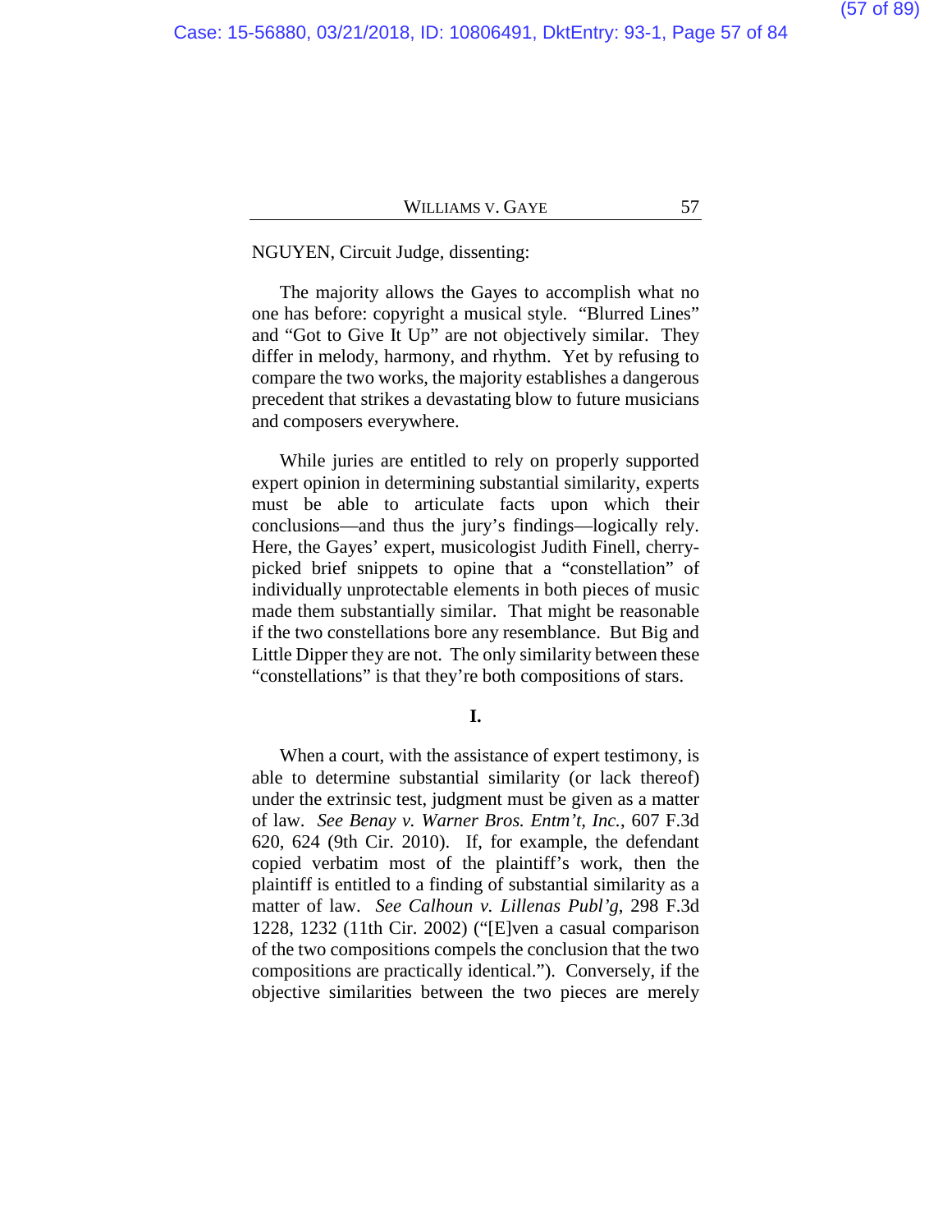NGUYEN, Circuit Judge, dissenting:

The majority allows the Gayes to accomplish what no one has before: copyright a musical style. "Blurred Lines" and "Got to Give It Up" are not objectively similar. They differ in melody, harmony, and rhythm. Yet by refusing to compare the two works, the majority establishes a dangerous precedent that strikes a devastating blow to future musicians and composers everywhere.

While juries are entitled to rely on properly supported expert opinion in determining substantial similarity, experts must be able to articulate facts upon which their conclusions—and thus the jury's findings—logically rely. Here, the Gayes' expert, musicologist Judith Finell, cherry-picked brief snippets to opine that a "constellation" of individually unprotectable elements in both pieces of music made them substantially similar. That might be reasonable if the two constellations bore any resemblance. But Big and Little Dipper they are not. The only similarity between these "constellations" is that they're both compositions of stars.

**I.**

When a court, with the assistance of expert testimony, is able to determine substantial similarity (or lack thereof) under the extrinsic test, judgment must be given as a matter of law. *See Benay v. Warner Bros. Entm't, Inc.*, 607 F.3d 620, 624 (9th Cir. 2010). If, for example, the defendant copied verbatim most of the plaintiff's work, then the plaintiff is entitled to a finding of substantial similarity as a matter of law. *See Calhoun v. Lillenas Publ'g*, 298 F.3d 1228, 1232 (11th Cir. 2002) ("[E]ven a casual comparison of the two compositions compels the conclusion that the two compositions are practically identical."). Conversely, if the objective similarities between the two pieces are merely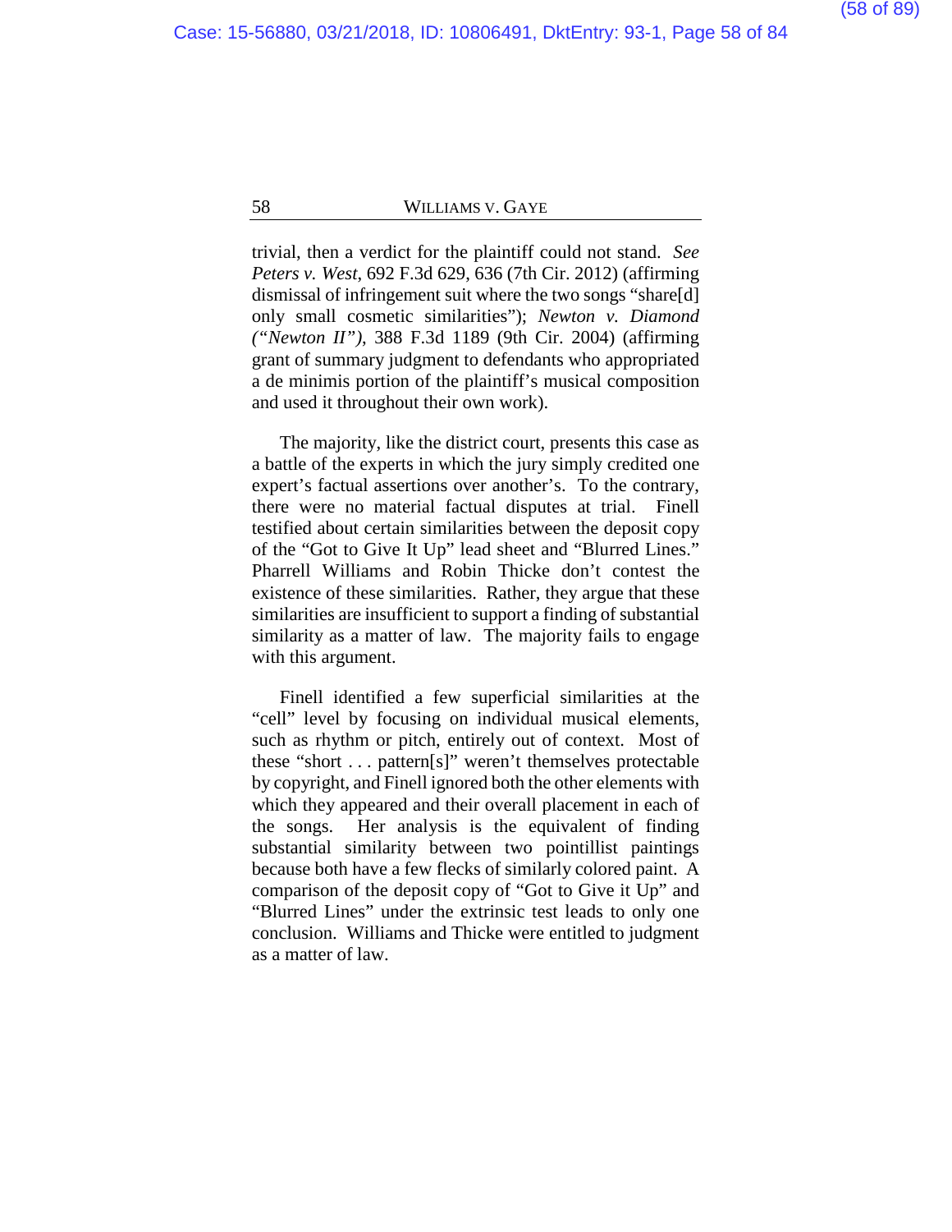trivial, then a verdict for the plaintiff could not stand. *See Peters v. West*, 692 F.3d 629, 636 (7th Cir. 2012) (affirming dismissal of infringement suit where the two songs "share[d] only small cosmetic similarities"); *Newton v. Diamond ("Newton II")*, 388 F.3d 1189 (9th Cir. 2004) (affirming grant of summary judgment to defendants who appropriated a de minimis portion of the plaintiff's musical composition and used it throughout their own work).

The majority, like the district court, presents this case as a battle of the experts in which the jury simply credited one expert's factual assertions over another's. To the contrary, there were no material factual disputes at trial. Finell testified about certain similarities between the deposit copy of the "Got to Give It Up" lead sheet and "Blurred Lines." Pharrell Williams and Robin Thicke don't contest the existence of these similarities. Rather, they argue that these similarities are insufficient to support a finding of substantial similarity as a matter of law. The majority fails to engage with this argument.

Finell identified a few superficial similarities at the "cell" level by focusing on individual musical elements, such as rhythm or pitch, entirely out of context. Most of these "short . . . pattern[s]" weren't themselves protectable by copyright, and Finell ignored both the other elements with which they appeared and their overall placement in each of the songs. Her analysis is the equivalent of finding substantial similarity between two pointillist paintings because both have a few flecks of similarly colored paint. A comparison of the deposit copy of "Got to Give it Up" and "Blurred Lines" under the extrinsic test leads to only one conclusion. Williams and Thicke were entitled to judgment as a matter of law.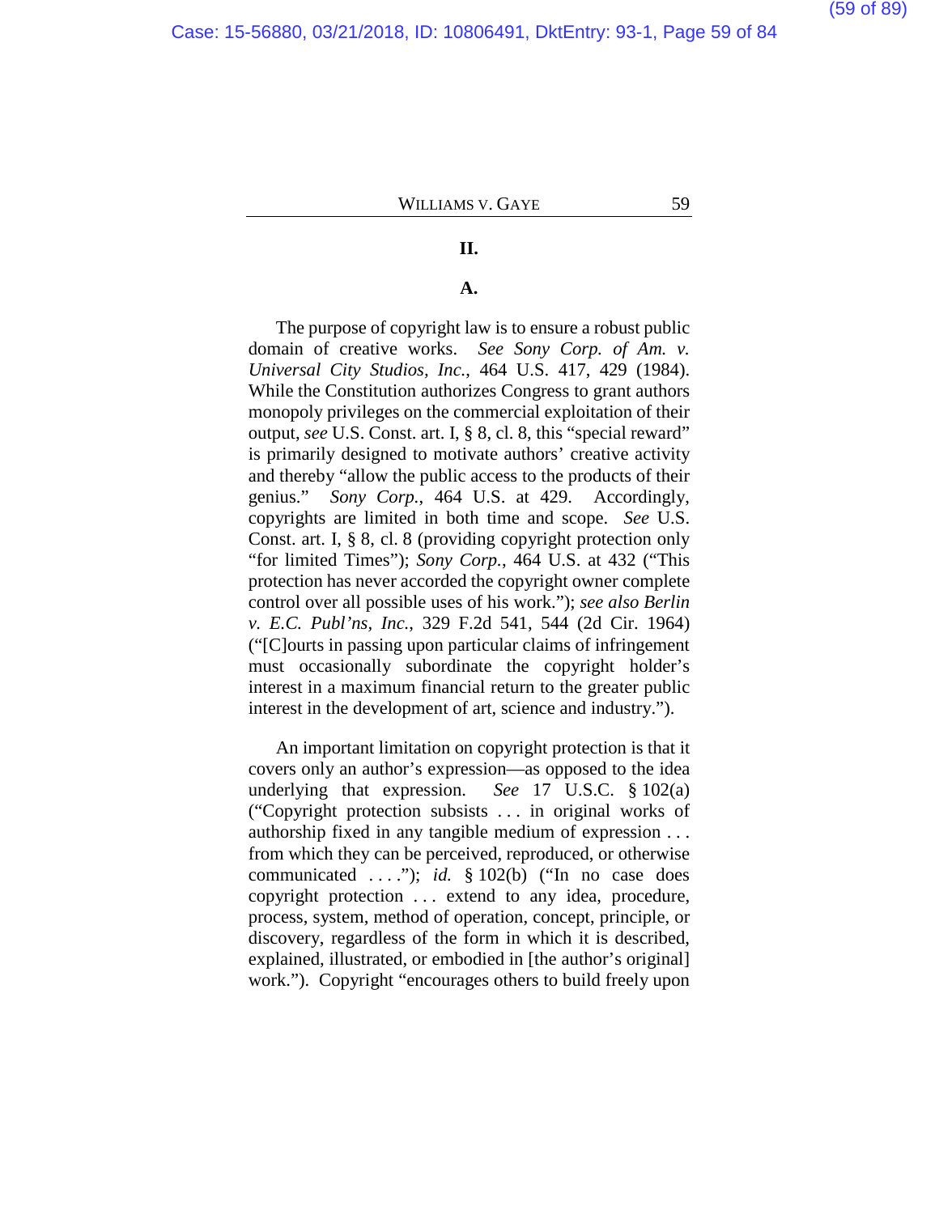## II.

### A.

The purpose of copyright law is to ensure a robust public domain of creative works. *See Sony Corp. of Am. v. Universal City Studios, Inc.*, 464 U.S. 417, 429 (1984). While the Constitution authorizes Congress to grant authors monopoly privileges on the commercial exploitation of their output, *see* U.S. Const. art. I, § 8, cl. 8, this "special reward" is primarily designed to motivate authors' creative activity and thereby "allow the public access to the products of their genius." *Sony Corp.*, 464 U.S. at 429. Accordingly, copyrights are limited in both time and scope. *See* U.S. Const. art. I, § 8, cl. 8 (providing copyright protection only "for limited Times"); *Sony Corp.*, 464 U.S. at 432 ("This protection has never accorded the copyright owner complete control over all possible uses of his work."); *see also Berlin v. E.C. Publ'ns, Inc.*, 329 F.2d 541, 544 (2d Cir. 1964) ("[C]ourts in passing upon particular claims of infringement must occasionally subordinate the copyright holder's interest in a maximum financial return to the greater public interest in the development of art, science and industry.").

An important limitation on copyright protection is that it covers only an author's expression—as opposed to the idea underlying that expression. *See* 17 U.S.C. § 102(a) ("Copyright protection subsists . . . in original works of authorship fixed in any tangible medium of expression . . . from which they can be perceived, reproduced, or otherwise communicated . . . ."); *id.* § 102(b) ("In no case does copyright protection . . . extend to any idea, procedure, process, system, method of operation, concept, principle, or discovery, regardless of the form in which it is described, explained, illustrated, or embodied in [the author's original] work."). Copyright "encourages others to build freely upon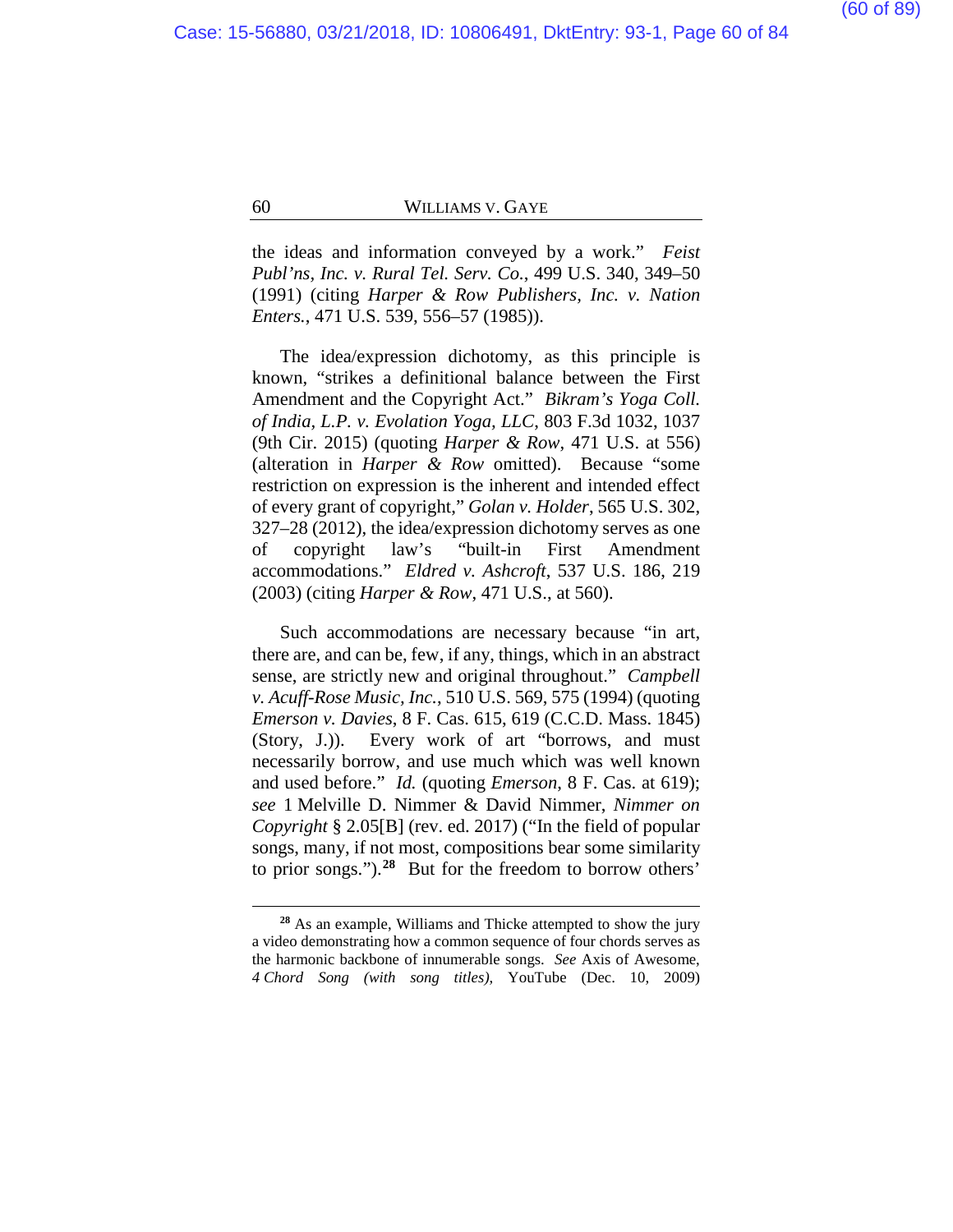the ideas and information conveyed by a work." *Feist Publ'ns, Inc. v. Rural Tel. Serv. Co.*, 499 U.S. 340, 349–50 (1991) (citing *Harper & Row Publishers, Inc. v. Nation Enters.*, 471 U.S. 539, 556–57 (1985)).

The idea/expression dichotomy, as this principle is known, "strikes a definitional balance between the First Amendment and the Copyright Act." *Bikram's Yoga Coll. of India, L.P. v. Evolation Yoga, LLC*, 803 F.3d 1032, 1037 (9th Cir. 2015) (quoting *Harper & Row*, 471 U.S. at 556) (alteration in *Harper & Row* omitted). Because "some restriction on expression is the inherent and intended effect of every grant of copyright," *Golan v. Holder*, 565 U.S. 302, 327–28 (2012), the idea/expression dichotomy serves as one of copyright law's "built-in First Amendment accommodations." *Eldred v. Ashcroft*, 537 U.S. 186, 219 (2003) (citing *Harper & Row*, 471 U.S., at 560).

Such accommodations are necessary because "in art, there are, and can be, few, if any, things, which in an abstract sense, are strictly new and original throughout." *Campbell v. Acuff-Rose Music, Inc.*, 510 U.S. 569, 575 (1994) (quoting *Emerson v. Davies*, 8 F. Cas. 615, 619 (C.C.D. Mass. 1845) (Story, J.)). Every work of art "borrows, and must necessarily borrow, and use much which was well known and used before." *Id.* (quoting *Emerson*, 8 F. Cas. at 619); *see* 1 Melville D. Nimmer & David Nimmer, *Nimmer on Copyright* § 2.05[B] (rev. ed. 2017) ("In the field of popular songs, many, if not most, compositions bear some similarity to prior songs.").[28] But for the freedom to borrow others'

---

[28] As an example, Williams and Thicke attempted to show the jury a video demonstrating how a common sequence of four chords serves as the harmonic backbone of innumerable songs. *See* Axis of Awesome, *4 Chord Song (with song titles)*, YouTube (Dec. 10, 2009)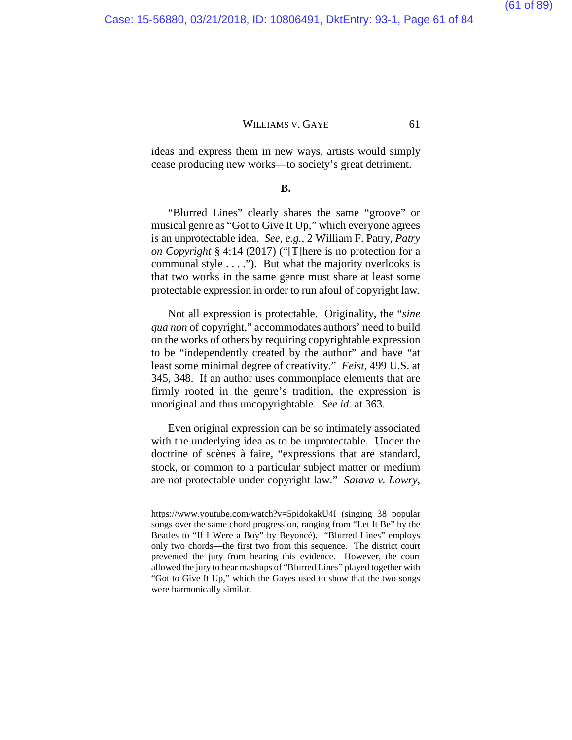ideas and express them in new ways, artists would simply cease producing new works—to society's great detriment.

**B.**

"Blurred Lines" clearly shares the same "groove" or musical genre as "Got to Give It Up," which everyone agrees is an unprotectable idea. *See, e.g.*, 2 William F. Patry, *Patry on Copyright* § 4:14 (2017) ("[T]here is no protection for a communal style . . . ."). But what the majority overlooks is that two works in the same genre must share at least some protectable expression in order to run afoul of copyright law.

Not all expression is protectable. Originality, the "*sine qua non* of copyright," accommodates authors' need to build on the works of others by requiring copyrightable expression to be "independently created by the author" and have "at least some minimal degree of creativity." *Feist*, 499 U.S. at 345, 348. If an author uses commonplace elements that are firmly rooted in the genre's tradition, the expression is unoriginal and thus uncopyrightable. *See id.* at 363.

Even original expression can be so intimately associated with the underlying idea as to be unprotectable. Under the doctrine of scènes à faire, "expressions that are standard, stock, or common to a particular subject matter or medium are not protectable under copyright law." *Satava v. Lowry*,

---

https://www.youtube.com/watch?v=5pidokakU4I (singing 38 popular songs over the same chord progression, ranging from "Let It Be" by the Beatles to "If I Were a Boy" by Beyoncé). "Blurred Lines" employs only two chords—the first two from this sequence. The district court prevented the jury from hearing this evidence. However, the court allowed the jury to hear mashups of "Blurred Lines" played together with "Got to Give It Up," which the Gayes used to show that the two songs were harmonically similar.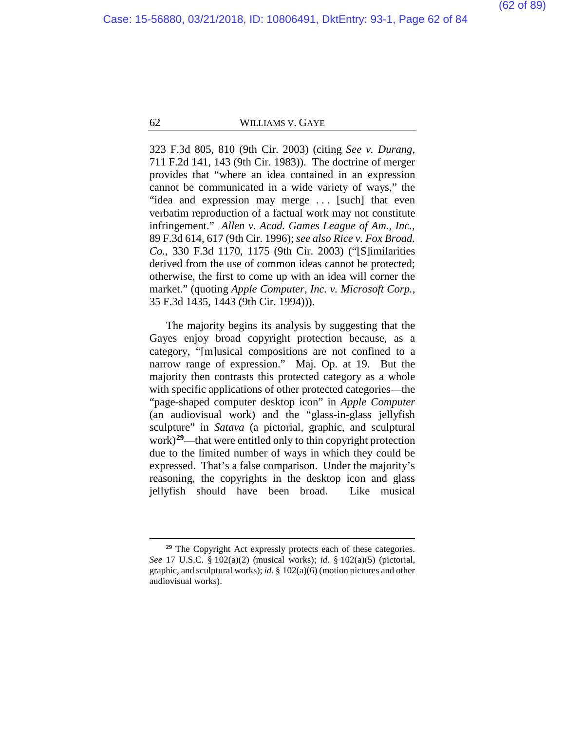323 F.3d 805, 810 (9th Cir. 2003) (citing *See v. Durang*, 711 F.2d 141, 143 (9th Cir. 1983)). The doctrine of merger provides that "where an idea contained in an expression cannot be communicated in a wide variety of ways," the "idea and expression may merge . . . [such] that even verbatim reproduction of a factual work may not constitute infringement." *Allen v. Acad. Games League of Am., Inc.*, 89 F.3d 614, 617 (9th Cir. 1996); *see also Rice v. Fox Broad. Co.*, 330 F.3d 1170, 1175 (9th Cir. 2003) ("[S]imilarities derived from the use of common ideas cannot be protected; otherwise, the first to come up with an idea will corner the market." (quoting *Apple Computer, Inc. v. Microsoft Corp.*, 35 F.3d 1435, 1443 (9th Cir. 1994))).

The majority begins its analysis by suggesting that the Gayes enjoy broad copyright protection because, as a category, "[m]usical compositions are not confined to a narrow range of expression." Maj. Op. at 19. But the majority then contrasts this protected category as a whole with specific applications of other protected categories—the "page-shaped computer desktop icon" in *Apple Computer* (an audiovisual work) and the "glass-in-glass jellyfish sculpture" in *Satava* (a pictorial, graphic, and sculptural work)[29]—that were entitled only to thin copyright protection due to the limited number of ways in which they could be expressed. That's a false comparison. Under the majority's reasoning, the copyrights in the desktop icon and glass jellyfish should have been broad. Like musical

---

[29] The Copyright Act expressly protects each of these categories. *See* 17 U.S.C. § 102(a)(2) (musical works); *id.* § 102(a)(5) (pictorial, graphic, and sculptural works); *id.* § 102(a)(6) (motion pictures and other audiovisual works).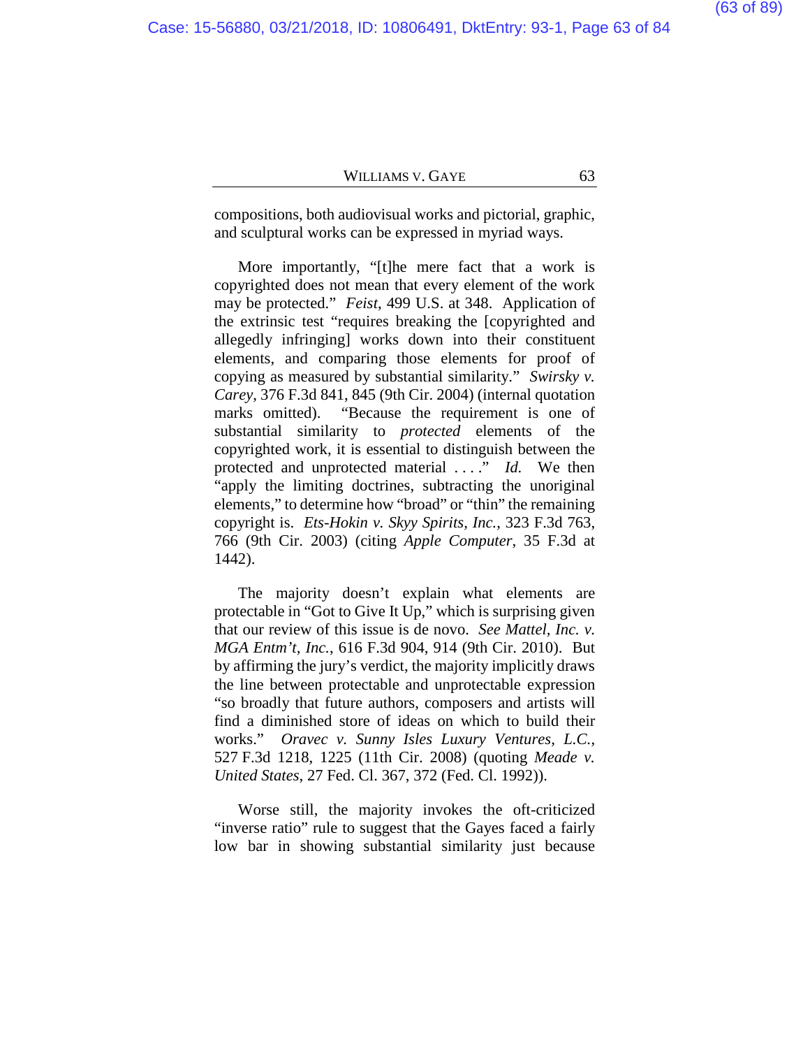compositions, both audiovisual works and pictorial, graphic, and sculptural works can be expressed in myriad ways.

More importantly, "[t]he mere fact that a work is copyrighted does not mean that every element of the work may be protected." *Feist*, 499 U.S. at 348. Application of the extrinsic test "requires breaking the [copyrighted and allegedly infringing] works down into their constituent elements, and comparing those elements for proof of copying as measured by substantial similarity." *Swirsky v. Carey*, 376 F.3d 841, 845 (9th Cir. 2004) (internal quotation marks omitted). "Because the requirement is one of substantial similarity to *protected* elements of the copyrighted work, it is essential to distinguish between the protected and unprotected material . . . ." *Id.* We then "apply the limiting doctrines, subtracting the unoriginal elements," to determine how "broad" or "thin" the remaining copyright is. *Ets-Hokin v. Skyy Spirits, Inc.*, 323 F.3d 763, 766 (9th Cir. 2003) (citing *Apple Computer*, 35 F.3d at 1442).

The majority doesn't explain what elements are protectable in "Got to Give It Up," which is surprising given that our review of this issue is de novo. *See Mattel, Inc. v. MGA Entm't, Inc.*, 616 F.3d 904, 914 (9th Cir. 2010). But by affirming the jury's verdict, the majority implicitly draws the line between protectable and unprotectable expression "so broadly that future authors, composers and artists will find a diminished store of ideas on which to build their works." *Oravec v. Sunny Isles Luxury Ventures, L.C.*, 527 F.3d 1218, 1225 (11th Cir. 2008) (quoting *Meade v. United States*, 27 Fed. Cl. 367, 372 (Fed. Cl. 1992)).

Worse still, the majority invokes the oft-criticized "inverse ratio" rule to suggest that the Gayes faced a fairly low bar in showing substantial similarity just because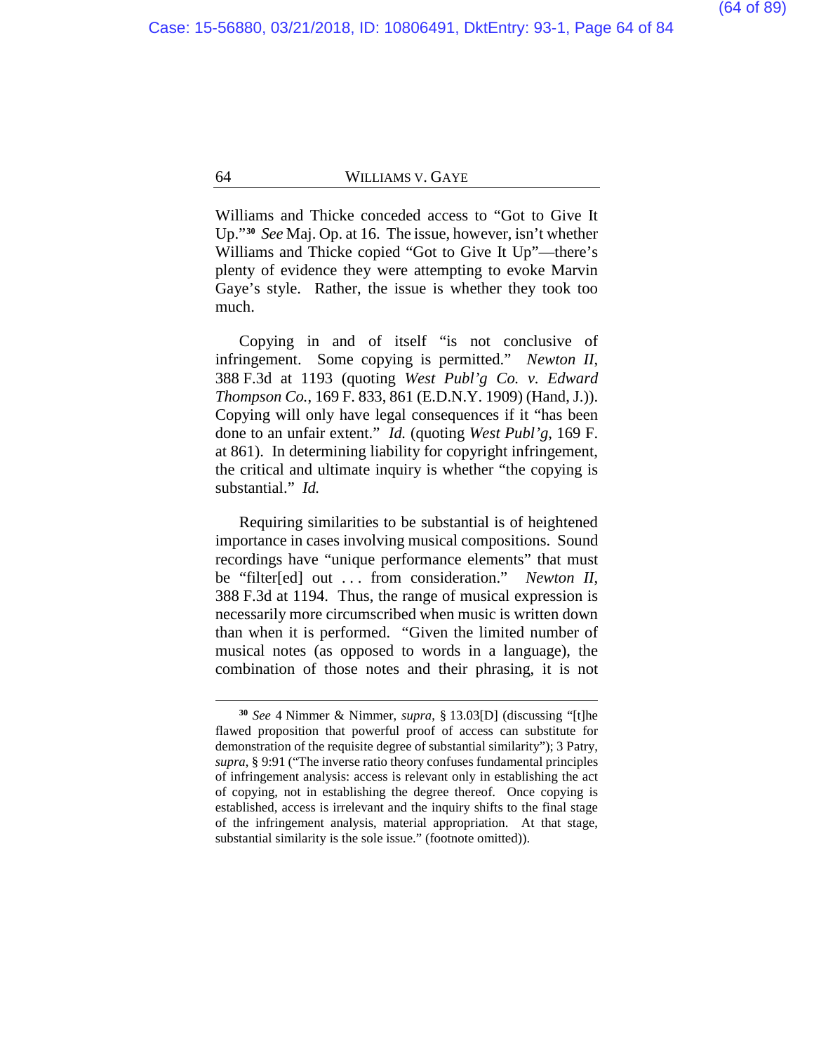Williams and Thicke conceded access to "Got to Give It Up."[30] *See* Maj. Op. at 16. The issue, however, isn't whether Williams and Thicke copied "Got to Give It Up"—there's plenty of evidence they were attempting to evoke Marvin Gaye's style. Rather, the issue is whether they took too much.

Copying in and of itself "is not conclusive of infringement. Some copying is permitted." *Newton II*, 388 F.3d at 1193 (quoting *West Publ'g Co. v. Edward Thompson Co.*, 169 F. 833, 861 (E.D.N.Y. 1909) (Hand, J.)). Copying will only have legal consequences if it "has been done to an unfair extent." *Id.* (quoting *West Publ'g*, 169 F. at 861). In determining liability for copyright infringement, the critical and ultimate inquiry is whether "the copying is substantial." *Id.*

Requiring similarities to be substantial is of heightened importance in cases involving musical compositions. Sound recordings have "unique performance elements" that must be "filter[ed] out . . . from consideration." *Newton II*, 388 F.3d at 1194. Thus, the range of musical expression is necessarily more circumscribed when music is written down than when it is performed. "Given the limited number of musical notes (as opposed to words in a language), the combination of those notes and their phrasing, it is not

---

[30] *See* 4 Nimmer & Nimmer, *supra*, § 13.03[D] (discussing "[t]he flawed proposition that powerful proof of access can substitute for demonstration of the requisite degree of substantial similarity"); 3 Patry, *supra*, § 9:91 ("The inverse ratio theory confuses fundamental principles of infringement analysis: access is relevant only in establishing the act of copying, not in establishing the degree thereof. Once copying is established, access is irrelevant and the inquiry shifts to the final stage of the infringement analysis, material appropriation. At that stage, substantial similarity is the sole issue." (footnote omitted)).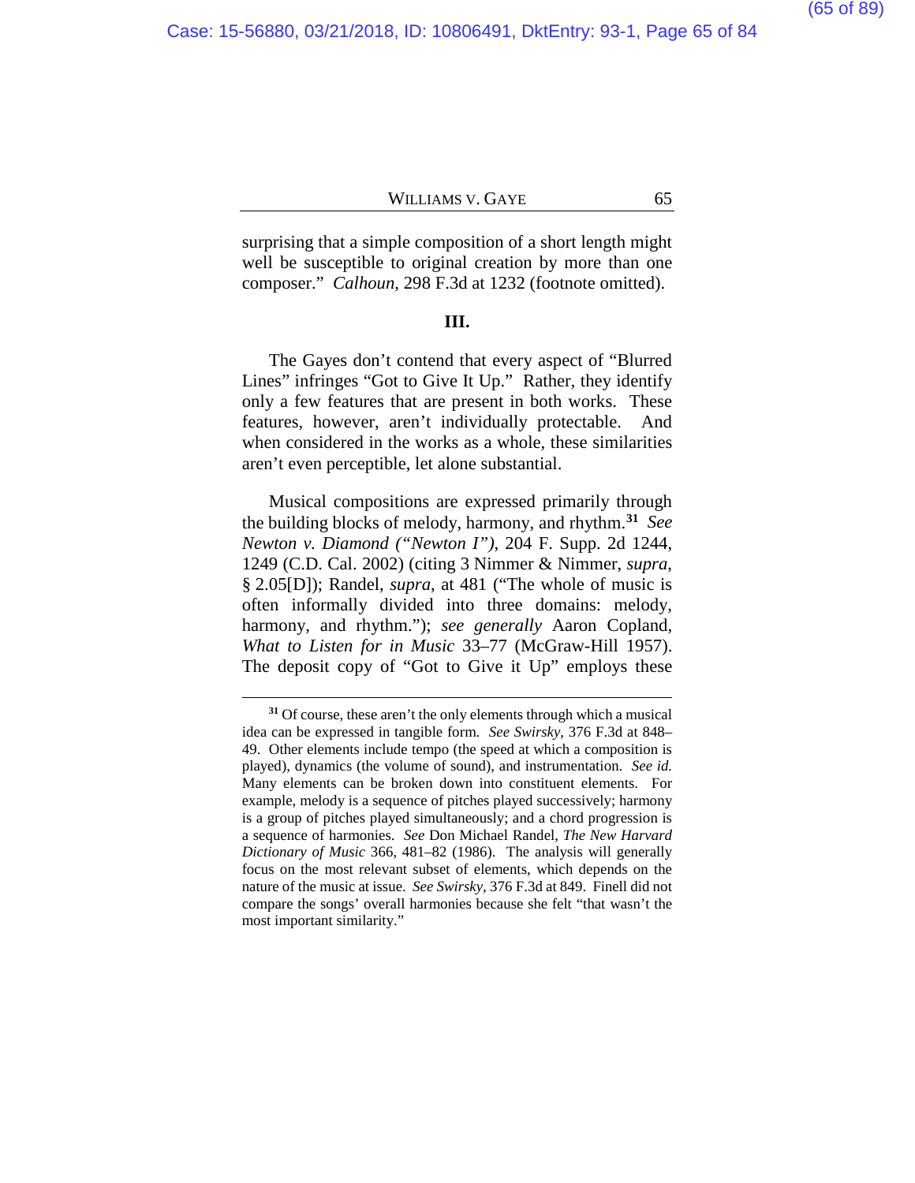surprising that a simple composition of a short length might well be susceptible to original creation by more than one composer." *Calhoun*, 298 F.3d at 1232 (footnote omitted).

## III.

The Gayes don't contend that every aspect of "Blurred Lines" infringes "Got to Give It Up." Rather, they identify only a few features that are present in both works. These features, however, aren't individually protectable. And when considered in the works as a whole, these similarities aren't even perceptible, let alone substantial.

Musical compositions are expressed primarily through the building blocks of melody, harmony, and rhythm.[31] *See Newton v. Diamond ("Newton I")*, 204 F. Supp. 2d 1244, 1249 (C.D. Cal. 2002) (citing 3 Nimmer & Nimmer, *supra*, § 2.05[D]); Randel, *supra*, at 481 ("The whole of music is often informally divided into three domains: melody, harmony, and rhythm."); *see generally* Aaron Copland, *What to Listen for in Music* 33–77 (McGraw-Hill 1957). The deposit copy of "Got to Give it Up" employs these

---

[31] Of course, these aren't the only elements through which a musical idea can be expressed in tangible form. *See Swirsky*, 376 F.3d at 848–49. Other elements include tempo (the speed at which a composition is played), dynamics (the volume of sound), and instrumentation. *See id.* Many elements can be broken down into constituent elements. For example, melody is a sequence of pitches played successively; harmony is a group of pitches played simultaneously; and a chord progression is a sequence of harmonies. *See* Don Michael Randel, *The New Harvard Dictionary of Music* 366, 481–82 (1986). The analysis will generally focus on the most relevant subset of elements, which depends on the nature of the music at issue. *See Swirsky*, 376 F.3d at 849. Finell did not compare the songs' overall harmonies because she felt "that wasn't the most important similarity."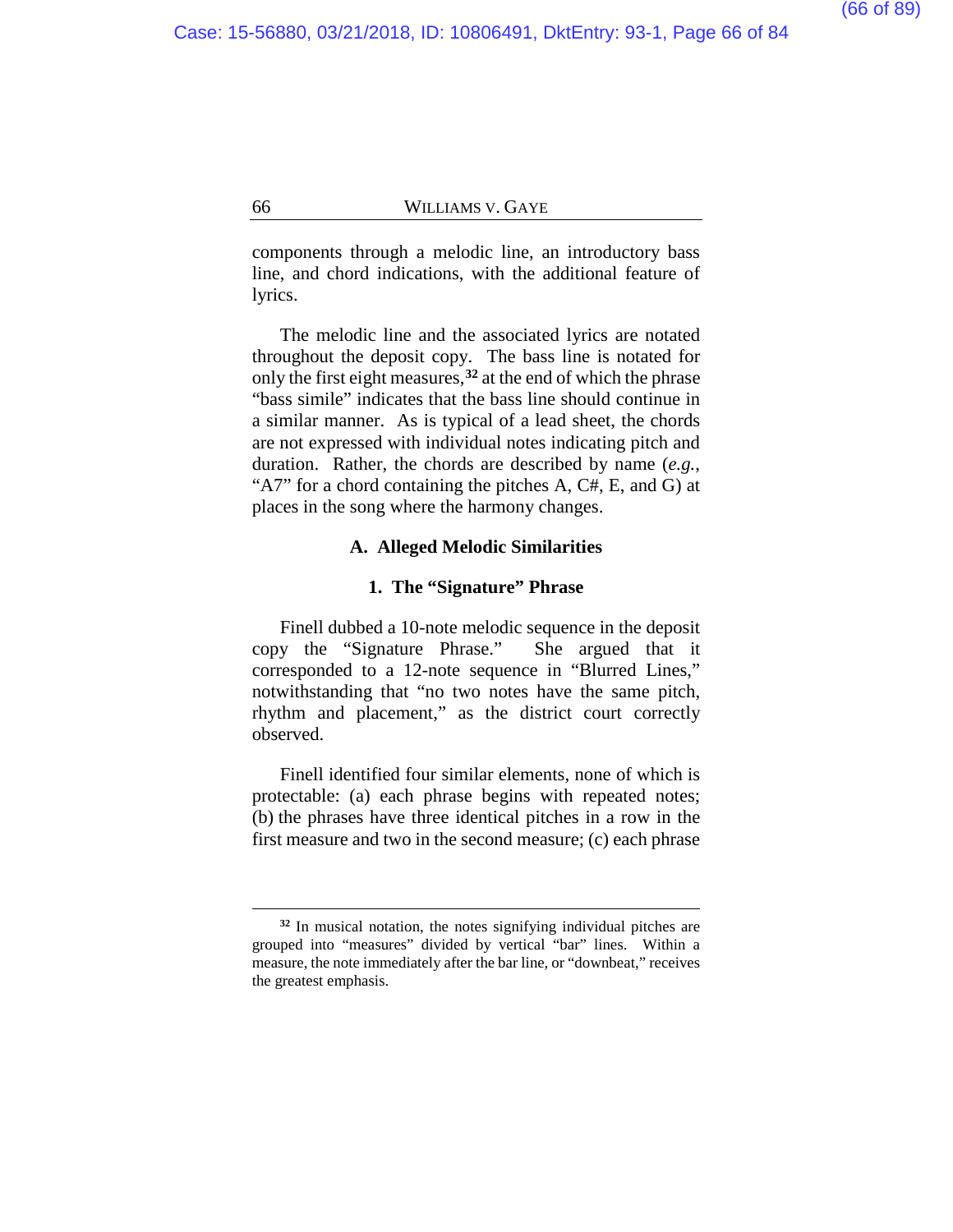components through a melodic line, an introductory bass line, and chord indications, with the additional feature of lyrics.

The melodic line and the associated lyrics are notated throughout the deposit copy. The bass line is notated for only the first eight measures,[32] at the end of which the phrase "bass simile" indicates that the bass line should continue in a similar manner. As is typical of a lead sheet, the chords are not expressed with individual notes indicating pitch and duration. Rather, the chords are described by name (*e.g.*, "A7" for a chord containing the pitches A, C#, E, and G) at places in the song where the harmony changes.

### A. Alleged Melodic Similarities

#### 1. The "Signature" Phrase

Finell dubbed a 10-note melodic sequence in the deposit copy the "Signature Phrase." She argued that it corresponded to a 12-note sequence in "Blurred Lines," notwithstanding that "no two notes have the same pitch, rhythm and placement," as the district court correctly observed.

Finell identified four similar elements, none of which is protectable: (a) each phrase begins with repeated notes; (b) the phrases have three identical pitches in a row in the first measure and two in the second measure; (c) each phrase

---

[32] In musical notation, the notes signifying individual pitches are grouped into "measures" divided by vertical "bar" lines. Within a measure, the note immediately after the bar line, or "downbeat," receives the greatest emphasis.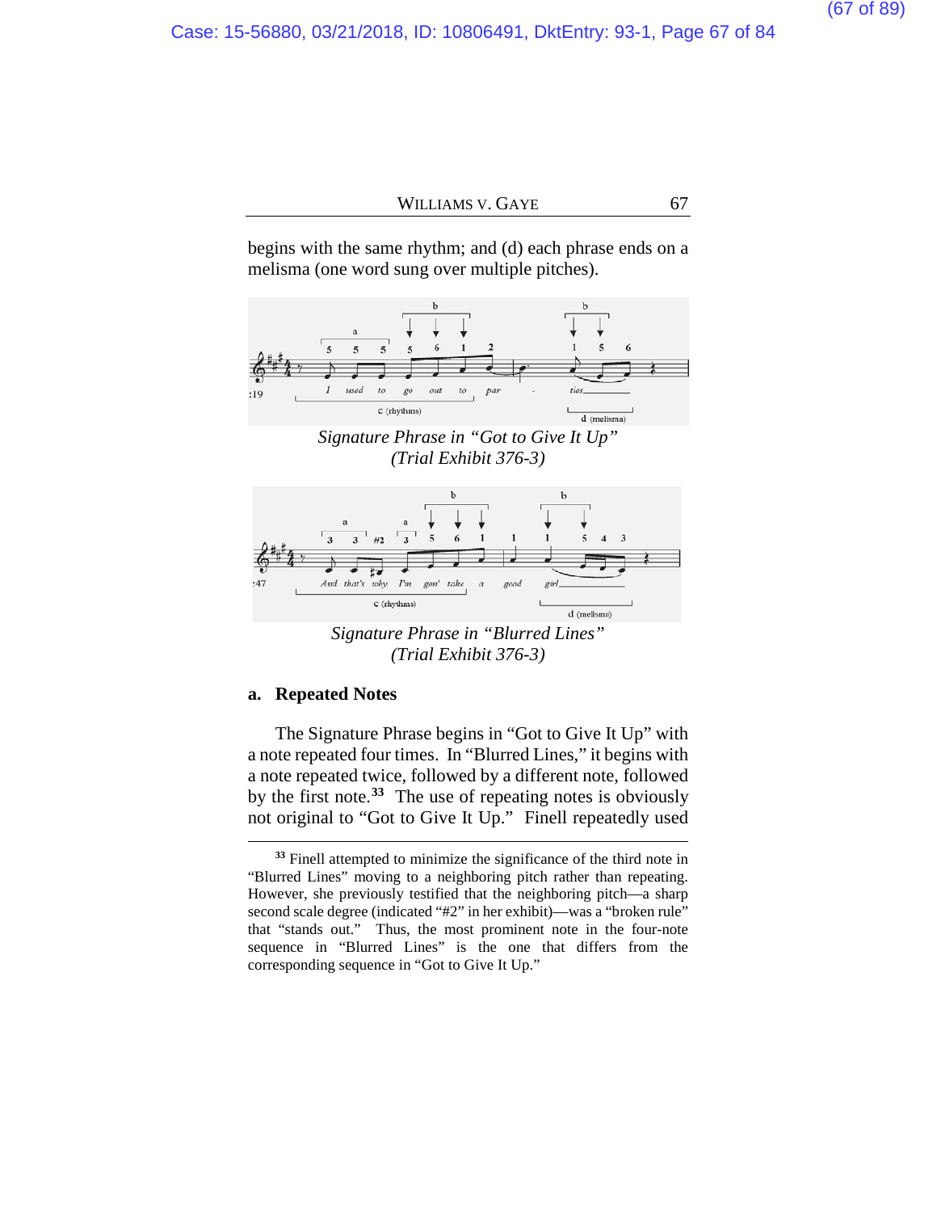begins with the same rhythm; and (d) each phrase ends on a melisma (one word sung over multiple pitches).

*Signature Phrase in "Got to Give It Up" (Trial Exhibit 376-3)*

*Signature Phrase in "Blurred Lines" (Trial Exhibit 376-3)*

### a. Repeated Notes

The Signature Phrase begins in "Got to Give It Up" with a note repeated four times. In "Blurred Lines," it begins with a note repeated twice, followed by a different note, followed by the first note.[33] The use of repeating notes is obviously not original to "Got to Give It Up." Finell repeatedly used

---

[33] Finell attempted to minimize the significance of the third note in "Blurred Lines" moving to a neighboring pitch rather than repeating. However, she previously testified that the neighboring pitch—a sharp second scale degree (indicated "#2" in her exhibit)—was a "broken rule" that "stands out." Thus, the most prominent note in the four-note sequence in "Blurred Lines" is the one that differs from the corresponding sequence in "Got to Give It Up."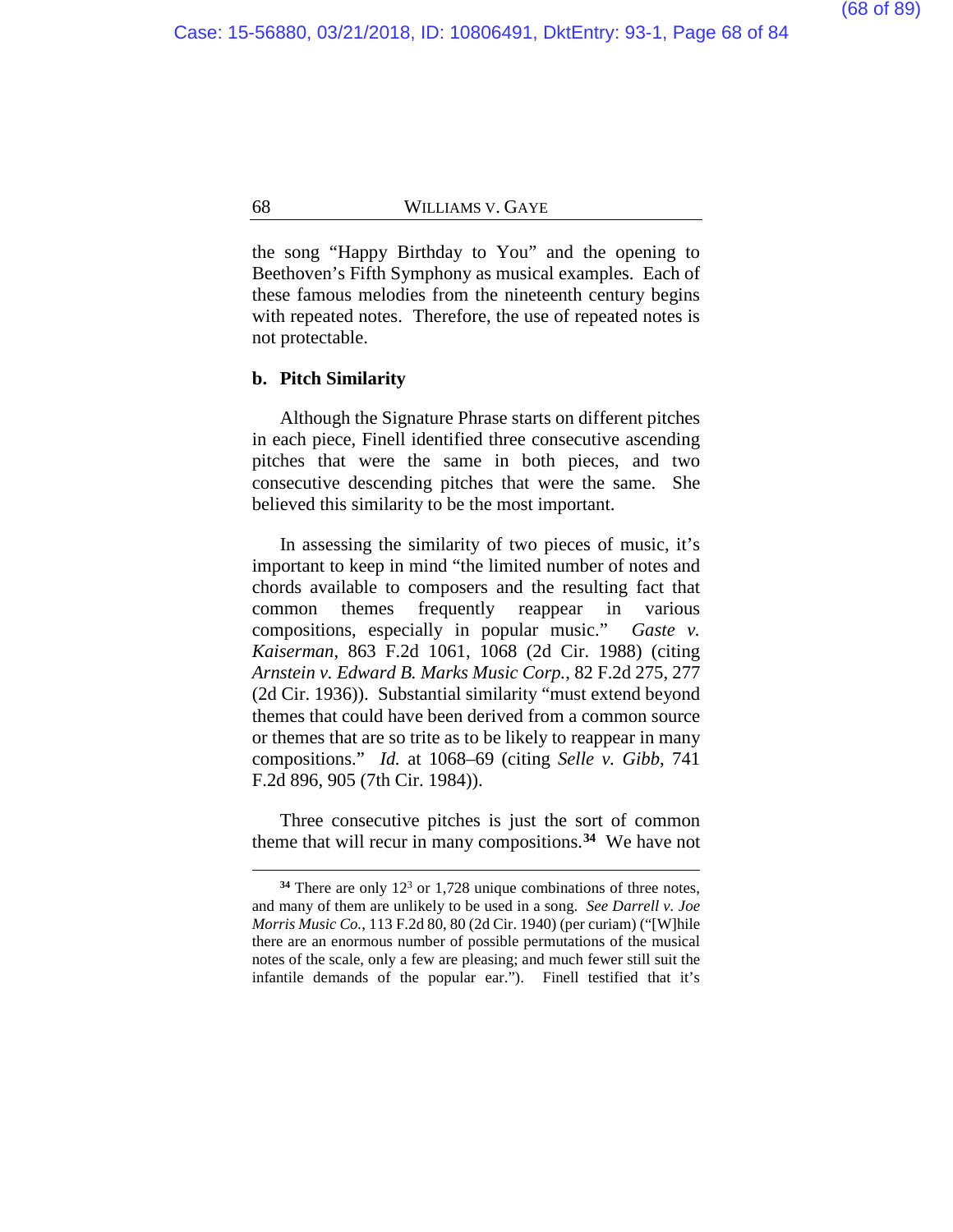the song "Happy Birthday to You" and the opening to Beethoven's Fifth Symphony as musical examples. Each of these famous melodies from the nineteenth century begins with repeated notes. Therefore, the use of repeated notes is not protectable.

**b. Pitch Similarity**

Although the Signature Phrase starts on different pitches in each piece, Finell identified three consecutive ascending pitches that were the same in both pieces, and two consecutive descending pitches that were the same. She believed this similarity to be the most important.

In assessing the similarity of two pieces of music, it's important to keep in mind "the limited number of notes and chords available to composers and the resulting fact that common themes frequently reappear in various compositions, especially in popular music." *Gaste v. Kaiserman*, 863 F.2d 1061, 1068 (2d Cir. 1988) (citing *Arnstein v. Edward B. Marks Music Corp.*, 82 F.2d 275, 277 (2d Cir. 1936)). Substantial similarity "must extend beyond themes that could have been derived from a common source or themes that are so trite as to be likely to reappear in many compositions." *Id.* at 1068–69 (citing *Selle v. Gibb*, 741 F.2d 896, 905 (7th Cir. 1984)).

Three consecutive pitches is just the sort of common theme that will recur in many compositions.[34] We have not

---

[34] There are only $12^3$ or 1,728 unique combinations of three notes, and many of them are unlikely to be used in a song. *See Darrell v. Joe Morris Music Co.*, 113 F.2d 80, 80 (2d Cir. 1940) (per curiam) ("[W]hile there are an enormous number of possible permutations of the musical notes of the scale, only a few are pleasing; and much fewer still suit the infantile demands of the popular ear."). Finell testified that it's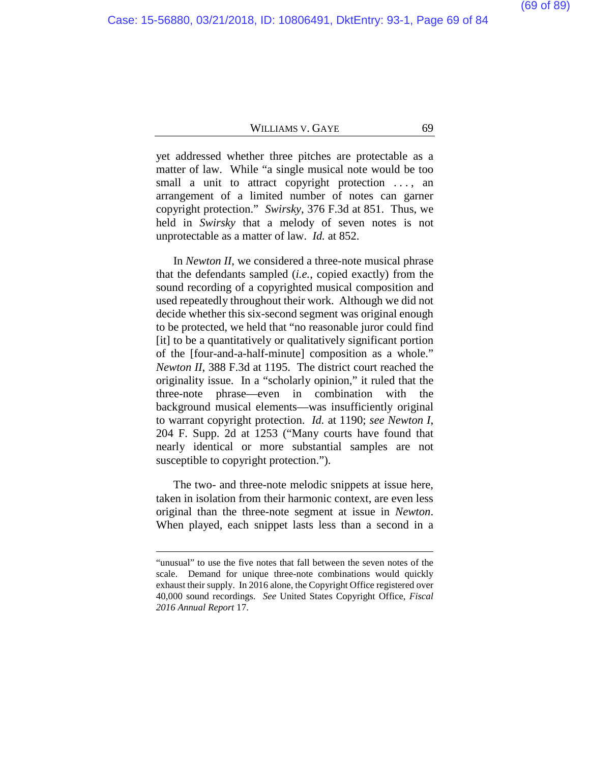yet addressed whether three pitches are protectable as a matter of law. While "a single musical note would be too small a unit to attract copyright protection . . . , an arrangement of a limited number of notes can garner copyright protection." *Swirsky*, 376 F.3d at 851. Thus, we held in *Swirsky* that a melody of seven notes is not unprotectable as a matter of law. *Id.* at 852.

In *Newton II*, we considered a three-note musical phrase that the defendants sampled (*i.e.*, copied exactly) from the sound recording of a copyrighted musical composition and used repeatedly throughout their work. Although we did not decide whether this six-second segment was original enough to be protected, we held that "no reasonable juror could find [it] to be a quantitatively or qualitatively significant portion of the [four-and-a-half-minute] composition as a whole." *Newton II*, 388 F.3d at 1195. The district court reached the originality issue. In a "scholarly opinion," it ruled that the three-note phrase—even in combination with the background musical elements—was insufficiently original to warrant copyright protection. *Id.* at 1190; *see Newton I*, 204 F. Supp. 2d at 1253 ("Many courts have found that nearly identical or more substantial samples are not susceptible to copyright protection.").

The two- and three-note melodic snippets at issue here, taken in isolation from their harmonic context, are even less original than the three-note segment at issue in *Newton*. When played, each snippet lasts less than a second in a

---

"unusual" to use the five notes that fall between the seven notes of the scale. Demand for unique three-note combinations would quickly exhaust their supply. In 2016 alone, the Copyright Office registered over 40,000 sound recordings. *See* United States Copyright Office, *Fiscal 2016 Annual Report* 17.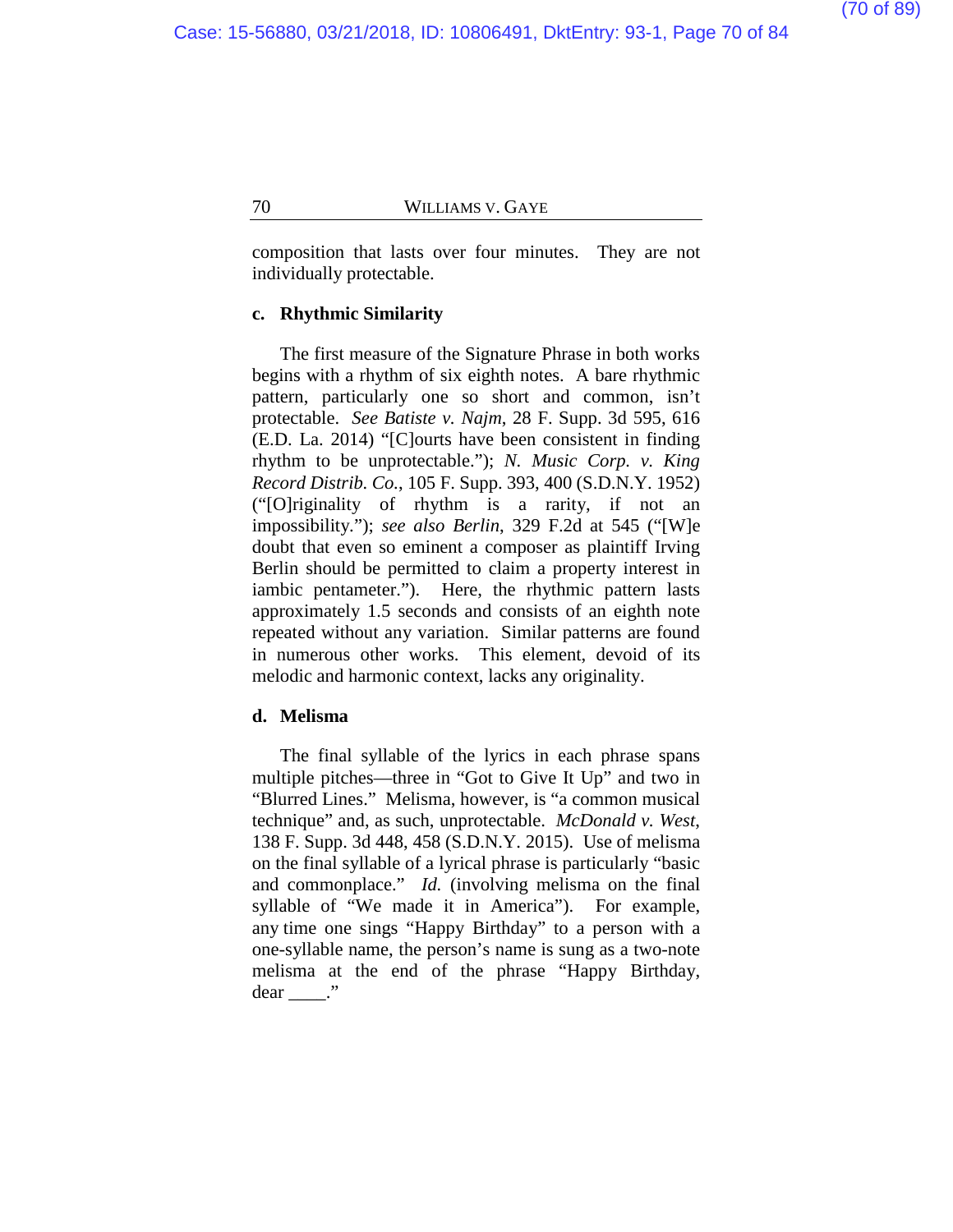composition that lasts over four minutes. They are not individually protectable.

### c. Rhythmic Similarity

The first measure of the Signature Phrase in both works begins with a rhythm of six eighth notes. A bare rhythmic pattern, particularly one so short and common, isn't protectable. *See Batiste v. Najm*, 28 F. Supp. 3d 595, 616 (E.D. La. 2014) "[C]ourts have been consistent in finding rhythm to be unprotectable."); *N. Music Corp. v. King Record Distrib. Co.*, 105 F. Supp. 393, 400 (S.D.N.Y. 1952) ("[O]riginality of rhythm is a rarity, if not an impossibility."); *see also Berlin*, 329 F.2d at 545 ("[W]e doubt that even so eminent a composer as plaintiff Irving Berlin should be permitted to claim a property interest in iambic pentameter."). Here, the rhythmic pattern lasts approximately 1.5 seconds and consists of an eighth note repeated without any variation. Similar patterns are found in numerous other works. This element, devoid of its melodic and harmonic context, lacks any originality.

### d. Melisma

The final syllable of the lyrics in each phrase spans multiple pitches—three in "Got to Give It Up" and two in "Blurred Lines." Melisma, however, is "a common musical technique" and, as such, unprotectable. *McDonald v. West*, 138 F. Supp. 3d 448, 458 (S.D.N.Y. 2015). Use of melisma on the final syllable of a lyrical phrase is particularly "basic and commonplace." *Id.* (involving melisma on the final syllable of "We made it in America"). For example, any time one sings "Happy Birthday" to a person with a one-syllable name, the person's name is sung as a two-note melisma at the end of the phrase "Happy Birthday, dear ____."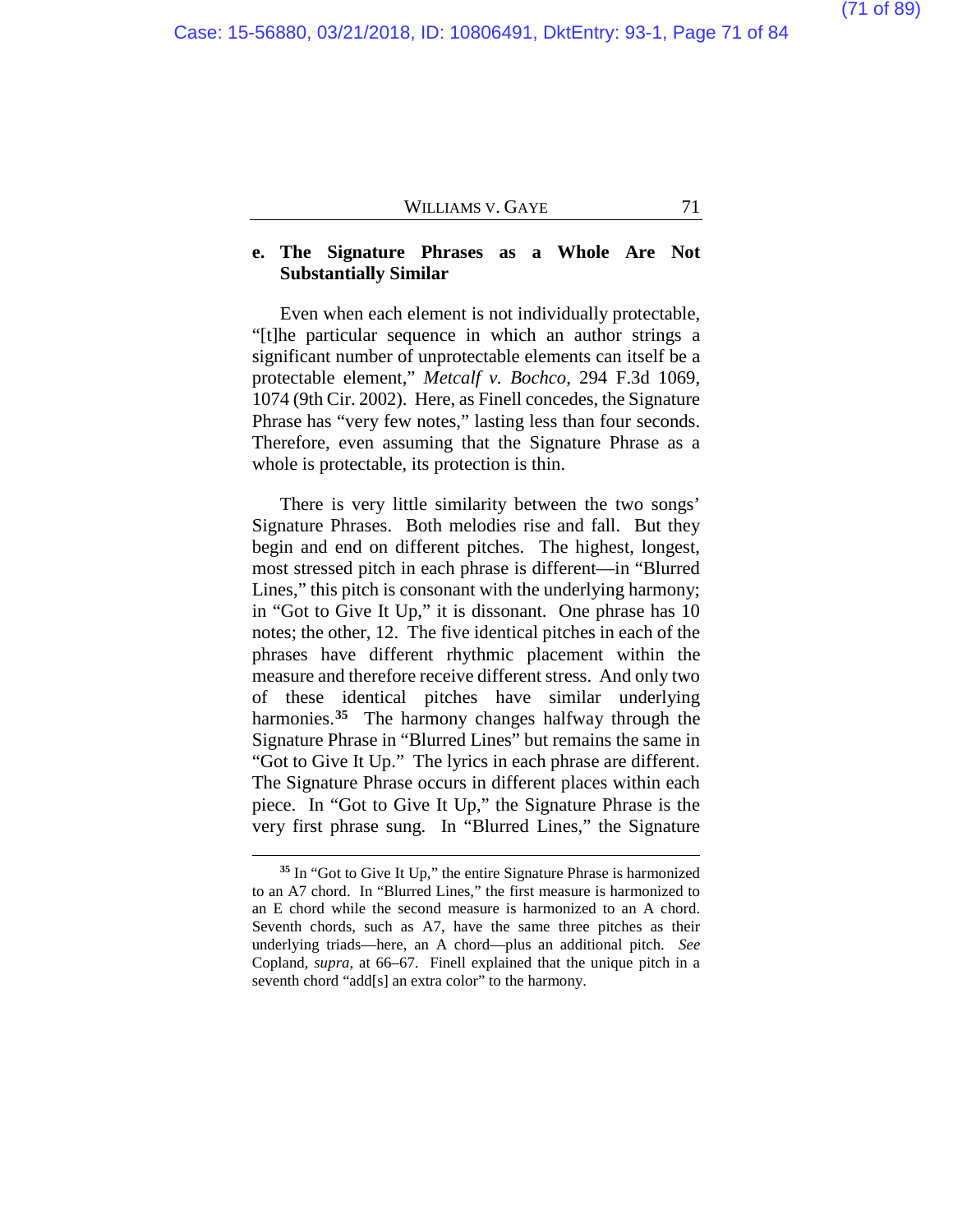### e. The Signature Phrases as a Whole Are Not Substantially Similar

Even when each element is not individually protectable, "[t]he particular sequence in which an author strings a significant number of unprotectable elements can itself be a protectable element," *Metcalf v. Bochco*, 294 F.3d 1069, 1074 (9th Cir. 2002). Here, as Finell concedes, the Signature Phrase has "very few notes," lasting less than four seconds. Therefore, even assuming that the Signature Phrase as a whole is protectable, its protection is thin.

There is very little similarity between the two songs' Signature Phrases. Both melodies rise and fall. But they begin and end on different pitches. The highest, longest, most stressed pitch in each phrase is different—in "Blurred Lines," this pitch is consonant with the underlying harmony; in "Got to Give It Up," it is dissonant. One phrase has 10 notes; the other, 12. The five identical pitches in each of the phrases have different rhythmic placement within the measure and therefore receive different stress. And only two of these identical pitches have similar underlying harmonies.[35] The harmony changes halfway through the Signature Phrase in "Blurred Lines" but remains the same in "Got to Give It Up." The lyrics in each phrase are different. The Signature Phrase occurs in different places within each piece. In "Got to Give It Up," the Signature Phrase is the very first phrase sung. In "Blurred Lines," the Signature

---

[35] In "Got to Give It Up," the entire Signature Phrase is harmonized to an A7 chord. In "Blurred Lines," the first measure is harmonized to an E chord while the second measure is harmonized to an A chord. Seventh chords, such as A7, have the same three pitches as their underlying triads—here, an A chord—plus an additional pitch. *See* Copland, *supra*, at 66–67. Finell explained that the unique pitch in a seventh chord "add[s] an extra color" to the harmony.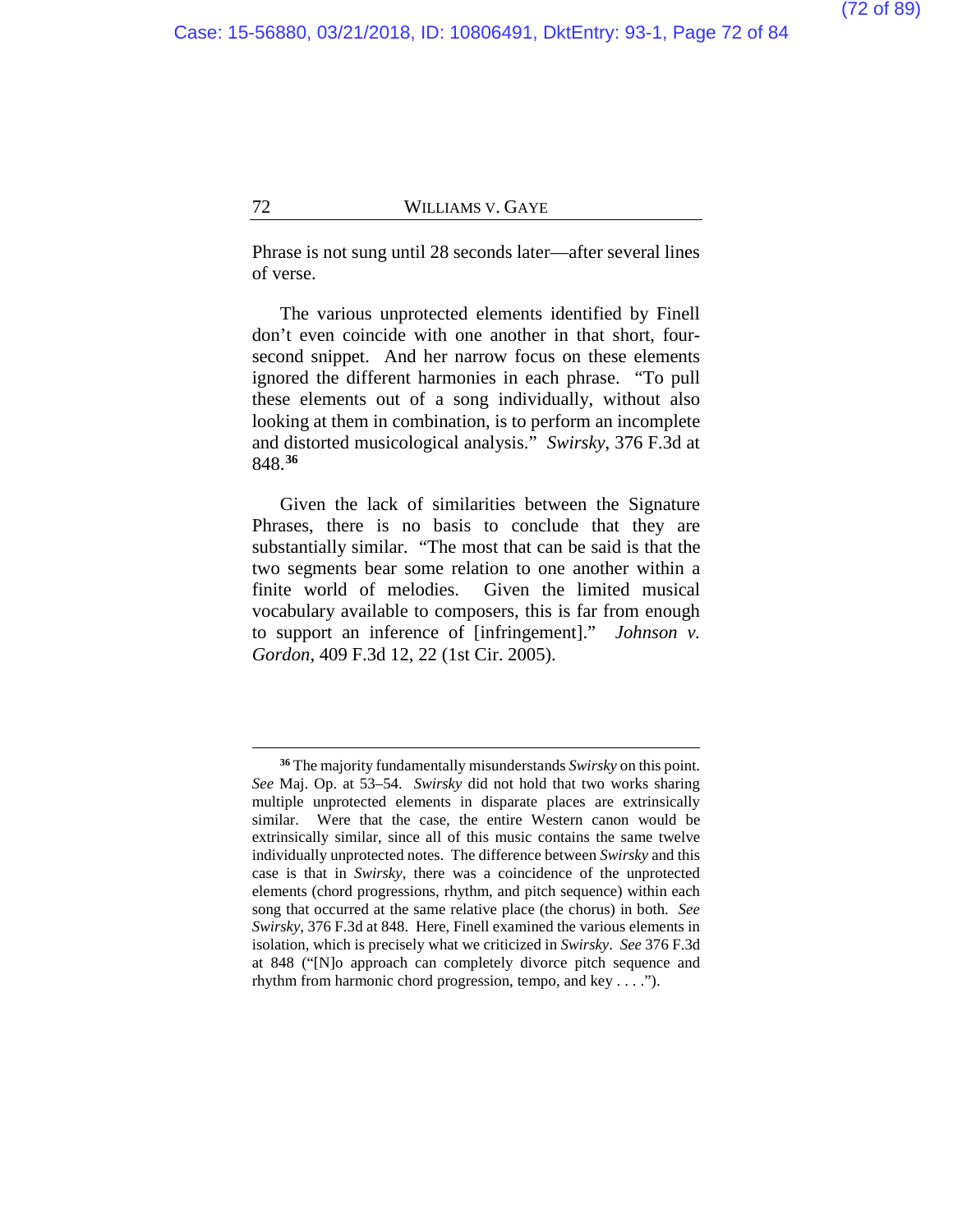Phrase is not sung until 28 seconds later—after several lines of verse.

The various unprotected elements identified by Finell don't even coincide with one another in that short, four-second snippet. And her narrow focus on these elements ignored the different harmonies in each phrase. "To pull these elements out of a song individually, without also looking at them in combination, is to perform an incomplete and distorted musicological analysis." *Swirsky*, 376 F.3d at 848.[36]

Given the lack of similarities between the Signature Phrases, there is no basis to conclude that they are substantially similar. "The most that can be said is that the two segments bear some relation to one another within a finite world of melodies. Given the limited musical vocabulary available to composers, this is far from enough to support an inference of [infringement]." *Johnson v. Gordon*, 409 F.3d 12, 22 (1st Cir. 2005).

---

[36] The majority fundamentally misunderstands *Swirsky* on this point. *See* Maj. Op. at 53–54. *Swirsky* did not hold that two works sharing multiple unprotected elements in disparate places are extrinsically similar. Were that the case, the entire Western canon would be extrinsically similar, since all of this music contains the same twelve individually unprotected notes. The difference between *Swirsky* and this case is that in *Swirsky*, there was a coincidence of the unprotected elements (chord progressions, rhythm, and pitch sequence) within each song that occurred at the same relative place (the chorus) in both. *See Swirsky*, 376 F.3d at 848. Here, Finell examined the various elements in isolation, which is precisely what we criticized in *Swirsky*. *See* 376 F.3d at 848 ("[N]o approach can completely divorce pitch sequence and rhythm from harmonic chord progression, tempo, and key . . . .").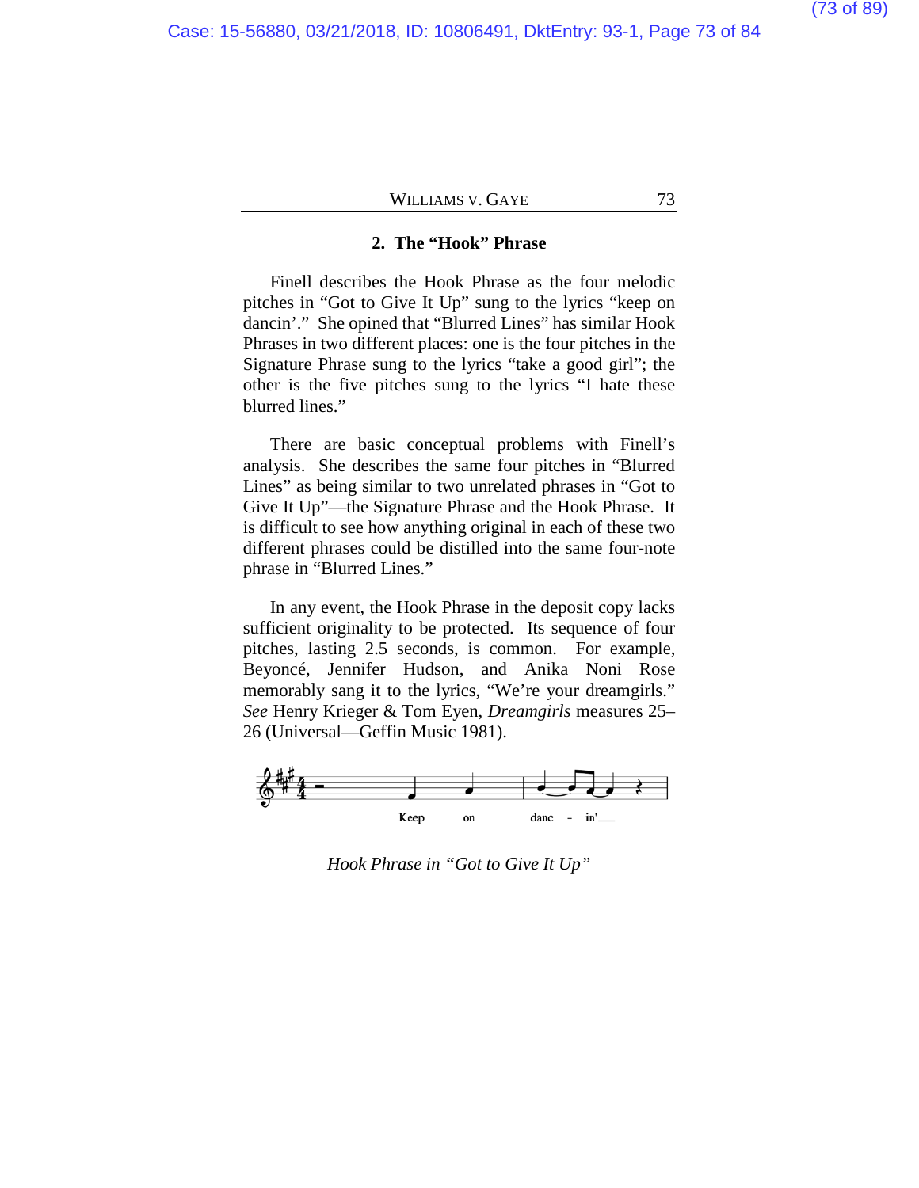### 2. The "Hook" Phrase

Finell describes the Hook Phrase as the four melodic pitches in "Got to Give It Up" sung to the lyrics "keep on dancin'." She opined that "Blurred Lines" has similar Hook Phrases in two different places: one is the four pitches in the Signature Phrase sung to the lyrics "take a good girl"; the other is the five pitches sung to the lyrics "I hate these blurred lines."

There are basic conceptual problems with Finell's analysis. She describes the same four pitches in "Blurred Lines" as being similar to two unrelated phrases in "Got to Give It Up"—the Signature Phrase and the Hook Phrase. It is difficult to see how anything original in each of these two different phrases could be distilled into the same four-note phrase in "Blurred Lines."

In any event, the Hook Phrase in the deposit copy lacks sufficient originality to be protected. Its sequence of four pitches, lasting 2.5 seconds, is common. For example, Beyoncé, Jennifer Hudson, and Anika Noni Rose memorably sang it to the lyrics, "We're your dreamgirls." *See* Henry Krieger & Tom Eyen, *Dreamgirls* measures 25–26 (Universal—Geffin Music 1981).

*Hook Phrase in "Got to Give It Up"*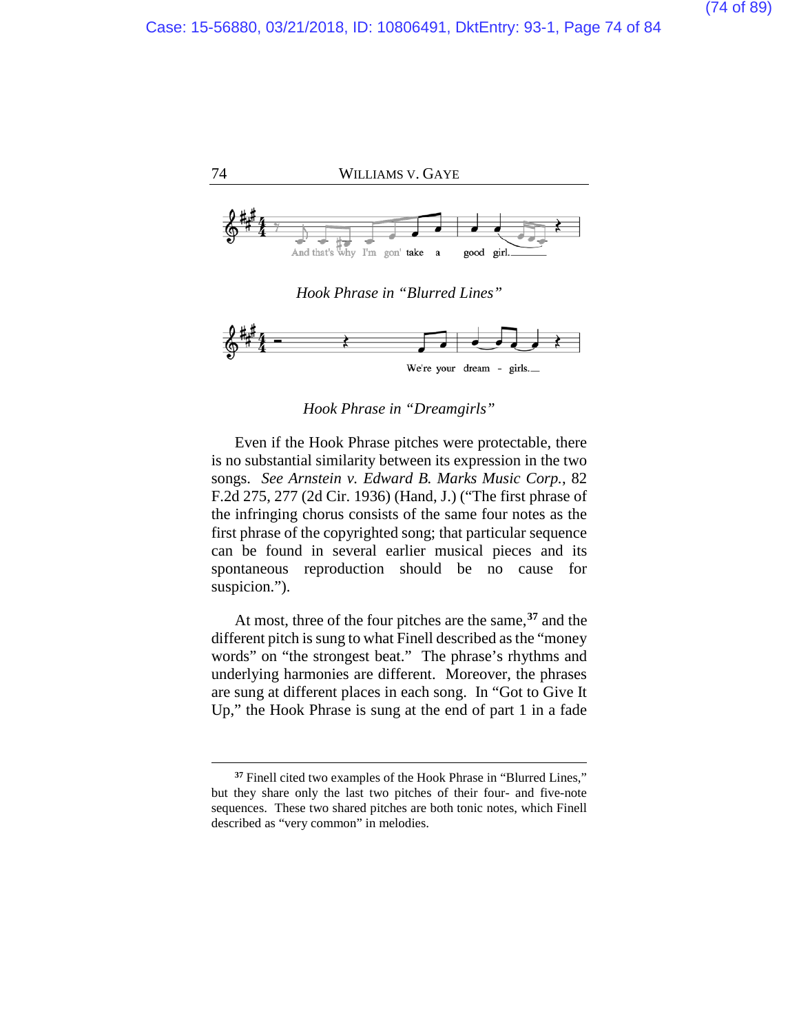And that's why I'm gon' take a good girl.

*Hook Phrase in "Blurred Lines"*

We're your dream - girls.

*Hook Phrase in "Dreamgirls"*

Even if the Hook Phrase pitches were protectable, there is no substantial similarity between its expression in the two songs. *See Arnstein v. Edward B. Marks Music Corp.*, 82 F.2d 275, 277 (2d Cir. 1936) (Hand, J.) ("The first phrase of the infringing chorus consists of the same four notes as the first phrase of the copyrighted song; that particular sequence can be found in several earlier musical pieces and its spontaneous reproduction should be no cause for suspicion.").

At most, three of the four pitches are the same,[37] and the different pitch is sung to what Finell described as the "money words" on "the strongest beat." The phrase's rhythms and underlying harmonies are different. Moreover, the phrases are sung at different places in each song. In "Got to Give It Up," the Hook Phrase is sung at the end of part 1 in a fade

---

[37] Finell cited two examples of the Hook Phrase in "Blurred Lines," but they share only the last two pitches of their four- and five-note sequences. These two shared pitches are both tonic notes, which Finell described as "very common" in melodies.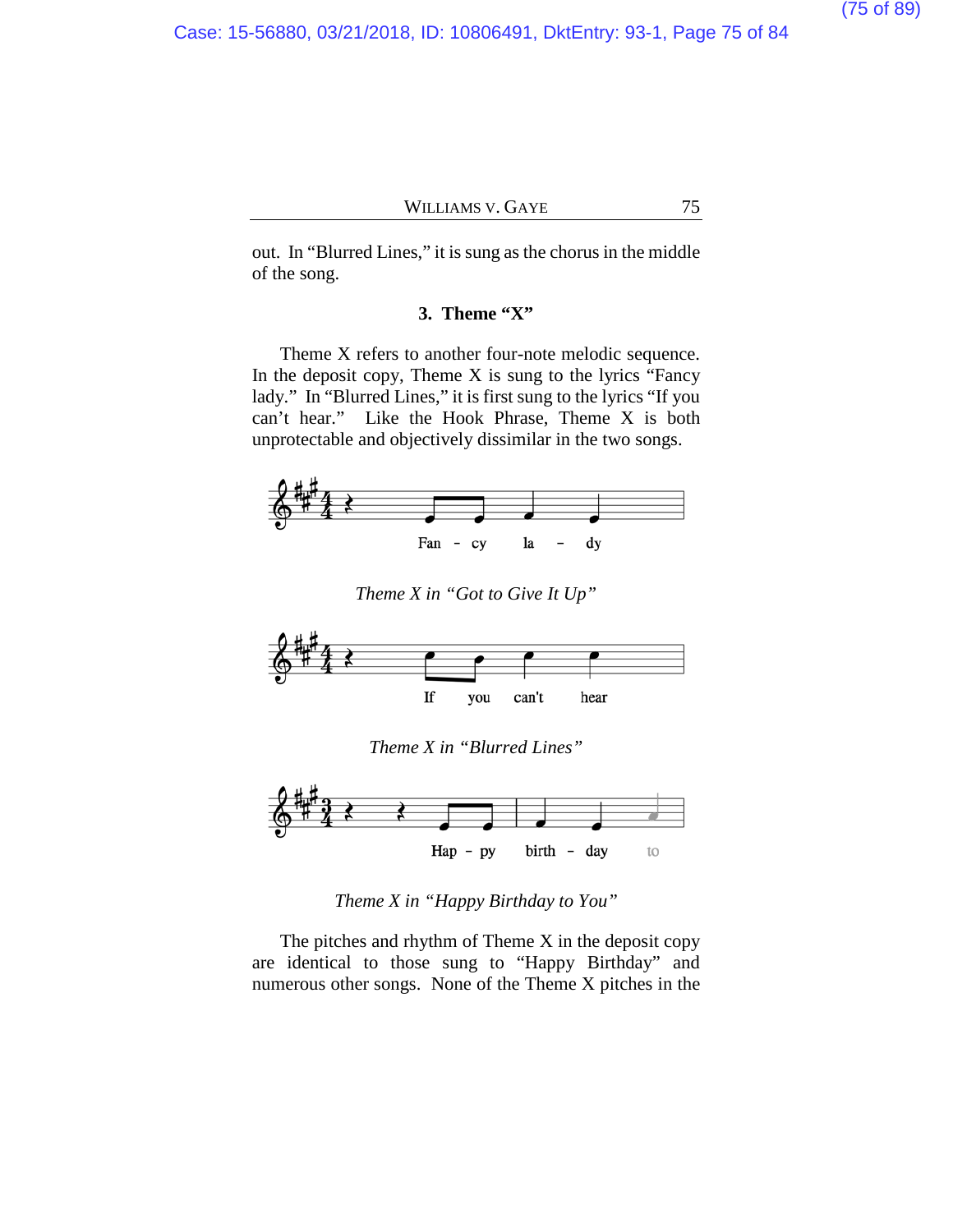out. In "Blurred Lines," it is sung as the chorus in the middle of the song.

### 3. Theme "X"

Theme X refers to another four-note melodic sequence. In the deposit copy, Theme X is sung to the lyrics "Fancy lady." In "Blurred Lines," it is first sung to the lyrics "If you can't hear." Like the Hook Phrase, Theme X is both unprotectable and objectively dissimilar in the two songs.

Fan - cy la - dy

*Theme X in "Got to Give It Up"*

If you can't hear

*Theme X in "Blurred Lines"*

Hap - py birth - day to

*Theme X in "Happy Birthday to You"*

The pitches and rhythm of Theme X in the deposit copy are identical to those sung to "Happy Birthday" and numerous other songs. None of the Theme X pitches in the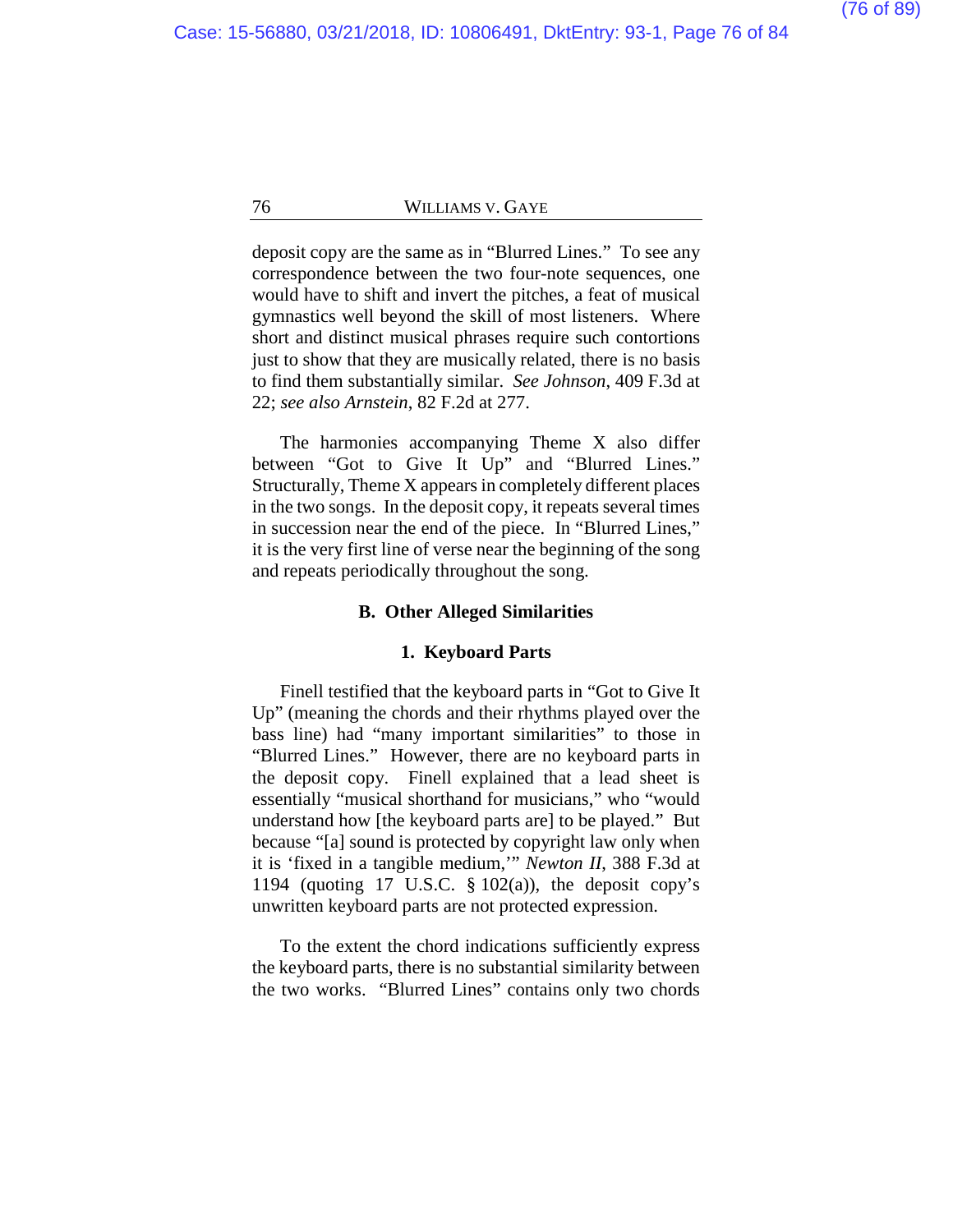deposit copy are the same as in "Blurred Lines." To see any correspondence between the two four-note sequences, one would have to shift and invert the pitches, a feat of musical gymnastics well beyond the skill of most listeners. Where short and distinct musical phrases require such contortions just to show that they are musically related, there is no basis to find them substantially similar. *See Johnson*, 409 F.3d at 22; *see also Arnstein*, 82 F.2d at 277.

The harmonies accompanying Theme X also differ between "Got to Give It Up" and "Blurred Lines." Structurally, Theme X appears in completely different places in the two songs. In the deposit copy, it repeats several times in succession near the end of the piece. In "Blurred Lines," it is the very first line of verse near the beginning of the song and repeats periodically throughout the song.

### B. Other Alleged Similarities

#### 1. Keyboard Parts

Finell testified that the keyboard parts in "Got to Give It Up" (meaning the chords and their rhythms played over the bass line) had "many important similarities" to those in "Blurred Lines." However, there are no keyboard parts in the deposit copy. Finell explained that a lead sheet is essentially "musical shorthand for musicians," who "would understand how [the keyboard parts are] to be played." But because "[a] sound is protected by copyright law only when it is 'fixed in a tangible medium,'" *Newton II*, 388 F.3d at 1194 (quoting 17 U.S.C. § 102(a)), the deposit copy's unwritten keyboard parts are not protected expression.

To the extent the chord indications sufficiently express the keyboard parts, there is no substantial similarity between the two works. "Blurred Lines" contains only two chords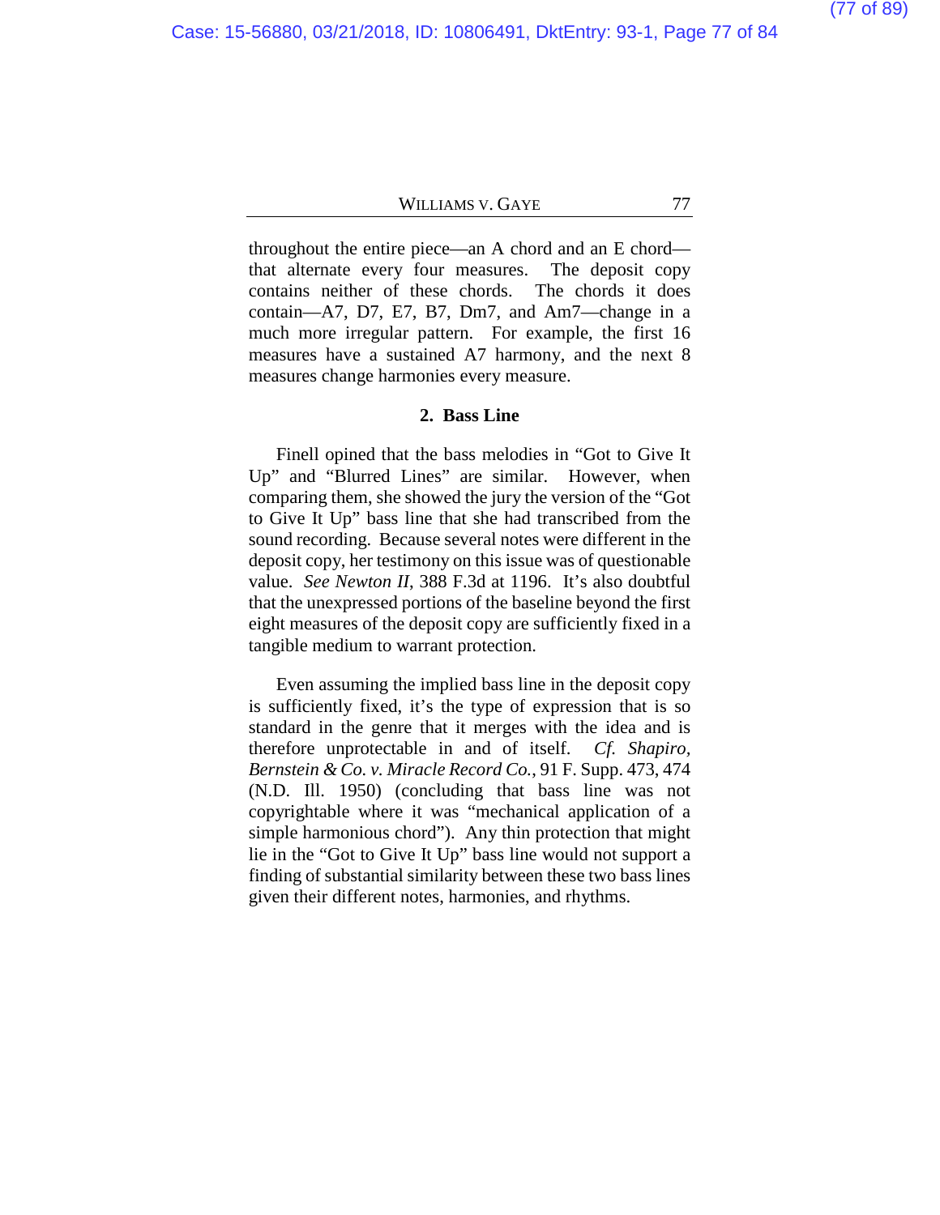throughout the entire piece—an A chord and an E chord—that alternate every four measures. The deposit copy contains neither of these chords. The chords it does contain—A7, D7, E7, B7, Dm7, and Am7—change in a much more irregular pattern. For example, the first 16 measures have a sustained A7 harmony, and the next 8 measures change harmonies every measure.

### 2. Bass Line

Finell opined that the bass melodies in "Got to Give It Up" and "Blurred Lines" are similar. However, when comparing them, she showed the jury the version of the "Got to Give It Up" bass line that she had transcribed from the sound recording. Because several notes were different in the deposit copy, her testimony on this issue was of questionable value. *See Newton II*, 388 F.3d at 1196. It's also doubtful that the unexpressed portions of the baseline beyond the first eight measures of the deposit copy are sufficiently fixed in a tangible medium to warrant protection.

Even assuming the implied bass line in the deposit copy is sufficiently fixed, it's the type of expression that is so standard in the genre that it merges with the idea and is therefore unprotectable in and of itself. *Cf. Shapiro, Bernstein & Co. v. Miracle Record Co.*, 91 F. Supp. 473, 474 (N.D. Ill. 1950) (concluding that bass line was not copyrightable where it was "mechanical application of a simple harmonious chord"). Any thin protection that might lie in the "Got to Give It Up" bass line would not support a finding of substantial similarity between these two bass lines given their different notes, harmonies, and rhythms.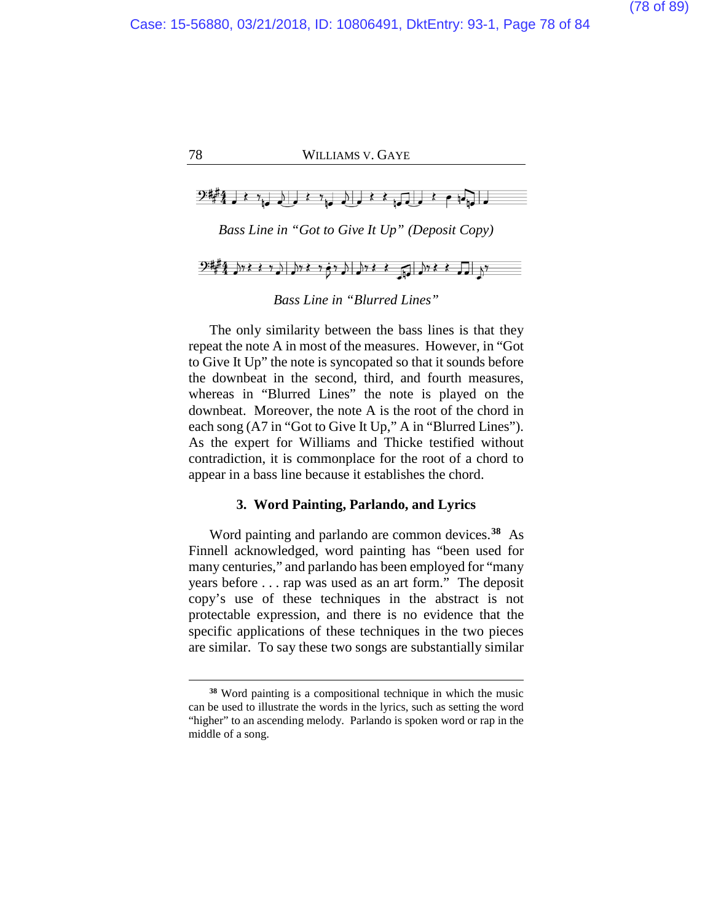*Bass Line in "Got to Give It Up" (Deposit Copy)*

*Bass Line in "Blurred Lines"*

The only similarity between the bass lines is that they repeat the note A in most of the measures. However, in "Got to Give It Up" the note is syncopated so that it sounds before the downbeat in the second, third, and fourth measures, whereas in "Blurred Lines" the note is played on the downbeat. Moreover, the note A is the root of the chord in each song (A7 in "Got to Give It Up," A in "Blurred Lines"). As the expert for Williams and Thicke testified without contradiction, it is commonplace for the root of a chord to appear in a bass line because it establishes the chord.

### 3. Word Painting, Parlando, and Lyrics

Word painting and parlando are common devices.[38] As Finnell acknowledged, word painting has "been used for many centuries," and parlando has been employed for "many years before . . . rap was used as an art form." The deposit copy's use of these techniques in the abstract is not protectable expression, and there is no evidence that the specific applications of these techniques in the two pieces are similar. To say these two songs are substantially similar

---

[38] Word painting is a compositional technique in which the music can be used to illustrate the words in the lyrics, such as setting the word "higher" to an ascending melody. Parlando is spoken word or rap in the middle of a song.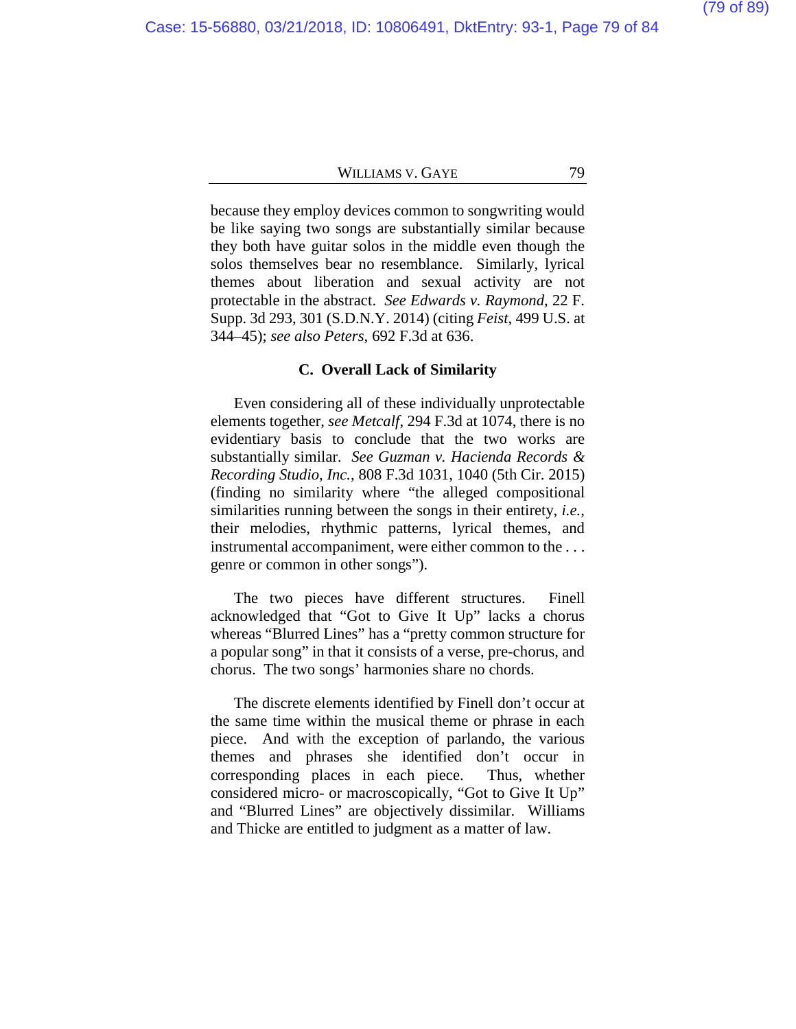because they employ devices common to songwriting would be like saying two songs are substantially similar because they both have guitar solos in the middle even though the solos themselves bear no resemblance. Similarly, lyrical themes about liberation and sexual activity are not protectable in the abstract. *See Edwards v. Raymond*, 22 F. Supp. 3d 293, 301 (S.D.N.Y. 2014) (citing *Feist*, 499 U.S. at 344–45); *see also Peters*, 692 F.3d at 636.

### C. Overall Lack of Similarity

Even considering all of these individually unprotectable elements together, *see Metcalf*, 294 F.3d at 1074, there is no evidentiary basis to conclude that the two works are substantially similar. *See Guzman v. Hacienda Records & Recording Studio, Inc.*, 808 F.3d 1031, 1040 (5th Cir. 2015) (finding no similarity where "the alleged compositional similarities running between the songs in their entirety, *i.e.*, their melodies, rhythmic patterns, lyrical themes, and instrumental accompaniment, were either common to the . . . genre or common in other songs").

The two pieces have different structures. Finell acknowledged that "Got to Give It Up" lacks a chorus whereas "Blurred Lines" has a "pretty common structure for a popular song" in that it consists of a verse, pre-chorus, and chorus. The two songs' harmonies share no chords.

The discrete elements identified by Finell don't occur at the same time within the musical theme or phrase in each piece. And with the exception of parlando, the various themes and phrases she identified don't occur in corresponding places in each piece. Thus, whether considered micro- or macroscopically, "Got to Give It Up" and "Blurred Lines" are objectively dissimilar. Williams and Thicke are entitled to judgment as a matter of law.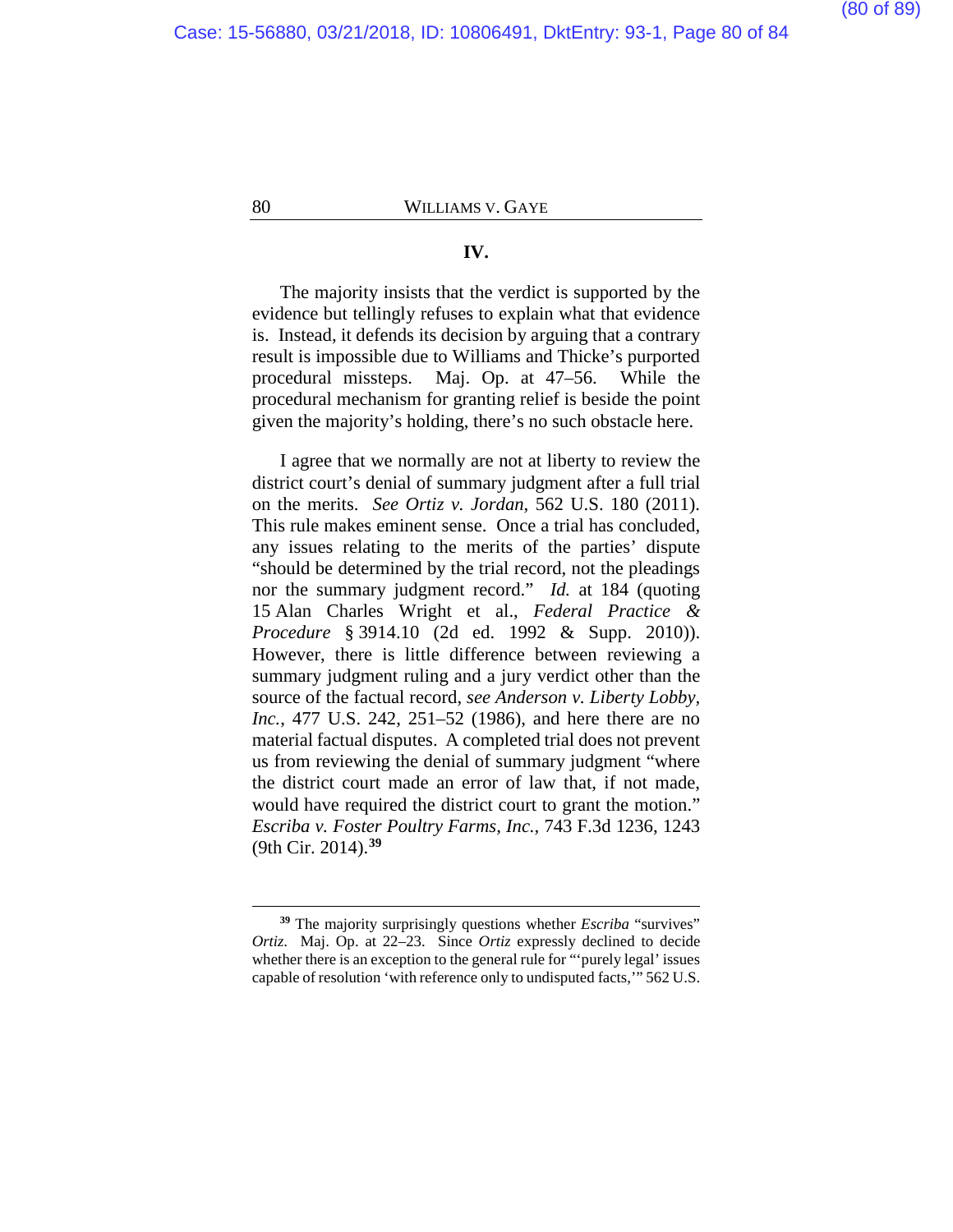## IV.

The majority insists that the verdict is supported by the evidence but tellingly refuses to explain what that evidence is. Instead, it defends its decision by arguing that a contrary result is impossible due to Williams and Thicke's purported procedural missteps. Maj. Op. at 47–56. While the procedural mechanism for granting relief is beside the point given the majority's holding, there's no such obstacle here.

I agree that we normally are not at liberty to review the district court's denial of summary judgment after a full trial on the merits. *See Ortiz v. Jordan*, 562 U.S. 180 (2011). This rule makes eminent sense. Once a trial has concluded, any issues relating to the merits of the parties' dispute "should be determined by the trial record, not the pleadings nor the summary judgment record." *Id.* at 184 (quoting 15 Alan Charles Wright et al., *Federal Practice & Procedure* § 3914.10 (2d ed. 1992 & Supp. 2010)). However, there is little difference between reviewing a summary judgment ruling and a jury verdict other than the source of the factual record, *see Anderson v. Liberty Lobby, Inc.*, 477 U.S. 242, 251–52 (1986), and here there are no material factual disputes. A completed trial does not prevent us from reviewing the denial of summary judgment "where the district court made an error of law that, if not made, would have required the district court to grant the motion." *Escriba v. Foster Poultry Farms, Inc.*, 743 F.3d 1236, 1243 (9th Cir. 2014).[39]

---

[39] The majority surprisingly questions whether *Escriba* "survives" *Ortiz*. Maj. Op. at 22–23. Since *Ortiz* expressly declined to decide whether there is an exception to the general rule for "'purely legal' issues capable of resolution 'with reference only to undisputed facts,'" 562 U.S.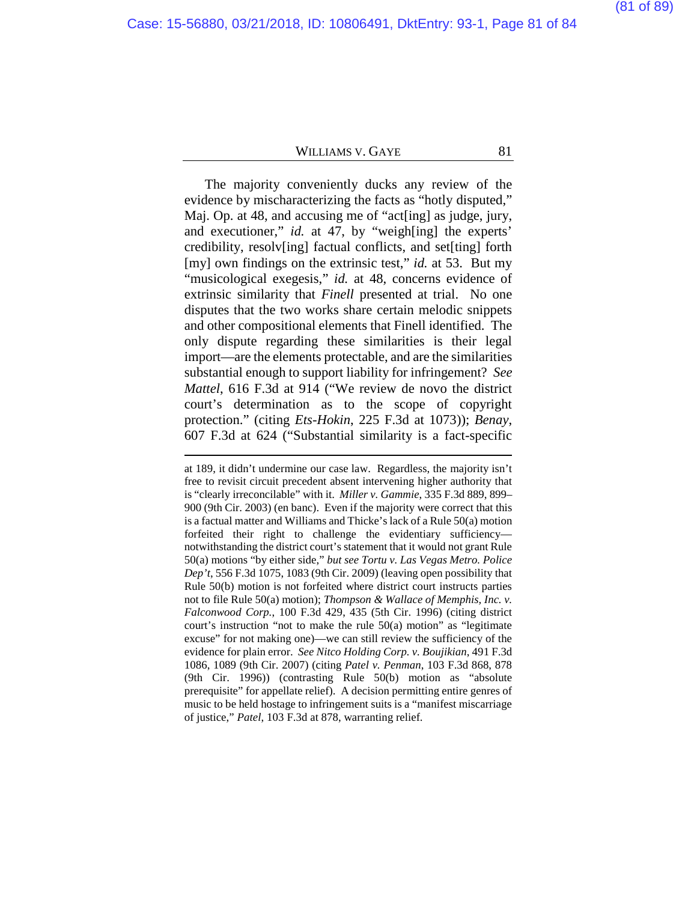The majority conveniently ducks any review of the evidence by mischaracterizing the facts as "hotly disputed," Maj. Op. at 48, and accusing me of "act[ing] as judge, jury, and executioner," *id.* at 47, by "weigh[ing] the experts' credibility, resolv[ing] factual conflicts, and set[ting] forth [my] own findings on the extrinsic test," *id.* at 53. But my "musicological exegesis," *id.* at 48, concerns evidence of extrinsic similarity that *Finell* presented at trial. No one disputes that the two works share certain melodic snippets and other compositional elements that Finell identified. The only dispute regarding these similarities is their legal import—are the elements protectable, and are the similarities substantial enough to support liability for infringement? *See Mattel*, 616 F.3d at 914 ("We review de novo the district court's determination as to the scope of copyright protection." (citing *Ets-Hokin*, 225 F.3d at 1073)); *Benay*, 607 F.3d at 624 ("Substantial similarity is a fact-specific

---

at 189, it didn't undermine our case law. Regardless, the majority isn't free to revisit circuit precedent absent intervening higher authority that is "clearly irreconcilable" with it. *Miller v. Gammie*, 335 F.3d 889, 899–900 (9th Cir. 2003) (en banc). Even if the majority were correct that this is a factual matter and Williams and Thicke's lack of a Rule 50(a) motion forfeited their right to challenge the evidentiary sufficiency—notwithstanding the district court's statement that it would not grant Rule 50(a) motions "by either side," *but see Tortu v. Las Vegas Metro. Police Dep't*, 556 F.3d 1075, 1083 (9th Cir. 2009) (leaving open possibility that Rule 50(b) motion is not forfeited where district court instructs parties not to file Rule 50(a) motion); *Thompson & Wallace of Memphis, Inc. v. Falconwood Corp.*, 100 F.3d 429, 435 (5th Cir. 1996) (citing district court's instruction "not to make the rule 50(a) motion" as "legitimate excuse" for not making one)—we can still review the sufficiency of the evidence for plain error. *See Nitco Holding Corp. v. Boujikian*, 491 F.3d 1086, 1089 (9th Cir. 2007) (citing *Patel v. Penman*, 103 F.3d 868, 878 (9th Cir. 1996)) (contrasting Rule 50(b) motion as "absolute prerequisite" for appellate relief). A decision permitting entire genres of music to be held hostage to infringement suits is a "manifest miscarriage of justice," *Patel*, 103 F.3d at 878, warranting relief.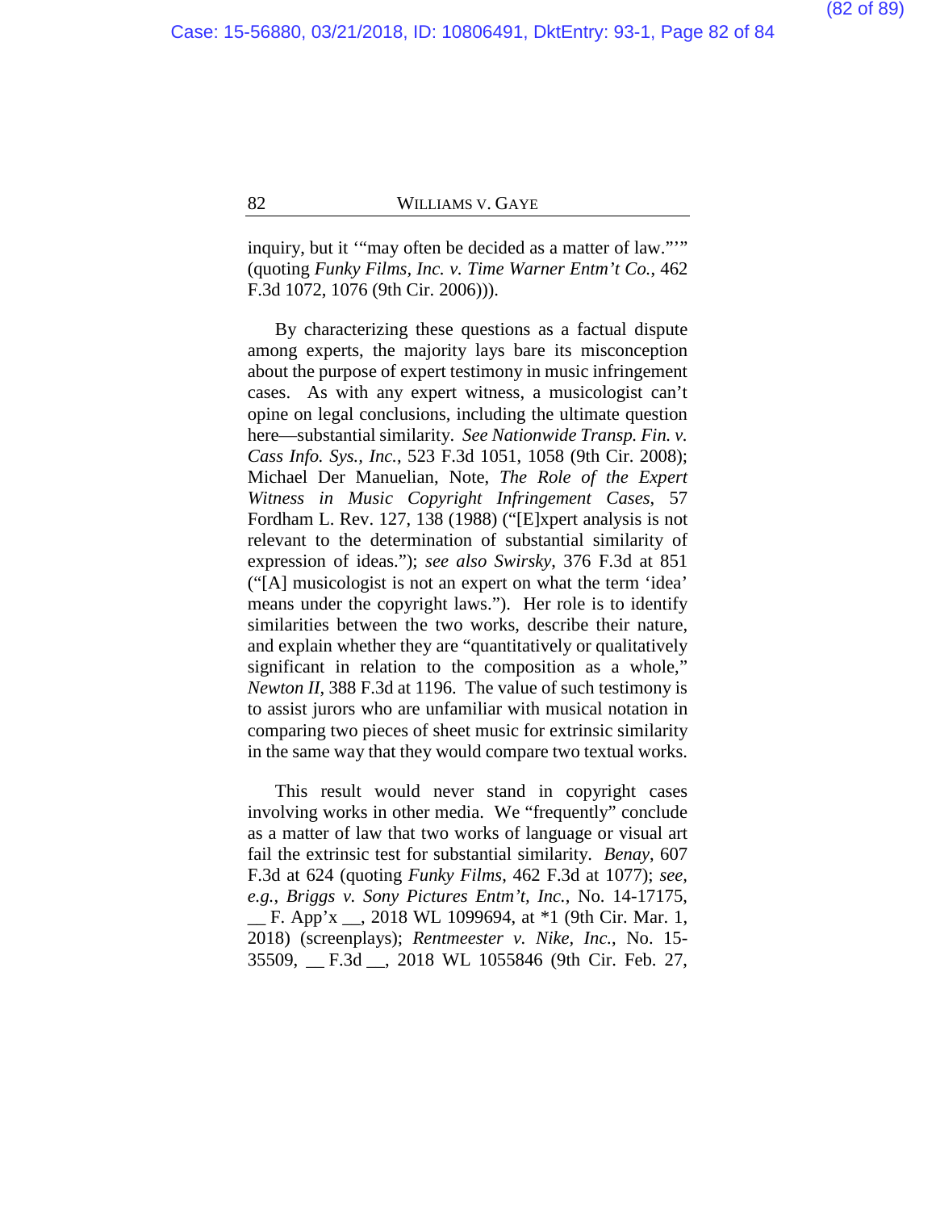inquiry, but it '"may often be decided as a matter of law."'" (quoting *Funky Films, Inc. v. Time Warner Entm't Co.*, 462 F.3d 1072, 1076 (9th Cir. 2006))).

By characterizing these questions as a factual dispute among experts, the majority lays bare its misconception about the purpose of expert testimony in music infringement cases. As with any expert witness, a musicologist can't opine on legal conclusions, including the ultimate question here—substantial similarity. *See Nationwide Transp. Fin. v. Cass Info. Sys., Inc.*, 523 F.3d 1051, 1058 (9th Cir. 2008); Michael Der Manuelian, Note, *The Role of the Expert Witness in Music Copyright Infringement Cases*, 57 Fordham L. Rev. 127, 138 (1988) ("[E]xpert analysis is not relevant to the determination of substantial similarity of expression of ideas."); *see also Swirsky*, 376 F.3d at 851 ("[A] musicologist is not an expert on what the term 'idea' means under the copyright laws."). Her role is to identify similarities between the two works, describe their nature, and explain whether they are "quantitatively or qualitatively significant in relation to the composition as a whole," *Newton II*, 388 F.3d at 1196. The value of such testimony is to assist jurors who are unfamiliar with musical notation in comparing two pieces of sheet music for extrinsic similarity in the same way that they would compare two textual works.

This result would never stand in copyright cases involving works in other media. We "frequently" conclude as a matter of law that two works of language or visual art fail the extrinsic test for substantial similarity. *Benay*, 607 F.3d at 624 (quoting *Funky Films*, 462 F.3d at 1077); *see, e.g.*, *Briggs v. Sony Pictures Entm't, Inc.*, No. 14-17175, __ F. App'x __, 2018 WL 1099694, at *1 (9th Cir. Mar. 1, 2018) (screenplays); *Rentmeester v. Nike, Inc.*, No. 15-35509, __ F.3d __, 2018 WL 1055846 (9th Cir. Feb. 27,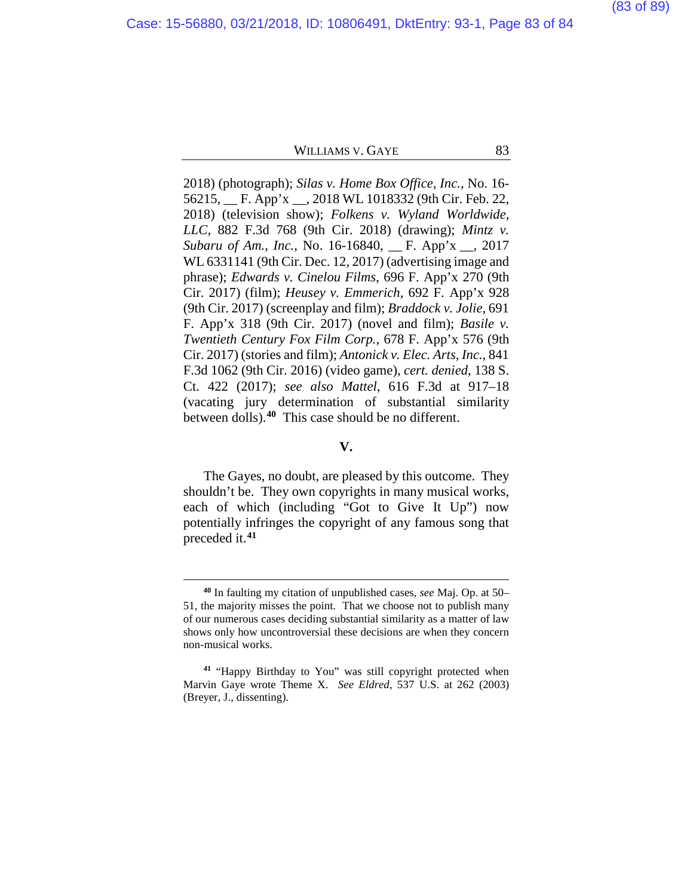2018) (photograph); *Silas v. Home Box Office, Inc.*, No. 16-56215, __ F. App'x __, 2018 WL 1018332 (9th Cir. Feb. 22, 2018) (television show); *Folkens v. Wyland Worldwide, LLC*, 882 F.3d 768 (9th Cir. 2018) (drawing); *Mintz v. Subaru of Am., Inc.*, No. 16-16840, __ F. App'x __, 2017 WL 6331141 (9th Cir. Dec. 12, 2017) (advertising image and phrase); *Edwards v. Cinelou Films*, 696 F. App'x 270 (9th Cir. 2017) (film); *Heusey v. Emmerich*, 692 F. App'x 928 (9th Cir. 2017) (screenplay and film); *Braddock v. Jolie*, 691 F. App'x 318 (9th Cir. 2017) (novel and film); *Basile v. Twentieth Century Fox Film Corp.*, 678 F. App'x 576 (9th Cir. 2017) (stories and film); *Antonick v. Elec. Arts, Inc.*, 841 F.3d 1062 (9th Cir. 2016) (video game), *cert. denied*, 138 S. Ct. 422 (2017); *see also Mattel*, 616 F.3d at 917–18 (vacating jury determination of substantial similarity between dolls).[40] This case should be no different.

## V.

The Gayes, no doubt, are pleased by this outcome. They shouldn't be. They own copyrights in many musical works, each of which (including "Got to Give It Up") now potentially infringes the copyright of any famous song that preceded it.[41]

---

[40] In faulting my citation of unpublished cases, *see* Maj. Op. at 50–51, the majority misses the point. That we choose not to publish many of our numerous cases deciding substantial similarity as a matter of law shows only how uncontroversial these decisions are when they concern non-musical works.

[41] "Happy Birthday to You" was still copyright protected when Marvin Gaye wrote Theme X. *See Eldred*, 537 U.S. at 262 (2003) (Breyer, J., dissenting).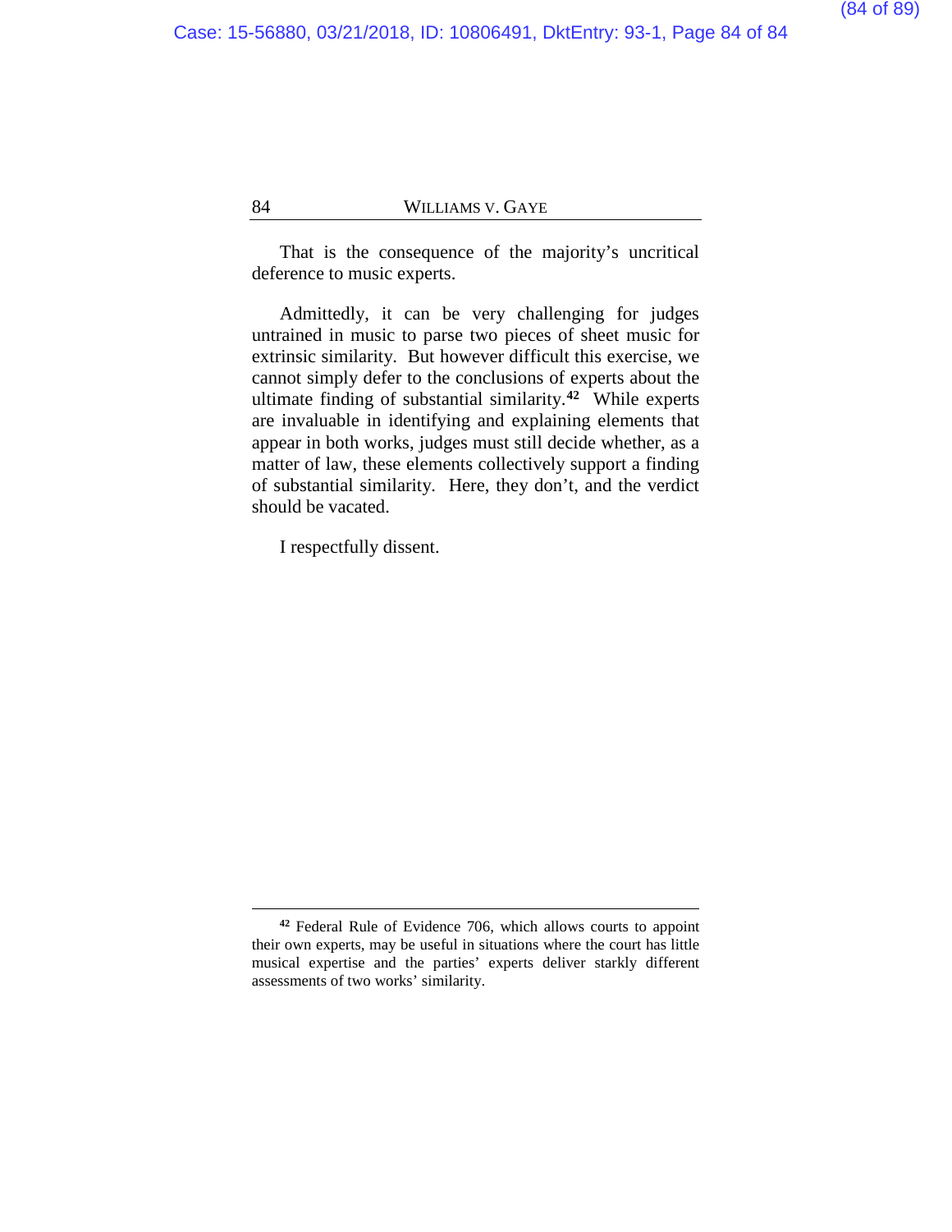That is the consequence of the majority's uncritical deference to music experts.

Admittedly, it can be very challenging for judges untrained in music to parse two pieces of sheet music for extrinsic similarity. But however difficult this exercise, we cannot simply defer to the conclusions of experts about the ultimate finding of substantial similarity.[42] While experts are invaluable in identifying and explaining elements that appear in both works, judges must still decide whether, as a matter of law, these elements collectively support a finding of substantial similarity. Here, they don't, and the verdict should be vacated.

I respectfully dissent.

---

[42] Federal Rule of Evidence 706, which allows courts to appoint their own experts, may be useful in situations where the court has little musical expertise and the parties' experts deliver starkly different assessments of two works' similarity.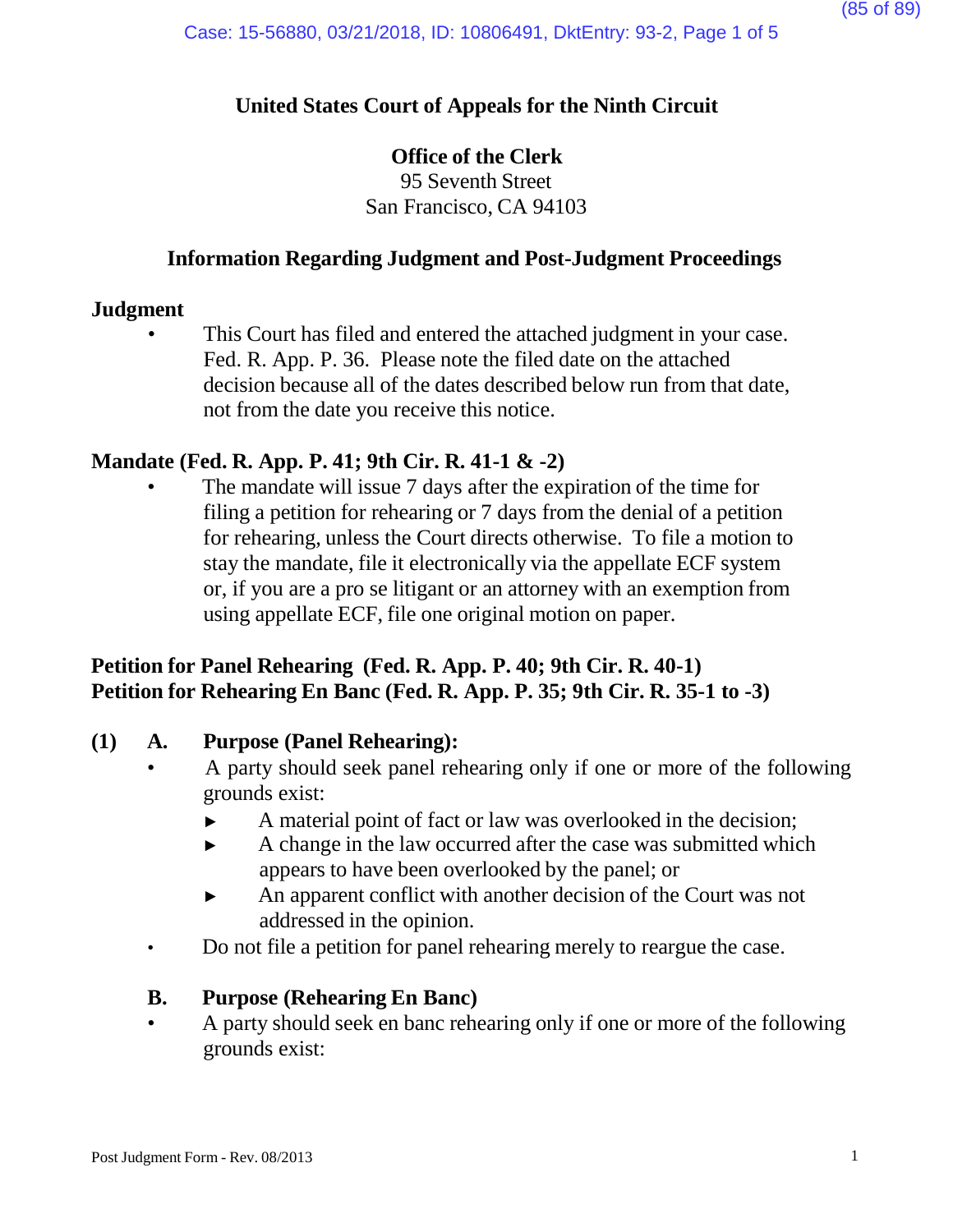**United States Court of Appeals for the Ninth Circuit**

**Office of the Clerk**
95 Seventh Street
San Francisco, CA 94103

**Information Regarding Judgment and Post-Judgment Proceedings**

**Judgment**

- This Court has filed and entered the attached judgment in your case. Fed. R. App. P. 36. Please note the filed date on the attached decision because all of the dates described below run from that date, not from the date you receive this notice.

**Mandate (Fed. R. App. P. 41; 9th Cir. R. 41-1 & -2)**

- The mandate will issue 7 days after the expiration of the time for filing a petition for rehearing or 7 days from the denial of a petition for rehearing, unless the Court directs otherwise. To file a motion to stay the mandate, file it electronically via the appellate ECF system or, if you are a pro se litigant or an attorney with an exemption from using appellate ECF, file one original motion on paper.

**Petition for Panel Rehearing (Fed. R. App. P. 40; 9th Cir. R. 40-1)**
**Petition for Rehearing En Banc (Fed. R. App. P. 35; 9th Cir. R. 35-1 to -3)**

**(1) A. Purpose (Panel Rehearing):**

- A party should seek panel rehearing only if one or more of the following grounds exist:
  - ► A material point of fact or law was overlooked in the decision;
  - ► A change in the law occurred after the case was submitted which appears to have been overlooked by the panel; or
  - ► An apparent conflict with another decision of the Court was not addressed in the opinion.
- Do not file a petition for panel rehearing merely to reargue the case.

**B. Purpose (Rehearing En Banc)**

- A party should seek en banc rehearing only if one or more of the following grounds exist: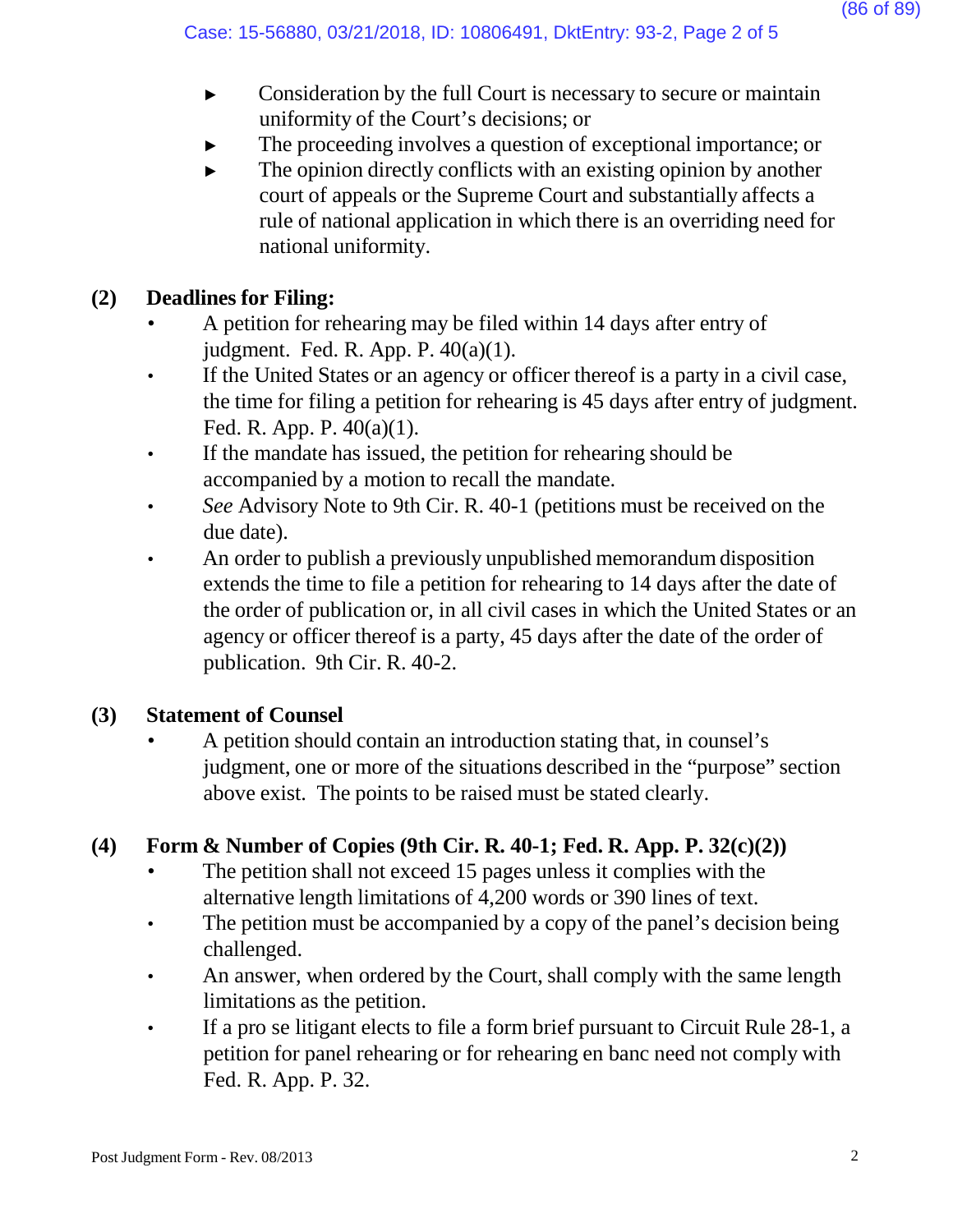- Consideration by the full Court is necessary to secure or maintain uniformity of the Court's decisions; or
- The proceeding involves a question of exceptional importance; or
- The opinion directly conflicts with an existing opinion by another court of appeals or the Supreme Court and substantially affects a rule of national application in which there is an overriding need for national uniformity.

**(2) Deadlines for Filing:**

- A petition for rehearing may be filed within 14 days after entry of judgment. Fed. R. App. P. 40(a)(1).
- If the United States or an agency or officer thereof is a party in a civil case, the time for filing a petition for rehearing is 45 days after entry of judgment. Fed. R. App. P. 40(a)(1).
- If the mandate has issued, the petition for rehearing should be accompanied by a motion to recall the mandate.
- *See* Advisory Note to 9th Cir. R. 40-1 (petitions must be received on the due date).
- An order to publish a previously unpublished memorandum disposition extends the time to file a petition for rehearing to 14 days after the date of the order of publication or, in all civil cases in which the United States or an agency or officer thereof is a party, 45 days after the date of the order of publication. 9th Cir. R. 40-2.

**(3) Statement of Counsel**

- A petition should contain an introduction stating that, in counsel's judgment, one or more of the situations described in the "purpose" section above exist. The points to be raised must be stated clearly.

**(4) Form & Number of Copies (9th Cir. R. 40-1; Fed. R. App. P. 32(c)(2))**

- The petition shall not exceed 15 pages unless it complies with the alternative length limitations of 4,200 words or 390 lines of text.
- The petition must be accompanied by a copy of the panel's decision being challenged.
- An answer, when ordered by the Court, shall comply with the same length limitations as the petition.
- If a pro se litigant elects to file a form brief pursuant to Circuit Rule 28-1, a petition for panel rehearing or for rehearing en banc need not comply with Fed. R. App. P. 32.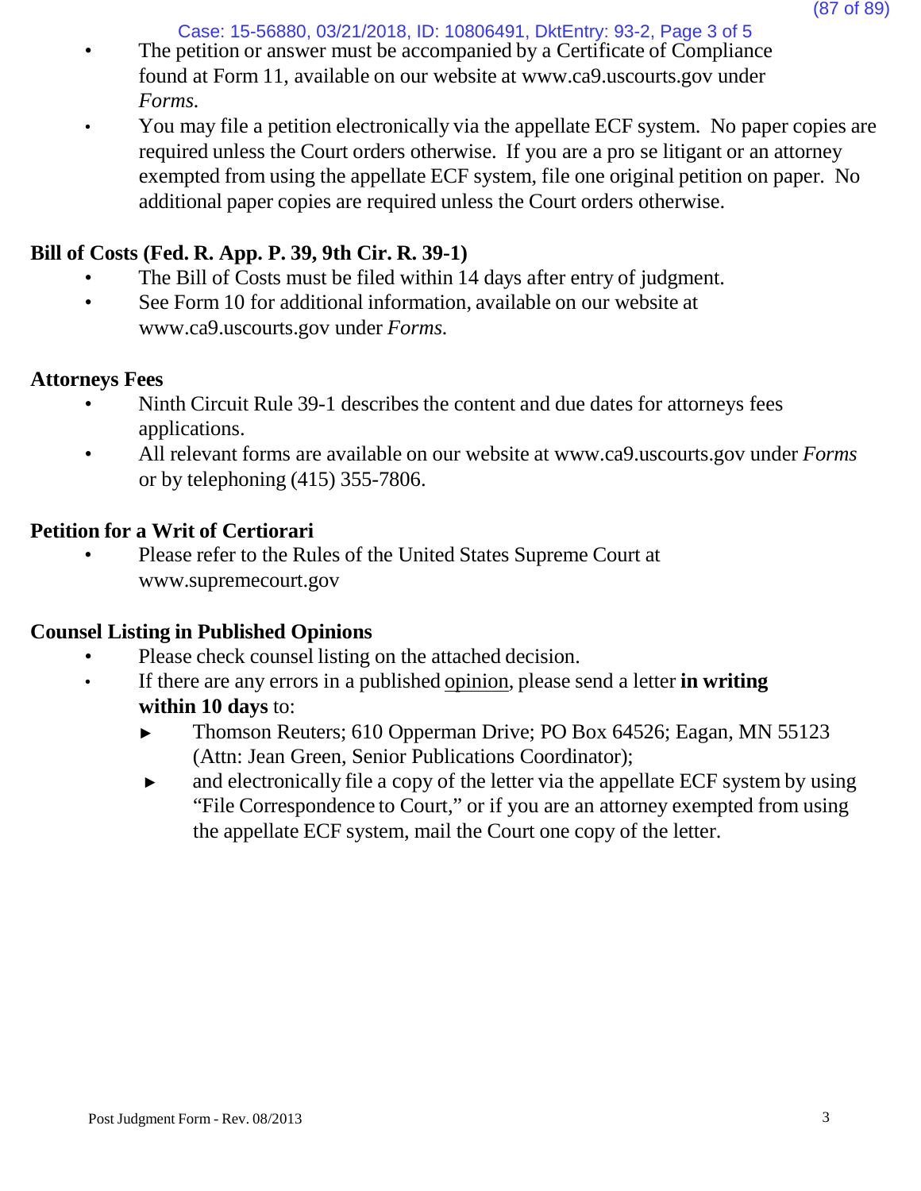- The petition or answer must be accompanied by a Certificate of Compliance found at Form 11, available on our website at www.ca9.uscourts.gov under *Forms.*
- You may file a petition electronically via the appellate ECF system. No paper copies are required unless the Court orders otherwise. If you are a pro se litigant or an attorney exempted from using the appellate ECF system, file one original petition on paper. No additional paper copies are required unless the Court orders otherwise.

**Bill of Costs (Fed. R. App. P. 39, 9th Cir. R. 39-1)**

- The Bill of Costs must be filed within 14 days after entry of judgment.
- See Form 10 for additional information, available on our website at www.ca9.uscourts.gov under *Forms.*

**Attorneys Fees**

- Ninth Circuit Rule 39-1 describes the content and due dates for attorneys fees applications.
- All relevant forms are available on our website at www.ca9.uscourts.gov under *Forms* or by telephoning (415) 355-7806.

**Petition for a Writ of Certiorari**

- Please refer to the Rules of the United States Supreme Court at www.supremecourt.gov

**Counsel Listing in Published Opinions**

- Please check counsel listing on the attached decision.
- If there are any errors in a published opinion, please send a letter **in writing within 10 days** to:
  - ► Thomson Reuters; 610 Opperman Drive; PO Box 64526; Eagan, MN 55123 (Attn: Jean Green, Senior Publications Coordinator);
  - ► and electronically file a copy of the letter via the appellate ECF system by using "File Correspondence to Court," or if you are an attorney exempted from using the appellate ECF system, mail the Court one copy of the letter.

Post Judgment Form - Rev. 08/2013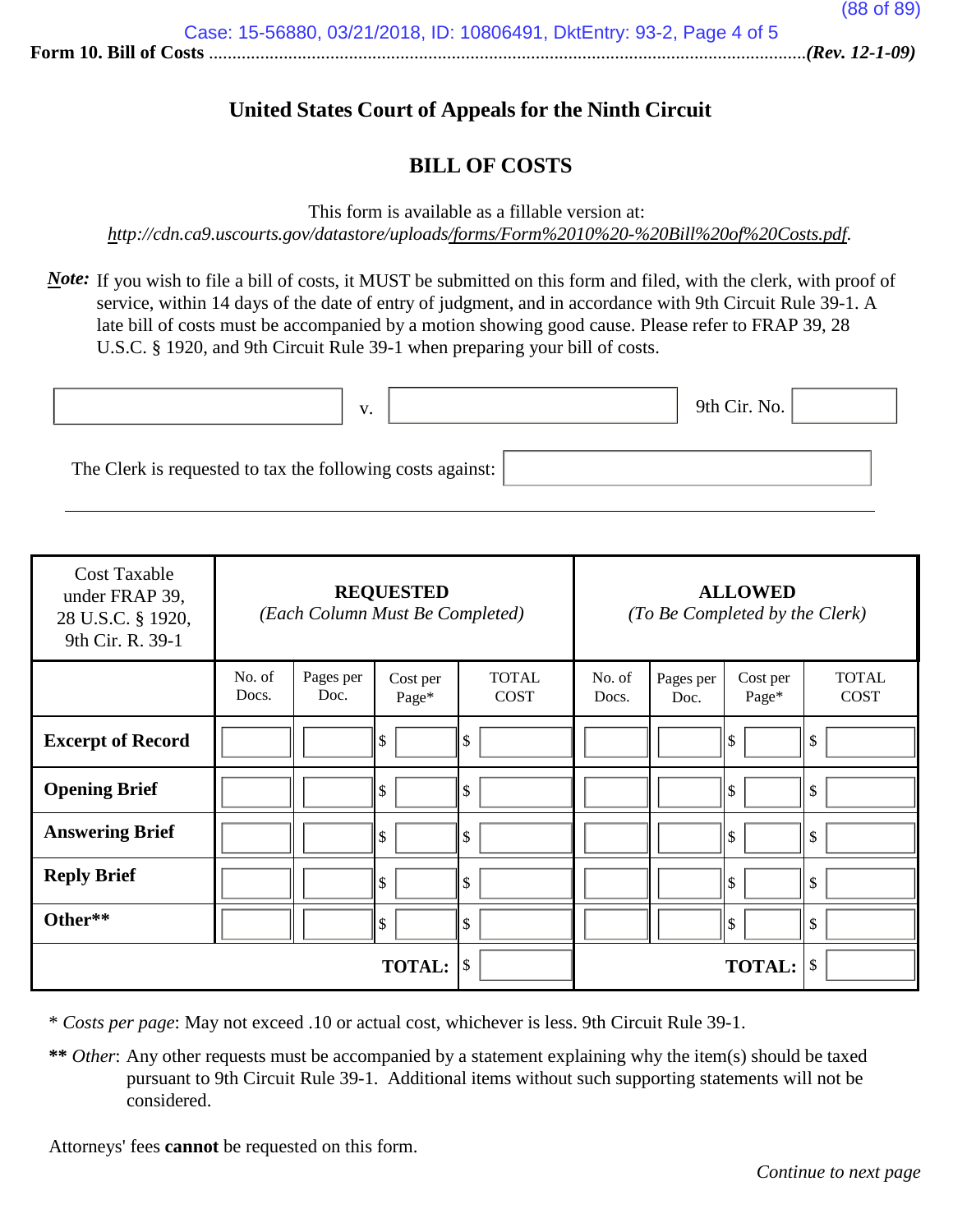Form 10. Bill of Costs ........................................................................................................................(Rev. 12-1-09)

## United States Court of Appeals for the Ninth Circuit

## BILL OF COSTS

This form is available as a fillable version at:
*http://cdn.ca9.uscourts.gov/datastore/uploads/forms/Form%2010%20-%20Bill%20of%20Costs.pdf.*

***Note:*** If you wish to file a bill of costs, it MUST be submitted on this form and filed, with the clerk, with proof of service, within 14 days of the date of entry of judgment, and in accordance with 9th Circuit Rule 39-1. A late bill of costs must be accompanied by a motion showing good cause. Please refer to FRAP 39, 28 U.S.C. § 1920, and 9th Circuit Rule 39-1 when preparing your bill of costs.

\_\_\_\_\_\_\_\_\_\_\_\_\_\_\_\_ v. \_\_\_\_\_\_\_\_\_\_\_\_\_\_\_\_ 9th Cir. No. \_\_\_\_\_\_\_\_

The Clerk is requested to tax the following costs against: \_\_\_\_\_\_\_\_\_\_\_\_\_\_\_\_

| Cost Taxable under FRAP 39, 28 U.S.C. § 1920, 9th Cir. R. 39-1 | **REQUESTED** *(Each Column Must Be Completed)* | | | | **ALLOWED** *(To Be Completed by the Clerk)* | | | |
|---|---|---|---|---|---|---|---|---|
| | No. of Docs. | Pages per Doc. | Cost per Page* | TOTAL COST | No. of Docs. | Pages per Doc. | Cost per Page* | TOTAL COST |
| **Excerpt of Record** | | | $ | $ | | | $ | $ |
| **Opening Brief** | | | $ | $ | | | $ | $ |
| **Answering Brief** | | | $ | $ | | | $ | $ |
| **Reply Brief** | | | $ | $ | | | $ | $ |
| **Other**** | | | $ | $ | | | $ | $ |
| | | | **TOTAL:** | $ | | | **TOTAL:** | $ |

\* *Costs per page*: May not exceed .10 or actual cost, whichever is less. 9th Circuit Rule 39-1.

**\*\*** *Other*: Any other requests must be accompanied by a statement explaining why the item(s) should be taxed pursuant to 9th Circuit Rule 39-1. Additional items without such supporting statements will not be considered.

Attorneys' fees **cannot** be requested on this form.

*Continue to next page*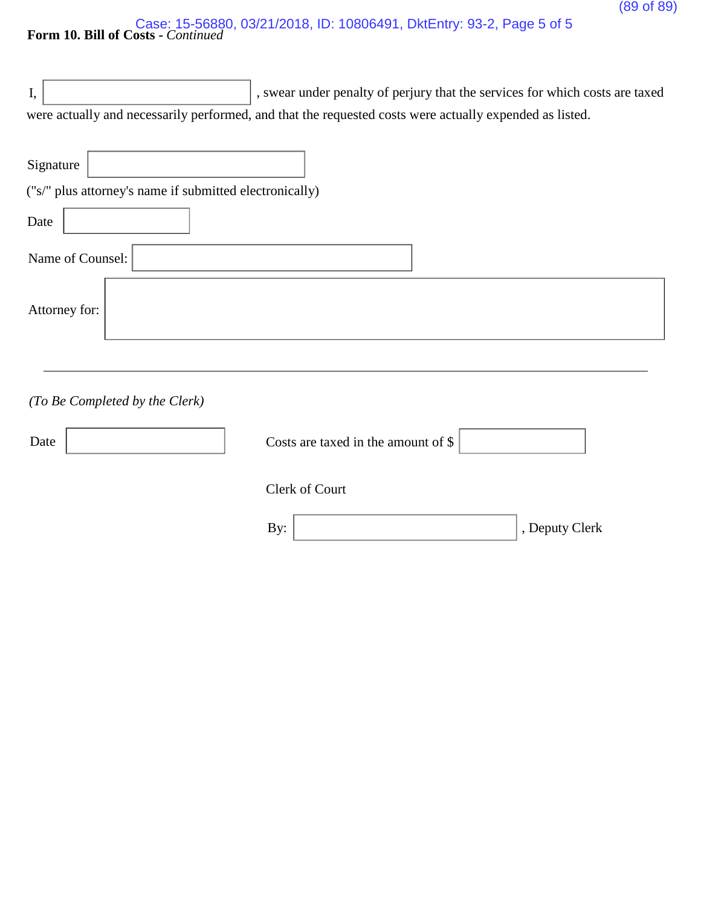**Form 10. Bill of Costs -** *Continued*

I, ______________________ , swear under penalty of perjury that the services for which costs are taxed were actually and necessarily performed, and that the requested costs were actually expended as listed.

Signature ______________________

("s/" plus attorney's name if submitted electronically)

Date ______________________

Name of Counsel: ______________________

Attorney for: ______________________

---

*(To Be Completed by the Clerk)*

Date ______________________ Costs are taxed in the amount of $ ______________________

Clerk of Court

By: ______________________ , Deputy Clerk